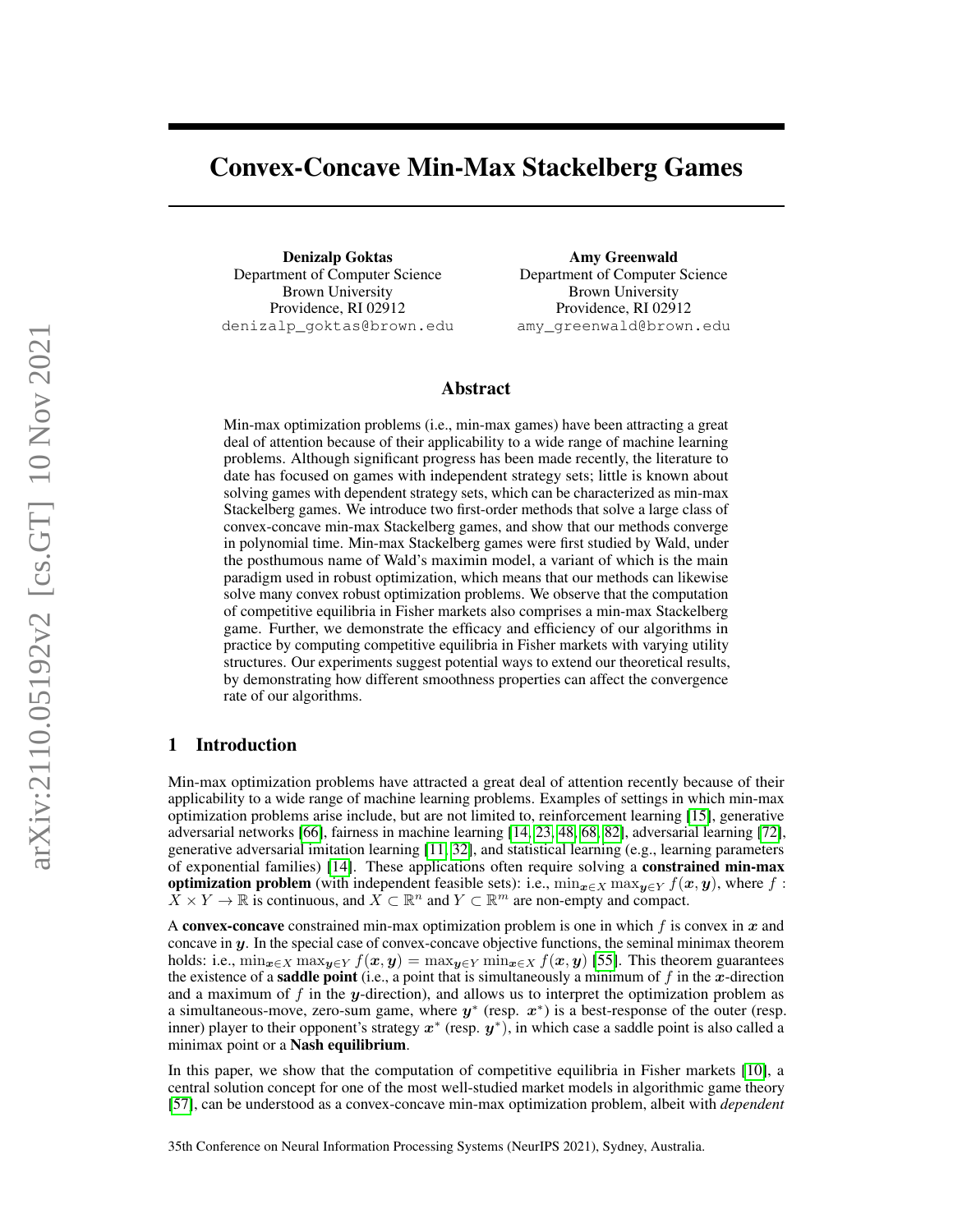# Convex-Concave Min-Max Stackelberg Games

**Denizalp Goktas**
Department of Computer Science
Brown University
Providence, RI 02912
denizalp_goktas@brown.edu

**Amy Greenwald**
Department of Computer Science
Brown University
Providence, RI 02912
amy_greenwald@brown.edu

## Abstract

Min-max optimization problems (i.e., min-max games) have been attracting a great deal of attention because of their applicability to a wide range of machine learning problems. Although significant progress has been made recently, the literature to date has focused on games with independent strategy sets; little is known about solving games with dependent strategy sets, which can be characterized as min-max Stackelberg games. We introduce two first-order methods that solve a large class of convex-concave min-max Stackelberg games, and show that our methods converge in polynomial time. Min-max Stackelberg games were first studied by Wald, under the posthumous name of Wald's maximin model, a variant of which is the main paradigm used in robust optimization, which means that our methods can likewise solve many convex robust optimization problems. We observe that the computation of competitive equilibria in Fisher markets also comprises a min-max Stackelberg game. Further, we demonstrate the efficacy and efficiency of our algorithms in practice by computing competitive equilibria in Fisher markets with varying utility structures. Our experiments suggest potential ways to extend our theoretical results, by demonstrating how different smoothness properties can affect the convergence rate of our algorithms.

## 1 Introduction

Min-max optimization problems have attracted a great deal of attention recently because of their applicability to a wide range of machine learning problems. Examples of settings in which min-max optimization problems arise include, but are not limited to, reinforcement learning [15], generative adversarial networks [66], fairness in machine learning [14, 23, 48, 68, 82], adversarial learning [72], generative adversarial imitation learning [11, 32], and statistical learning (e.g., learning parameters of exponential families) [14]. These applications often require solving a **constrained min-max optimization problem** (with independent feasible sets): i.e., $\min_{\boldsymbol{x} \in X} \max_{\boldsymbol{y} \in Y} f(\boldsymbol{x}, \boldsymbol{y})$, where $f : X \times Y \to \mathbb{R}$ is continuous, and $X \subset \mathbb{R}^n$ and $Y \subset \mathbb{R}^m$ are non-empty and compact.

A **convex-concave** constrained min-max optimization problem is one in which $f$ is convex in $\boldsymbol{x}$ and concave in $\boldsymbol{y}$. In the special case of convex-concave objective functions, the seminal minimax theorem holds: i.e., $\min_{\boldsymbol{x} \in X} \max_{\boldsymbol{y} \in Y} f(\boldsymbol{x}, \boldsymbol{y}) = \max_{\boldsymbol{y} \in Y} \min_{\boldsymbol{x} \in X} f(\boldsymbol{x}, \boldsymbol{y})$ [55]. This theorem guarantees the existence of a **saddle point** (i.e., a point that is simultaneously a minimum of $f$ in the $\boldsymbol{x}$-direction and a maximum of $f$ in the $\boldsymbol{y}$-direction), and allows us to interpret the optimization problem as a simultaneous-move, zero-sum game, where $\boldsymbol{y}^*$ (resp. $\boldsymbol{x}^*$) is a best-response of the outer (resp. inner) player to their opponent's strategy $\boldsymbol{x}^*$ (resp. $\boldsymbol{y}^*$), in which case a saddle point is also called a minimax point or a **Nash equilibrium**.

In this paper, we show that the computation of competitive equilibria in Fisher markets [10], a central solution concept for one of the most well-studied market models in algorithmic game theory [57], can be understood as a convex-concave min-max optimization problem, albeit with *dependent*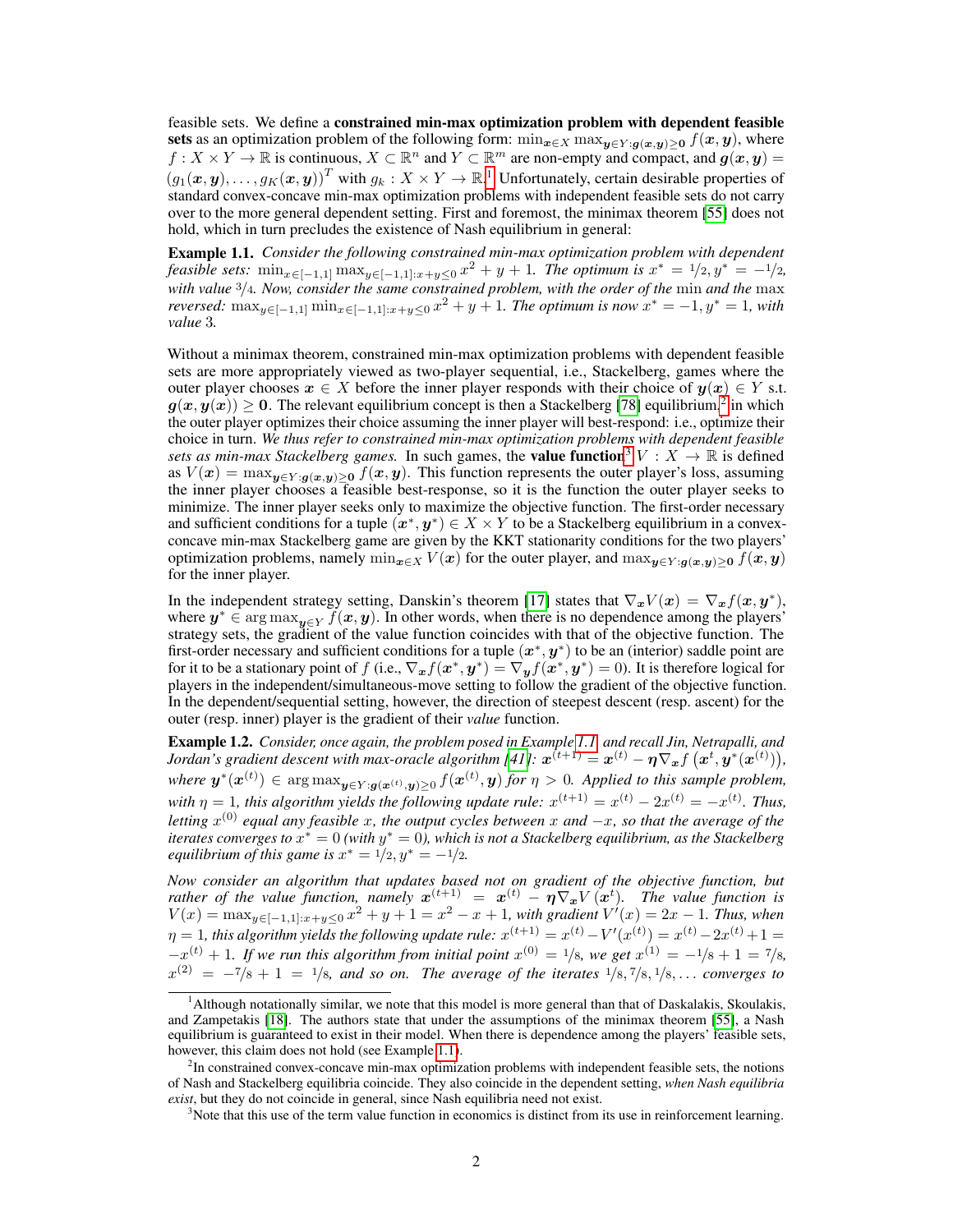feasible sets. We define a **constrained min-max optimization problem with dependent feasible sets** as an optimization problem of the following form: $\min_{\boldsymbol{x} \in X} \max_{\boldsymbol{y} \in Y : \boldsymbol{g}(\boldsymbol{x}, \boldsymbol{y}) \geq \boldsymbol{0}} f(\boldsymbol{x}, \boldsymbol{y})$, where $f : X \times Y \to \mathbb{R}$ is continuous, $X \subset \mathbb{R}^n$ and $Y \subset \mathbb{R}^m$ are non-empty and compact, and $\boldsymbol{g}(\boldsymbol{x}, \boldsymbol{y}) = (g_1(\boldsymbol{x}, \boldsymbol{y}), \ldots, g_K(\boldsymbol{x}, \boldsymbol{y}))^T$ with $g_k : X \times Y \to \mathbb{R}$.[1] Unfortunately, certain desirable properties of standard convex-concave min-max optimization problems with independent feasible sets do not carry over to the more general dependent setting. First and foremost, the minimax theorem [55] does not hold, which in turn precludes the existence of Nash equilibrium in general:

**Example 1.1.** *Consider the following constrained min-max optimization problem with dependent feasible sets:* $\min_{x \in [-1,1]} \max_{y \in [-1,1] : x + y \leq 0} x^2 + y + 1$*. The optimum is* $x^* = 1/2, y^* = -1/2$*, with value* $3/4$*. Now, consider the same constrained problem, with the order of the* min *and the* max *reversed:* $\max_{y \in [-1,1]} \min_{x \in [-1,1] : x + y \leq 0} x^2 + y + 1$*. The optimum is now* $x^* = -1, y^* = 1$*, with value* 3*.*

Without a minimax theorem, constrained min-max optimization problems with dependent feasible sets are more appropriately viewed as two-player sequential, i.e., Stackelberg, games where the outer player chooses $\boldsymbol{x} \in X$ before the inner player responds with their choice of $\boldsymbol{y}(\boldsymbol{x}) \in Y$ s.t. $\boldsymbol{g}(\boldsymbol{x}, \boldsymbol{y}(\boldsymbol{x})) \geq \boldsymbol{0}$. The relevant equilibrium concept is then a Stackelberg [78] equilibrium,[2] in which the outer player optimizes their choice assuming the inner player will best-respond: i.e., optimize their choice in turn. *We thus refer to constrained min-max optimization problems with dependent feasible sets as min-max Stackelberg games.* In such games, the **value function**[3] $V : X \to \mathbb{R}$ is defined as $V(\boldsymbol{x}) = \max_{\boldsymbol{y} \in Y : \boldsymbol{g}(\boldsymbol{x}, \boldsymbol{y}) \geq \boldsymbol{0}} f(\boldsymbol{x}, \boldsymbol{y})$. This function represents the outer player's loss, assuming the inner player chooses a feasible best-response, so it is the function the outer player seeks to minimize. The inner player seeks only to maximize the objective function. The first-order necessary and sufficient conditions for a tuple $(\boldsymbol{x}^*, \boldsymbol{y}^*) \in X \times Y$ to be a Stackelberg equilibrium in a convex-concave min-max Stackelberg game are given by the KKT stationarity conditions for the two players' optimization problems, namely $\min_{\boldsymbol{x} \in X} V(\boldsymbol{x})$ for the outer player, and $\max_{\boldsymbol{y} \in Y : \boldsymbol{g}(\boldsymbol{x}, \boldsymbol{y}) \geq \boldsymbol{0}} f(\boldsymbol{x}, \boldsymbol{y})$ for the inner player.

In the independent strategy setting, Danskin's theorem [17] states that $\nabla_{\boldsymbol{x}} V(\boldsymbol{x}) = \nabla_{\boldsymbol{x}} f(\boldsymbol{x}, \boldsymbol{y}^*)$, where $\boldsymbol{y}^* \in \arg\max_{\boldsymbol{y} \in Y} f(\boldsymbol{x}, \boldsymbol{y})$. In other words, when there is no dependence among the players' strategy sets, the gradient of the value function coincides with that of the objective function. The first-order necessary and sufficient conditions for a tuple $(\boldsymbol{x}^*, \boldsymbol{y}^*)$ to be an (interior) saddle point are for it to be a stationary point of $f$ (i.e., $\nabla_{\boldsymbol{x}} f(\boldsymbol{x}^*, \boldsymbol{y}^*) = \nabla_{\boldsymbol{y}} f(\boldsymbol{x}^*, \boldsymbol{y}^*) = 0$). It is therefore logical for players in the independent/simultaneous-move setting to follow the gradient of the objective function. In the dependent/sequential setting, however, the direction of steepest descent (resp. ascent) for the outer (resp. inner) player is the gradient of their *value* function.

**Example 1.2.** *Consider, once again, the problem posed in Example 1.1, and recall Jin, Netrapalli, and Jordan's gradient descent with max-oracle algorithm [41]:* $\boldsymbol{x}^{(t+1)} = \boldsymbol{x}^{(t)} - \boldsymbol{\eta} \nabla_{\boldsymbol{x}} f\left(\boldsymbol{x}^t, \boldsymbol{y}^*(\boldsymbol{x}^{(t)})\right)$*, where* $\boldsymbol{y}^*(\boldsymbol{x}^{(t)}) \in \arg\max_{\boldsymbol{y} \in Y : \boldsymbol{g}(\boldsymbol{x}^{(t)}, \boldsymbol{y}) \geq 0} f(\boldsymbol{x}^{(t)}, \boldsymbol{y})$ *for* $\eta > 0$*. Applied to this sample problem, with* $\eta = 1$*, this algorithm yields the following update rule:* $x^{(t+1)} = x^{(t)} - 2x^{(t)} = -x^{(t)}$*. Thus, letting* $x^{(0)}$ *equal any feasible* $x$*, the output cycles between* $x$ *and* $-x$*, so that the average of the iterates converges to* $x^* = 0$ *(with* $y^* = 0$*), which is not a Stackelberg equilibrium, as the Stackelberg equilibrium of this game is* $x^* = 1/2, y^* = -1/2$*.*

*Now consider an algorithm that updates based not on gradient of the objective function, but rather of the value function, namely* $\boldsymbol{x}^{(t+1)} = \boldsymbol{x}^{(t)} - \boldsymbol{\eta} \nabla_{\boldsymbol{x}} V(\boldsymbol{x}^t)$*. The value function is* $V(x) = \max_{y \in [-1,1] : x + y \leq 0} x^2 + y + 1 = x^2 - x + 1$*, with gradient* $V'(x) = 2x - 1$*. Thus, when* $\eta = 1$*, this algorithm yields the following update rule:* $x^{(t+1)} = x^{(t)} - V'(x^{(t)}) = x^{(t)} - 2x^{(t)} + 1 = -x^{(t)} + 1$*. If we run this algorithm from initial point* $x^{(0)} = 1/8$*, we get* $x^{(1)} = -1/8 + 1 = 7/8$*,* $x^{(2)} = -7/8 + 1 = 1/8$*, and so on. The average of the iterates* $1/8, 7/8, 1/8, \ldots$ *converges to*

---

[1] Although notationally similar, we note that this model is more general than that of Daskalakis, Skoulakis, and Zampetakis [18]. The authors state that under the assumptions of the minimax theorem [55], a Nash equilibrium is guaranteed to exist in their model. When there is dependence among the players' feasible sets, however, this claim does not hold (see Example 1.1).

[2] In constrained convex-concave min-max optimization problems with independent feasible sets, the notions of Nash and Stackelberg equilibria coincide. They also coincide in the dependent setting, *when Nash equilibria exist*, but they do not coincide in general, since Nash equilibria need not exist.

[3] Note that this use of the term value function in economics is distinct from its use in reinforcement learning.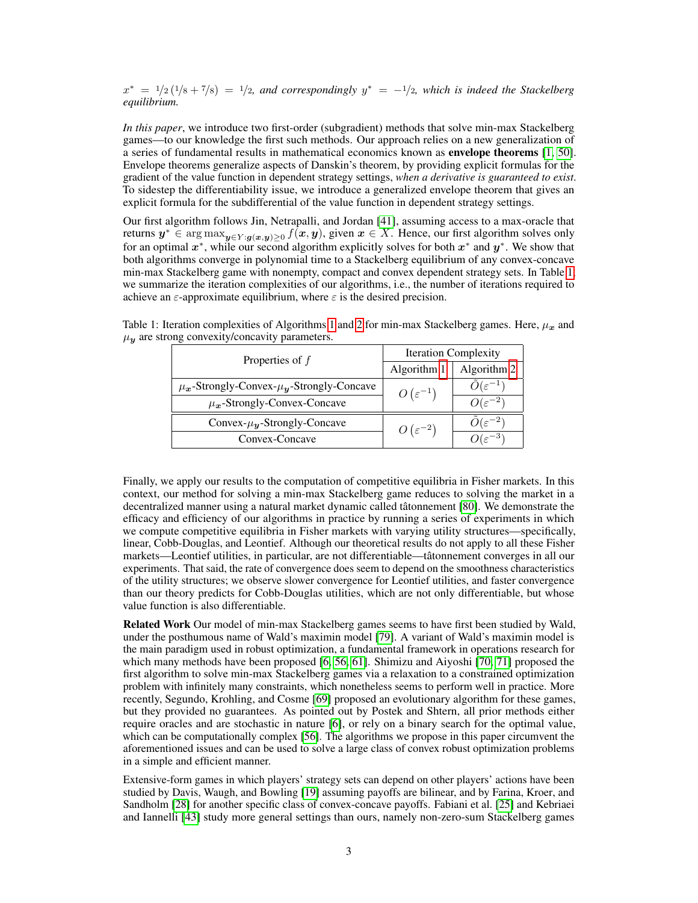*$x^* = {}^1\!/_2\,({}^1\!/_8 + {}^7\!/_8) = {}^1\!/_2$, and correspondingly $y^* = -{}^1\!/_2$, which is indeed the Stackelberg equilibrium.*

*In this paper*, we introduce two first-order (subgradient) methods that solve min-max Stackelberg games—to our knowledge the first such methods. Our approach relies on a new generalization of a series of fundamental results in mathematical economics known as **envelope theorems** [1, 50]. Envelope theorems generalize aspects of Danskin's theorem, by providing explicit formulas for the gradient of the value function in dependent strategy settings, *when a derivative is guaranteed to exist*. To sidestep the differentiability issue, we introduce a generalized envelope theorem that gives an explicit formula for the subdifferential of the value function in dependent strategy settings.

Our first algorithm follows Jin, Netrapalli, and Jordan [41], assuming access to a max-oracle that returns $\boldsymbol{y}^* \in \arg\max_{\boldsymbol{y} \in Y : \boldsymbol{g}(\boldsymbol{x}, \boldsymbol{y}) \geq 0} f(\boldsymbol{x}, \boldsymbol{y})$, given $\boldsymbol{x} \in X$. Hence, our first algorithm solves only for an optimal $\boldsymbol{x}^*$, while our second algorithm explicitly solves for both $\boldsymbol{x}^*$ and $\boldsymbol{y}^*$. We show that both algorithms converge in polynomial time to a Stackelberg equilibrium of any convex-concave min-max Stackelberg game with nonempty, compact and convex dependent strategy sets. In Table 1, we summarize the iteration complexities of our algorithms, i.e., the number of iterations required to achieve an $\varepsilon$-approximate equilibrium, where $\varepsilon$ is the desired precision.

Table 1: Iteration complexities of Algorithms 1 and 2 for min-max Stackelberg games. Here, $\mu_{\boldsymbol{x}}$ and $\mu_{\boldsymbol{y}}$ are strong convexity/concavity parameters.

| Properties of $f$ | Iteration Complexity | |
|---|---|---|
| | Algorithm 1 | Algorithm 2 |
| $\mu_{\boldsymbol{x}}$-Strongly-Convex-$\mu_{\boldsymbol{y}}$-Strongly-Concave | $O\left(\varepsilon^{-1}\right)$ | $\tilde{O}(\varepsilon^{-1})$ |
| $\mu_{\boldsymbol{x}}$-Strongly-Convex-Concave | | $O(\varepsilon^{-2})$ |
| Convex-$\mu_{\boldsymbol{y}}$-Strongly-Concave | $O\left(\varepsilon^{-2}\right)$ | $\tilde{O}(\varepsilon^{-2})$ |
| Convex-Concave | | $O(\varepsilon^{-3})$ |

Finally, we apply our results to the computation of competitive equilibria in Fisher markets. In this context, our method for solving a min-max Stackelberg game reduces to solving the market in a decentralized manner using a natural market dynamic called tâtonnement [80]. We demonstrate the efficacy and efficiency of our algorithms in practice by running a series of experiments in which we compute competitive equilibria in Fisher markets with varying utility structures—specifically, linear, Cobb-Douglas, and Leontief. Although our theoretical results do not apply to all these Fisher markets—Leontief utilities, in particular, are not differentiable—tâtonnement converges in all our experiments. That said, the rate of convergence does seem to depend on the smoothness characteristics of the utility structures; we observe slower convergence for Leontief utilities, and faster convergence than our theory predicts for Cobb-Douglas utilities, which are not only differentiable, but whose value function is also differentiable.

**Related Work** Our model of min-max Stackelberg games seems to have first been studied by Wald, under the posthumous name of Wald's maximin model [79]. A variant of Wald's maximin model is the main paradigm used in robust optimization, a fundamental framework in operations research for which many methods have been proposed [6, 56, 61]. Shimizu and Aiyoshi [70, 71] proposed the first algorithm to solve min-max Stackelberg games via a relaxation to a constrained optimization problem with infinitely many constraints, which nonetheless seems to perform well in practice. More recently, Segundo, Krohling, and Cosme [69] proposed an evolutionary algorithm for these games, but they provided no guarantees. As pointed out by Postek and Shtern, all prior methods either require oracles and are stochastic in nature [6], or rely on a binary search for the optimal value, which can be computationally complex [56]. The algorithms we propose in this paper circumvent the aforementioned issues and can be used to solve a large class of convex robust optimization problems in a simple and efficient manner.

Extensive-form games in which players' strategy sets can depend on other players' actions have been studied by Davis, Waugh, and Bowling [19] assuming payoffs are bilinear, and by Farina, Kroer, and Sandholm [28] for another specific class of convex-concave payoffs. Fabiani et al. [25] and Kebriaei and Iannelli [43] study more general settings than ours, namely non-zero-sum Stackelberg games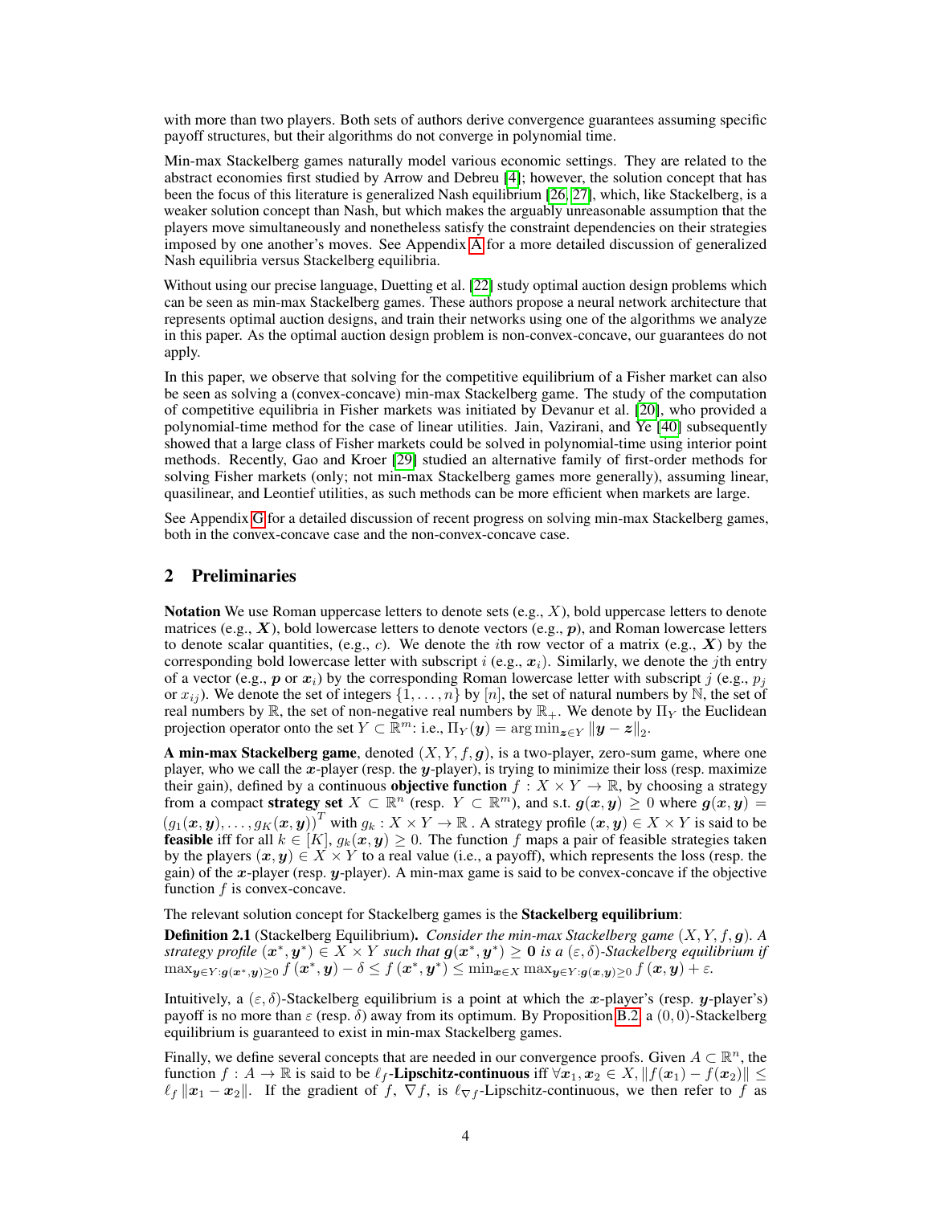with more than two players. Both sets of authors derive convergence guarantees assuming specific payoff structures, but their algorithms do not converge in polynomial time.

Min-max Stackelberg games naturally model various economic settings. They are related to the abstract economies first studied by Arrow and Debreu [4]; however, the solution concept that has been the focus of this literature is generalized Nash equilibrium [26, 27], which, like Stackelberg, is a weaker solution concept than Nash, but which makes the arguably unreasonable assumption that the players move simultaneously and nonetheless satisfy the constraint dependencies on their strategies imposed by one another's moves. See Appendix A for a more detailed discussion of generalized Nash equilibria versus Stackelberg equilibria.

Without using our precise language, Duetting et al. [22] study optimal auction design problems which can be seen as min-max Stackelberg games. These authors propose a neural network architecture that represents optimal auction designs, and train their networks using one of the algorithms we analyze in this paper. As the optimal auction design problem is non-convex-concave, our guarantees do not apply.

In this paper, we observe that solving for the competitive equilibrium of a Fisher market can also be seen as solving a (convex-concave) min-max Stackelberg game. The study of the computation of competitive equilibria in Fisher markets was initiated by Devanur et al. [20], who provided a polynomial-time method for the case of linear utilities. Jain, Vazirani, and Ye [40] subsequently showed that a large class of Fisher markets could be solved in polynomial-time using interior point methods. Recently, Gao and Kroer [29] studied an alternative family of first-order methods for solving Fisher markets (only; not min-max Stackelberg games more generally), assuming linear, quasilinear, and Leontief utilities, as such methods can be more efficient when markets are large.

See Appendix G for a detailed discussion of recent progress on solving min-max Stackelberg games, both in the convex-concave case and the non-convex-concave case.

## 2 Preliminaries

**Notation** We use Roman uppercase letters to denote sets (e.g., $X$), bold uppercase letters to denote matrices (e.g., $\boldsymbol{X}$), bold lowercase letters to denote vectors (e.g., $\boldsymbol{p}$), and Roman lowercase letters to denote scalar quantities, (e.g., $c$). We denote the $i$th row vector of a matrix (e.g., $\boldsymbol{X}$) by the corresponding bold lowercase letter with subscript $i$ (e.g., $\boldsymbol{x}_i$). Similarly, we denote the $j$th entry of a vector (e.g., $\boldsymbol{p}$ or $\boldsymbol{x}_i$) by the corresponding Roman lowercase letter with subscript $j$ (e.g., $p_j$ or $x_{ij}$). We denote the set of integers $\{1, \dots, n\}$ by $[n]$, the set of natural numbers by $\mathbb{N}$, the set of real numbers by $\mathbb{R}$, the set of non-negative real numbers by $\mathbb{R}_+$. We denote by $\Pi_Y$ the Euclidean projection operator onto the set $Y \subset \mathbb{R}^m$: i.e., $\Pi_Y(\boldsymbol{y}) = \arg\min_{\boldsymbol{z} \in Y} \|\boldsymbol{y} - \boldsymbol{z}\|_2$.

**A min-max Stackelberg game**, denoted $(X, Y, f, \boldsymbol{g})$, is a two-player, zero-sum game, where one player, who we call the $\boldsymbol{x}$-player (resp. the $\boldsymbol{y}$-player), is trying to minimize their loss (resp. maximize their gain), defined by a continuous **objective function** $f : X \times Y \to \mathbb{R}$, by choosing a strategy from a compact **strategy set** $X \subset \mathbb{R}^n$ (resp. $Y \subset \mathbb{R}^m$), and s.t. $\boldsymbol{g}(\boldsymbol{x}, \boldsymbol{y}) \geq 0$ where $\boldsymbol{g}(\boldsymbol{x}, \boldsymbol{y}) = (g_1(\boldsymbol{x}, \boldsymbol{y}), \dots, g_K(\boldsymbol{x}, \boldsymbol{y}))^T$ with $g_k : X \times Y \to \mathbb{R}$ . A strategy profile $(\boldsymbol{x}, \boldsymbol{y}) \in X \times Y$ is said to be **feasible** iff for all $k \in [K]$, $g_k(\boldsymbol{x}, \boldsymbol{y}) \geq 0$. The function $f$ maps a pair of feasible strategies taken by the players $(\boldsymbol{x}, \boldsymbol{y}) \in X \times Y$ to a real value (i.e., a payoff), which represents the loss (resp. the gain) of the $\boldsymbol{x}$-player (resp. $\boldsymbol{y}$-player). A min-max game is said to be convex-concave if the objective function $f$ is convex-concave.

The relevant solution concept for Stackelberg games is the **Stackelberg equilibrium**:

**Definition 2.1** (Stackelberg Equilibrium). *Consider the min-max Stackelberg game $(X, Y, f, \boldsymbol{g})$. A strategy profile $(\boldsymbol{x}^*, \boldsymbol{y}^*) \in X \times Y$ such that $\boldsymbol{g}(\boldsymbol{x}^*, \boldsymbol{y}^*) \geq \boldsymbol{0}$ is a $(\varepsilon, \delta)$-Stackelberg equilibrium if* $\max_{\boldsymbol{y} \in Y : \boldsymbol{g}(\boldsymbol{x}^*, \boldsymbol{y}) \geq 0} f(\boldsymbol{x}^*, \boldsymbol{y}) - \delta \leq f(\boldsymbol{x}^*, \boldsymbol{y}^*) \leq \min_{\boldsymbol{x} \in X} \max_{\boldsymbol{y} \in Y : \boldsymbol{g}(\boldsymbol{x}, \boldsymbol{y}) \geq 0} f(\boldsymbol{x}, \boldsymbol{y}) + \varepsilon$.

Intuitively, a $(\varepsilon, \delta)$-Stackelberg equilibrium is a point at which the $\boldsymbol{x}$-player's (resp. $\boldsymbol{y}$-player's) payoff is no more than $\varepsilon$ (resp. $\delta$) away from its optimum. By Proposition B.2, a $(0, 0)$-Stackelberg equilibrium is guaranteed to exist in min-max Stackelberg games.

Finally, we define several concepts that are needed in our convergence proofs. Given $A \subset \mathbb{R}^n$, the function $f : A \to \mathbb{R}$ is said to be $\ell_f$-**Lipschitz-continuous** iff $\forall \boldsymbol{x}_1, \boldsymbol{x}_2 \in X, \|f(\boldsymbol{x}_1) - f(\boldsymbol{x}_2)\| \leq \ell_f \|\boldsymbol{x}_1 - \boldsymbol{x}_2\|$. If the gradient of $f$, $\nabla f$, is $\ell_{\nabla f}$-Lipschitz-continuous, we then refer to $f$ as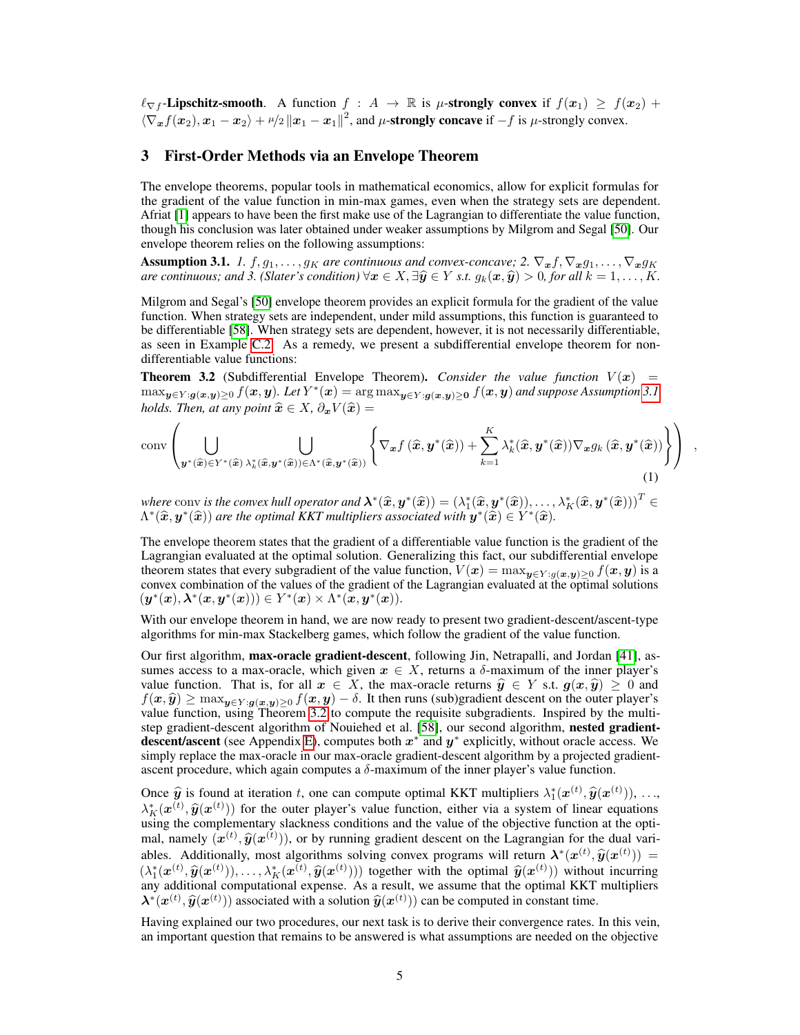$\ell_{\nabla f}$-**Lipschitz-smooth**. A function $f : A \to \mathbb{R}$ is $\mu$-**strongly convex** if $f(\boldsymbol{x}_1) \geq f(\boldsymbol{x}_2) + \langle \nabla_{\boldsymbol{x}} f(\boldsymbol{x}_2), \boldsymbol{x}_1 - \boldsymbol{x}_2 \rangle + \mu/2 \|\boldsymbol{x}_1 - \boldsymbol{x}_1\|^2$, and $\mu$-**strongly concave** if $-f$ is $\mu$-strongly convex.

## 3 First-Order Methods via an Envelope Theorem

The envelope theorems, popular tools in mathematical economics, allow for explicit formulas for the gradient of the value function in min-max games, even when the strategy sets are dependent. Afriat [1] appears to have been the first make use of the Lagrangian to differentiate the value function, though his conclusion was later obtained under weaker assumptions by Milgrom and Segal [50]. Our envelope theorem relies on the following assumptions:

**Assumption 3.1.** *1. $f, g_1, \ldots, g_K$ are continuous and convex-concave; 2. $\nabla_{\boldsymbol{x}} f, \nabla_{\boldsymbol{x}} g_1, \ldots, \nabla_{\boldsymbol{x}} g_K$ are continuous; and 3. (Slater's condition) $\forall \boldsymbol{x} \in X, \exists \widehat{\boldsymbol{y}} \in Y$ s.t. $g_k(\boldsymbol{x}, \widehat{\boldsymbol{y}}) > 0$, for all $k = 1, \ldots, K$.*

Milgrom and Segal's [50] envelope theorem provides an explicit formula for the gradient of the value function. When strategy sets are independent, under mild assumptions, this function is guaranteed to be differentiable [58]. When strategy sets are dependent, however, it is not necessarily differentiable, as seen in Example C.2. As a remedy, we present a subdifferential envelope theorem for non-differentiable value functions:

**Theorem 3.2** (Subdifferential Envelope Theorem)**.** *Consider the value function $V(\boldsymbol{x}) = \max_{\boldsymbol{y} \in Y : \boldsymbol{g}(\boldsymbol{x}, \boldsymbol{y}) \geq 0} f(\boldsymbol{x}, \boldsymbol{y})$. Let $Y^*(\boldsymbol{x}) = \arg\max_{\boldsymbol{y} \in Y : \boldsymbol{g}(\boldsymbol{x}, \boldsymbol{y}) \geq \boldsymbol{0}} f(\boldsymbol{x}, \boldsymbol{y})$ and suppose Assumption 3.1 holds. Then, at any point $\widehat{\boldsymbol{x}} \in X$, $\partial_{\boldsymbol{x}} V(\widehat{\boldsymbol{x}}) =$*

$$
\operatorname{conv}\left( \bigcup_{\boldsymbol{y}^*(\widehat{\boldsymbol{x}}) \in Y^*(\widehat{\boldsymbol{x}})} \; \bigcup_{\lambda_k^*(\widehat{\boldsymbol{x}}, \boldsymbol{y}^*(\widehat{\boldsymbol{x}})) \in \Lambda^*(\widehat{\boldsymbol{x}}, \boldsymbol{y}^*(\widehat{\boldsymbol{x}}))} \left\{ \nabla_{\boldsymbol{x}} f\left(\widehat{\boldsymbol{x}}, \boldsymbol{y}^*(\widehat{\boldsymbol{x}})\right) + \sum_{k=1}^{K} \lambda_k^*(\widehat{\boldsymbol{x}}, \boldsymbol{y}^*(\widehat{\boldsymbol{x}})) \nabla_{\boldsymbol{x}} g_k\left(\widehat{\boldsymbol{x}}, \boldsymbol{y}^*(\widehat{\boldsymbol{x}})\right) \right\} \right) , \tag{1}
$$

*where $\operatorname{conv}$ is the convex hull operator and $\boldsymbol{\lambda}^*(\widehat{\boldsymbol{x}}, \boldsymbol{y}^*(\widehat{\boldsymbol{x}})) = (\lambda_1^*(\widehat{\boldsymbol{x}}, \boldsymbol{y}^*(\widehat{\boldsymbol{x}})), \ldots, \lambda_K^*(\widehat{\boldsymbol{x}}, \boldsymbol{y}^*(\widehat{\boldsymbol{x}})))^T \in \Lambda^*(\widehat{\boldsymbol{x}}, \boldsymbol{y}^*(\widehat{\boldsymbol{x}}))$ are the optimal KKT multipliers associated with $\boldsymbol{y}^*(\widehat{\boldsymbol{x}}) \in Y^*(\widehat{\boldsymbol{x}})$.*

The envelope theorem states that the gradient of a differentiable value function is the gradient of the Lagrangian evaluated at the optimal solution. Generalizing this fact, our subdifferential envelope theorem states that every subgradient of the value function, $V(\boldsymbol{x}) = \max_{\boldsymbol{y} \in Y : g(\boldsymbol{x}, \boldsymbol{y}) \geq 0} f(\boldsymbol{x}, \boldsymbol{y})$ is a convex combination of the values of the gradient of the Lagrangian evaluated at the optimal solutions $(\boldsymbol{y}^*(\boldsymbol{x}), \boldsymbol{\lambda}^*(\boldsymbol{x}, \boldsymbol{y}^*(\boldsymbol{x}))) \in Y^*(\boldsymbol{x}) \times \Lambda^*(\boldsymbol{x}, \boldsymbol{y}^*(\boldsymbol{x}))$.

With our envelope theorem in hand, we are now ready to present two gradient-descent/ascent-type algorithms for min-max Stackelberg games, which follow the gradient of the value function.

Our first algorithm, **max-oracle gradient-descent**, following Jin, Netrapalli, and Jordan [41], assumes access to a max-oracle, which given $\boldsymbol{x} \in X$, returns a $\delta$-maximum of the inner player's value function. That is, for all $\boldsymbol{x} \in X$, the max-oracle returns $\widehat{\boldsymbol{y}} \in Y$ s.t. $\boldsymbol{g}(\boldsymbol{x}, \widehat{\boldsymbol{y}}) \geq 0$ and $f(\boldsymbol{x}, \widehat{\boldsymbol{y}}) \geq \max_{\boldsymbol{y} \in Y : \boldsymbol{g}(\boldsymbol{x}, \boldsymbol{y}) \geq 0} f(\boldsymbol{x}, \boldsymbol{y}) - \delta$. It then runs (sub)gradient descent on the outer player's value function, using Theorem 3.2 to compute the requisite subgradients. Inspired by the multi-step gradient-descent algorithm of Nouiehed et al. [58], our second algorithm, **nested gradient-descent/ascent** (see Appendix E), computes both $\boldsymbol{x}^*$ and $\boldsymbol{y}^*$ explicitly, without oracle access. We simply replace the max-oracle in our max-oracle gradient-descent algorithm by a projected gradient-ascent procedure, which again computes a $\delta$-maximum of the inner player's value function.

Once $\widehat{\boldsymbol{y}}$ is found at iteration $t$, one can compute optimal KKT multipliers $\lambda_1^*(\boldsymbol{x}^{(t)}, \widehat{\boldsymbol{y}}(\boldsymbol{x}^{(t)})), \ldots, \lambda_K^*(\boldsymbol{x}^{(t)}, \widehat{\boldsymbol{y}}(\boldsymbol{x}^{(t)}))$ for the outer player's value function, either via a system of linear equations using the complementary slackness conditions and the value of the objective function at the optimal, namely $(\boldsymbol{x}^{(t)}, \widehat{\boldsymbol{y}}(\boldsymbol{x}^{(t)}))$, or by running gradient descent on the Lagrangian for the dual variables. Additionally, most algorithms solving convex programs will return $\boldsymbol{\lambda}^*(\boldsymbol{x}^{(t)}, \widehat{\boldsymbol{y}}(\boldsymbol{x}^{(t)})) = (\lambda_1^*(\boldsymbol{x}^{(t)}, \widehat{\boldsymbol{y}}(\boldsymbol{x}^{(t)})), \ldots, \lambda_K^*(\boldsymbol{x}^{(t)}, \widehat{\boldsymbol{y}}(\boldsymbol{x}^{(t)})))$ together with the optimal $\widehat{\boldsymbol{y}}(\boldsymbol{x}^{(t)}))$ without incurring any additional computational expense. As a result, we assume that the optimal KKT multipliers $\boldsymbol{\lambda}^*(\boldsymbol{x}^{(t)}, \widehat{\boldsymbol{y}}(\boldsymbol{x}^{(t)}))$ associated with a solution $\widehat{\boldsymbol{y}}(\boldsymbol{x}^{(t)}))$ can be computed in constant time.

Having explained our two procedures, our next task is to derive their convergence rates. In this vein, an important question that remains to be answered is what assumptions are needed on the objective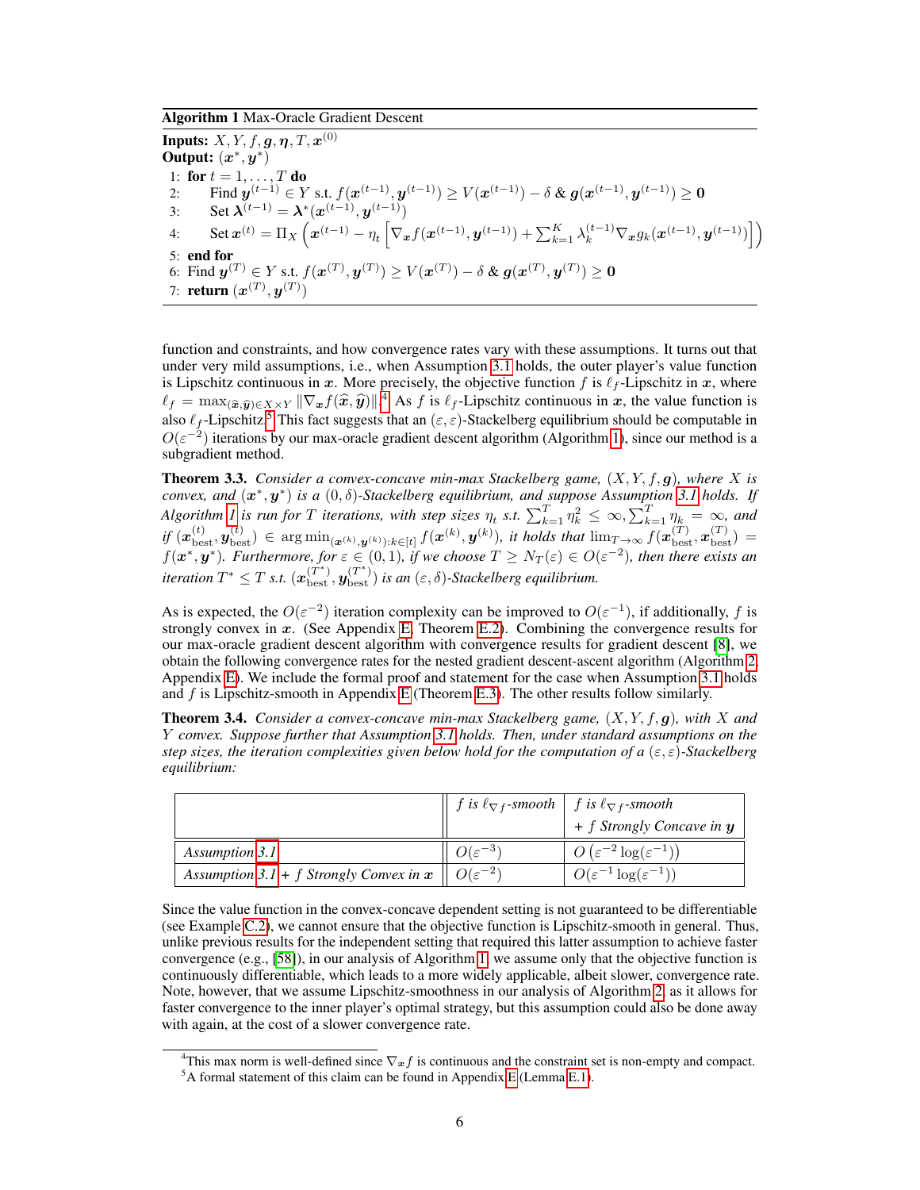**Algorithm 1** Max-Oracle Gradient Descent

**Inputs:** $X, Y, f, \boldsymbol{g}, \boldsymbol{\eta}, T, \boldsymbol{x}^{(0)}$
**Output:** $(\boldsymbol{x}^*, \boldsymbol{y}^*)$

1: **for** $t = 1, \dots, T$ **do**
2: Find $\boldsymbol{y}^{(t-1)} \in Y$ s.t. $f(\boldsymbol{x}^{(t-1)}, \boldsymbol{y}^{(t-1)}) \geq V(\boldsymbol{x}^{(t-1)}) - \delta$ & $\boldsymbol{g}(\boldsymbol{x}^{(t-1)}, \boldsymbol{y}^{(t-1)}) \geq \boldsymbol{0}$
3: Set $\boldsymbol{\lambda}^{(t-1)} = \boldsymbol{\lambda}^*(\boldsymbol{x}^{(t-1)}, \boldsymbol{y}^{(t-1)})$
4: Set $\boldsymbol{x}^{(t)} = \Pi_X \left( \boldsymbol{x}^{(t-1)} - \eta_t \left[ \nabla_{\boldsymbol{x}} f(\boldsymbol{x}^{(t-1)}, \boldsymbol{y}^{(t-1)}) + \sum_{k=1}^K \lambda_k^{(t-1)} \nabla_{\boldsymbol{x}} g_k(\boldsymbol{x}^{(t-1)}, \boldsymbol{y}^{(t-1)}) \right] \right)$
5: **end for**
6: Find $\boldsymbol{y}^{(T)} \in Y$ s.t. $f(\boldsymbol{x}^{(T)}, \boldsymbol{y}^{(T)}) \geq V(\boldsymbol{x}^{(T)}) - \delta$ & $\boldsymbol{g}(\boldsymbol{x}^{(T)}, \boldsymbol{y}^{(T)}) \geq \boldsymbol{0}$
7: **return** $(\boldsymbol{x}^{(T)}, \boldsymbol{y}^{(T)})$

function and constraints, and how convergence rates vary with these assumptions. It turns out that under very mild assumptions, i.e., when Assumption 3.1 holds, the outer player's value function is Lipschitz continuous in $\boldsymbol{x}$. More precisely, the objective function $f$ is $\ell_f$-Lipschitz in $\boldsymbol{x}$, where $\ell_f = \max_{(\widehat{\boldsymbol{x}}, \widehat{\boldsymbol{y}}) \in X \times Y} \|\nabla_{\boldsymbol{x}} f(\widehat{\boldsymbol{x}}, \widehat{\boldsymbol{y}})\|$.[4] As $f$ is $\ell_f$-Lipschitz continuous in $\boldsymbol{x}$, the value function is also $\ell_f$-Lipschitz.[5] This fact suggests that an $(\varepsilon, \varepsilon)$-Stackelberg equilibrium should be computable in $O(\varepsilon^{-2})$ iterations by our max-oracle gradient descent algorithm (Algorithm 1), since our method is a subgradient method.

**Theorem 3.3.** *Consider a convex-concave min-max Stackelberg game, $(X, Y, f, \boldsymbol{g})$, where $X$ is convex, and $(\boldsymbol{x}^*, \boldsymbol{y}^*)$ is a $(0, \delta)$-Stackelberg equilibrium, and suppose Assumption 3.1 holds. If Algorithm 1 is run for $T$ iterations, with step sizes $\eta_t$ s.t. $\sum_{k=1}^T \eta_k^2 \leq \infty, \sum_{k=1}^T \eta_k = \infty$, and if $(\boldsymbol{x}_{\text{best}}^{(t)}, \boldsymbol{y}_{\text{best}}^{(t)}) \in \arg\min_{(\boldsymbol{x}^{(k)}, \boldsymbol{y}^{(k)}): k \in [t]} f(\boldsymbol{x}^{(k)}, \boldsymbol{y}^{(k)})$, it holds that $\lim_{T \to \infty} f(\boldsymbol{x}_{\text{best}}^{(T)}, \boldsymbol{x}_{\text{best}}^{(T)}) = f(\boldsymbol{x}^*, \boldsymbol{y}^*)$. Furthermore, for $\varepsilon \in (0, 1)$, if we choose $T \geq N_T(\varepsilon) \in O(\varepsilon^{-2})$, then there exists an iteration $T^* \leq T$ s.t. $(\boldsymbol{x}_{\text{best}}^{(T^*)}, \boldsymbol{y}_{\text{best}}^{(T^*)})$ is an $(\varepsilon, \delta)$-Stackelberg equilibrium.*

As is expected, the $O(\varepsilon^{-2})$ iteration complexity can be improved to $O(\varepsilon^{-1})$, if additionally, $f$ is strongly convex in $\boldsymbol{x}$. (See Appendix E, Theorem E.2). Combining the convergence results for our max-oracle gradient descent algorithm with convergence results for gradient descent [8], we obtain the following convergence rates for the nested gradient descent-ascent algorithm (Algorithm 2, Appendix E). We include the formal proof and statement for the case when Assumption 3.1 holds and $f$ is Lipschitz-smooth in Appendix E (Theorem E.3). The other results follow similarly.

**Theorem 3.4.** *Consider a convex-concave min-max Stackelberg game, $(X, Y, f, \boldsymbol{g})$, with $X$ and $Y$ convex. Suppose further that Assumption 3.1 holds. Then, under standard assumptions on the step sizes, the iteration complexities given below hold for the computation of a $(\varepsilon, \varepsilon)$-Stackelberg equilibrium:*

| | *$f$ is $\ell_{\nabla f}$-smooth* | *$f$ is $\ell_{\nabla f}$-smooth + $f$ Strongly Concave in $\boldsymbol{y}$* |
|---|---|---|
| *Assumption 3.1* | $O(\varepsilon^{-3})$ | $O\left(\varepsilon^{-2} \log(\varepsilon^{-1})\right)$ |
| *Assumption 3.1 + $f$ Strongly Convex in $\boldsymbol{x}$* | $O(\varepsilon^{-2})$ | $O(\varepsilon^{-1} \log(\varepsilon^{-1}))$ |

Since the value function in the convex-concave dependent setting is not guaranteed to be differentiable (see Example C.2), we cannot ensure that the objective function is Lipschitz-smooth in general. Thus, unlike previous results for the independent setting that required this latter assumption to achieve faster convergence (e.g., [58]), in our analysis of Algorithm 1, we assume only that the objective function is continuously differentiable, which leads to a more widely applicable, albeit slower, convergence rate. Note, however, that we assume Lipschitz-smoothness in our analysis of Algorithm 2, as it allows for faster convergence to the inner player's optimal strategy, but this assumption could also be done away with again, at the cost of a slower convergence rate.

[4] This max norm is well-defined since $\nabla_{\boldsymbol{x}} f$ is continuous and the constraint set is non-empty and compact.
[5] A formal statement of this claim can be found in Appendix E (Lemma E.1).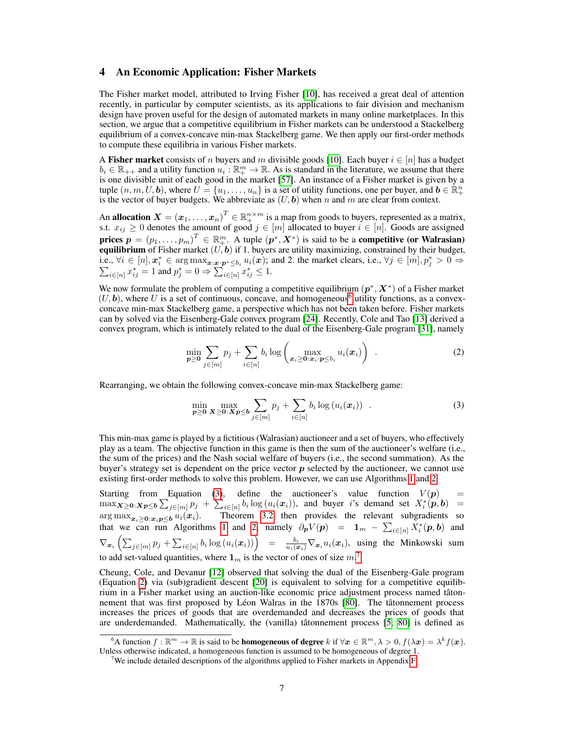## 4 An Economic Application: Fisher Markets

The Fisher market model, attributed to Irving Fisher [10], has received a great deal of attention recently, in particular by computer scientists, as its applications to fair division and mechanism design have proven useful for the design of automated markets in many online marketplaces. In this section, we argue that a competitive equilibrium in Fisher markets can be understood as a Stackelberg equilibrium of a convex-concave min-max Stackelberg game. We then apply our first-order methods to compute these equilibria in various Fisher markets.

A **Fisher market** consists of $n$ buyers and $m$ divisible goods [10]. Each buyer $i \in [n]$ has a budget $b_i \in \mathbb{R}_{++}$ and a utility function $u_i : \mathbb{R}_+^m \to \mathbb{R}$. As is standard in the literature, we assume that there is one divisible unit of each good in the market [57]. An instance of a Fisher market is given by a tuple $(n, m, U, \boldsymbol{b})$, where $U = \{u_1, \ldots, u_n\}$ is a set of utility functions, one per buyer, and $\boldsymbol{b} \in \mathbb{R}_+^n$ is the vector of buyer budgets. We abbreviate as $(U, \boldsymbol{b})$ when $n$ and $m$ are clear from context.

An **allocation** $\boldsymbol{X} = (\boldsymbol{x}_1, \ldots, \boldsymbol{x}_n)^T \in \mathbb{R}_+^{n \times m}$ is a map from goods to buyers, represented as a matrix, s.t. $x_{ij} \geq 0$ denotes the amount of good $j \in [m]$ allocated to buyer $i \in [n]$. Goods are assigned **prices** $\boldsymbol{p} = (p_1, \ldots, p_m)^T \in \mathbb{R}_+^m$. A tuple $(\boldsymbol{p}^*, \boldsymbol{X}^*)$ is said to be a **competitive (or Walrasian) equilibrium** of Fisher market $(U, \boldsymbol{b})$ if 1. buyers are utility maximizing, constrained by their budget, i.e., $\forall i \in [n], \boldsymbol{x}_i^* \in \arg\max_{\boldsymbol{x}:\boldsymbol{x}\cdot\boldsymbol{p}^* \leq b_i} u_i(\boldsymbol{x})$; and 2. the market clears, i.e., $\forall j \in [m], p_j^* > 0 \Rightarrow \sum_{i \in [n]} x_{ij}^* = 1$ and $p_j^* = 0 \Rightarrow \sum_{i \in [n]} x_{ij}^* \leq 1$.

We now formulate the problem of computing a competitive equilibrium $(\boldsymbol{p}^*, \boldsymbol{X}^*)$ of a Fisher market $(U, \boldsymbol{b})$, where $U$ is a set of continuous, concave, and homogeneous[6] utility functions, as a convex-concave min-max Stackelberg game, a perspective which has not been taken before. Fisher markets can by solved via the Eisenberg-Gale convex program [24]. Recently, Cole and Tao [13] derived a convex program, which is intimately related to the dual of the Eisenberg-Gale program [31], namely

$$\min_{\boldsymbol{p} \geq \boldsymbol{0}} \sum_{j \in [m]} p_j + \sum_{i \in [n]} b_i \log \left( \max_{\boldsymbol{x}_i \geq \boldsymbol{0}:\boldsymbol{x}_i \cdot \boldsymbol{p} \leq b_i} u_i(\boldsymbol{x}_i) \right) \quad . \tag{2}$$

Rearranging, we obtain the following convex-concave min-max Stackelberg game:

$$\min_{\boldsymbol{p} \geq \boldsymbol{0}} \max_{\boldsymbol{X} \geq \boldsymbol{0}:\boldsymbol{X}\boldsymbol{p} \leq \boldsymbol{b}} \sum_{j \in [m]} p_j + \sum_{i \in [n]} b_i \log \left( u_i(\boldsymbol{x}_i) \right) \quad . \tag{3}$$

This min-max game is played by a fictitious (Walrasian) auctioneer and a set of buyers, who effectively play as a team. The objective function in this game is then the sum of the auctioneer's welfare (i.e., the sum of the prices) and the Nash social welfare of buyers (i.e., the second summation). As the buyer's strategy set is dependent on the price vector $\boldsymbol{p}$ selected by the auctioneer, we cannot use existing first-order methods to solve this problem. However, we can use Algorithms 1 and 2.

Starting from Equation (3), define the auctioneer's value function $V(\boldsymbol{p}) = \max_{\boldsymbol{X} \geq \boldsymbol{0}:\boldsymbol{X}\boldsymbol{p} \leq \boldsymbol{b}} \sum_{j \in [m]} p_j + \sum_{i \in [n]} b_i \log(u_i(\boldsymbol{x}_i))$, and buyer $i$'s demand set $X_i^*(\boldsymbol{p}, \boldsymbol{b}) = \arg\max_{\boldsymbol{x}_i \geq \boldsymbol{0}:\boldsymbol{x}_i \boldsymbol{p} \leq \boldsymbol{b}} u_i(\boldsymbol{x}_i)$. Theorem 3.2 then provides the relevant subgradients so that we can run Algorithms 1 and 2, namely $\partial_{\boldsymbol{p}} V(\boldsymbol{p}) = \boldsymbol{1}_m - \sum_{i \in [n]} X_i^*(\boldsymbol{p}, \boldsymbol{b})$ and $\nabla_{\boldsymbol{x}_i} \left( \sum_{j \in [m]} p_j + \sum_{i \in [n]} b_i \log(u_i(\boldsymbol{x}_i)) \right) = \frac{b_i}{u_i(\boldsymbol{x}_i)} \nabla_{\boldsymbol{x}_i} u_i(\boldsymbol{x}_i)$, using the Minkowski sum to add set-valued quantities, where $\boldsymbol{1}_m$ is the vector of ones of size $m$.[7]

Cheung, Cole, and Devanur [12] observed that solving the dual of the Eisenberg-Gale program (Equation 2) via (sub)gradient descent [20] is equivalent to solving for a competitive equilibrium in a Fisher market using an auction-like economic price adjustment process named tâtonnement that was first proposed by Léon Walras in the 1870s [80]. The tâtonnement process increases the prices of goods that are overdemanded and decreases the prices of goods that are underdemanded. Mathematically, the (vanilla) tâtonnement process [5, 80] is defined as

---

[6] A function $f : \mathbb{R}^m \to \mathbb{R}$ is said to be **homogeneous of degree** $k$ if $\forall \boldsymbol{x} \in \mathbb{R}^m, \lambda > 0, f(\lambda \boldsymbol{x}) = \lambda^k f(\boldsymbol{x})$. Unless otherwise indicated, a homogeneous function is assumed to be homogeneous of degree 1.

[7] We include detailed descriptions of the algorithms applied to Fisher markets in Appendix F.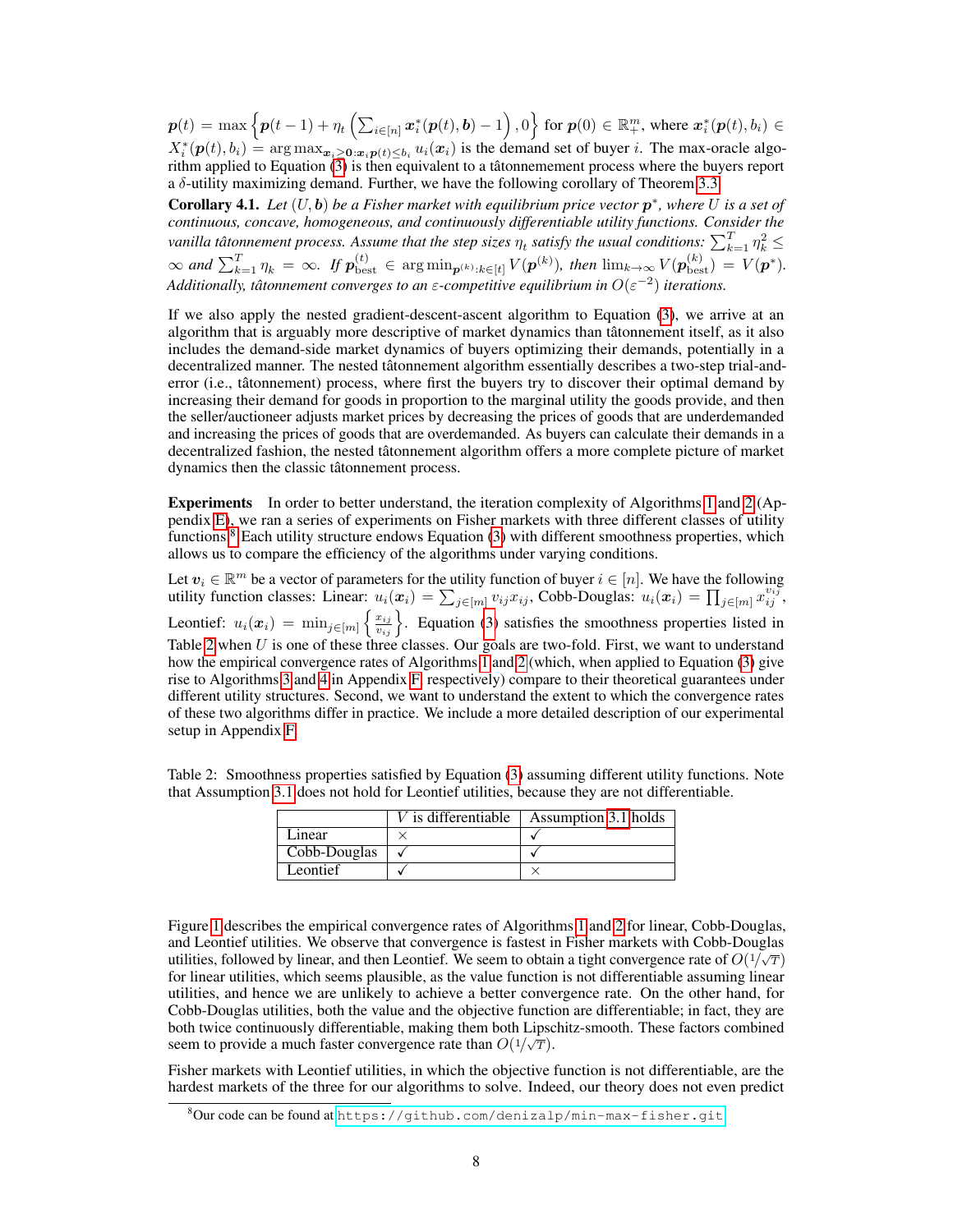$\boldsymbol{p}(t) = \max\left\{\boldsymbol{p}(t-1) + \eta_t \left(\sum_{i \in [n]} \boldsymbol{x}_i^*(\boldsymbol{p}(t), \boldsymbol{b}) - 1\right), 0\right\}$ for $\boldsymbol{p}(0) \in \mathbb{R}_+^m$, where $\boldsymbol{x}_i^*(\boldsymbol{p}(t), b_i) \in X_i^*(\boldsymbol{p}(t), b_i) = \arg\max_{\boldsymbol{x}_i \geq \boldsymbol{0}: \boldsymbol{x}_i \boldsymbol{p}(t) \leq b_i} u_i(\boldsymbol{x}_i)$ is the demand set of buyer $i$. The max-oracle algorithm applied to Equation (3) is then equivalent to a tâtonnement process where the buyers report a $\delta$-utility maximizing demand. Further, we have the following corollary of Theorem 3.3.

**Corollary 4.1.** *Let $(U, \boldsymbol{b})$ be a Fisher market with equilibrium price vector $\boldsymbol{p}^*$, where $U$ is a set of continuous, concave, homogeneous, and continuously differentiable utility functions. Consider the vanilla tâtonnement process. Assume that the step sizes $\eta_t$ satisfy the usual conditions: $\sum_{k=1}^T \eta_k^2 \leq \infty$ and $\sum_{k=1}^T \eta_k = \infty$. If $\boldsymbol{p}_{\text{best}}^{(t)} \in \arg\min_{\boldsymbol{p}^{(k)}: k \in [t]} V(\boldsymbol{p}^{(k)})$, then $\lim_{k \to \infty} V(\boldsymbol{p}_{\text{best}}^{(k)}) = V(\boldsymbol{p}^*)$. Additionally, tâtonnement converges to an $\varepsilon$-competitive equilibrium in $O(\varepsilon^{-2})$ iterations.*

If we also apply the nested gradient-descent-ascent algorithm to Equation (3), we arrive at an algorithm that is arguably more descriptive of market dynamics than tâtonnement itself, as it also includes the demand-side market dynamics of buyers optimizing their demands, potentially in a decentralized manner. The nested tâtonnement algorithm essentially describes a two-step trial-and-error (i.e., tâtonnement) process, where first the buyers try to discover their optimal demand by increasing their demand for goods in proportion to the marginal utility the goods provide, and then the seller/auctioneer adjusts market prices by decreasing the prices of goods that are underdemanded and increasing the prices of goods that are overdemanded. As buyers can calculate their demands in a decentralized fashion, the nested tâtonnement algorithm offers a more complete picture of market dynamics then the classic tâtonnement process.

**Experiments** In order to better understand, the iteration complexity of Algorithms 1 and 2 (Appendix E), we ran a series of experiments on Fisher markets with three different classes of utility functions.[8] Each utility structure endows Equation (3) with different smoothness properties, which allows us to compare the efficiency of the algorithms under varying conditions.

Let $\boldsymbol{v}_i \in \mathbb{R}^m$ be a vector of parameters for the utility function of buyer $i \in [n]$. We have the following utility function classes: Linear: $u_i(\boldsymbol{x}_i) = \sum_{j \in [m]} v_{ij} x_{ij}$, Cobb-Douglas: $u_i(\boldsymbol{x}_i) = \prod_{j \in [m]} x_{ij}^{v_{ij}}$, Leontief: $u_i(\boldsymbol{x}_i) = \min_{j \in [m]} \left\{\frac{x_{ij}}{v_{ij}}\right\}$. Equation (3) satisfies the smoothness properties listed in Table 2 when $U$ is one of these three classes. Our goals are two-fold. First, we want to understand how the empirical convergence rates of Algorithms 1 and 2 (which, when applied to Equation (3) give rise to Algorithms 3 and 4 in Appendix F, respectively) compare to their theoretical guarantees under different utility structures. Second, we want to understand the extent to which the convergence rates of these two algorithms differ in practice. We include a more detailed description of our experimental setup in Appendix F.

Table 2: Smoothness properties satisfied by Equation (3) assuming different utility functions. Note that Assumption 3.1 does not hold for Leontief utilities, because they are not differentiable.

| | $V$ is differentiable | Assumption 3.1 holds |
|---|---|---|
| Linear | × | ✓ |
| Cobb-Douglas | ✓ | ✓ |
| Leontief | ✓ | × |

Figure 1 describes the empirical convergence rates of Algorithms 1 and 2 for linear, Cobb-Douglas, and Leontief utilities. We observe that convergence is fastest in Fisher markets with Cobb-Douglas utilities, followed by linear, and then Leontief. We seem to obtain a tight convergence rate of $O(1/\sqrt{T})$ for linear utilities, which seems plausible, as the value function is not differentiable assuming linear utilities, and hence we are unlikely to achieve a better convergence rate. On the other hand, for Cobb-Douglas utilities, both the value and the objective function are differentiable; in fact, they are both twice continuously differentiable, making them both Lipschitz-smooth. These factors combined seem to provide a much faster convergence rate than $O(1/\sqrt{T})$.

Fisher markets with Leontief utilities, in which the objective function is not differentiable, are the hardest markets of the three for our algorithms to solve. Indeed, our theory does not even predict

[8] Our code can be found at https://github.com/denizalp/min-max-fisher.git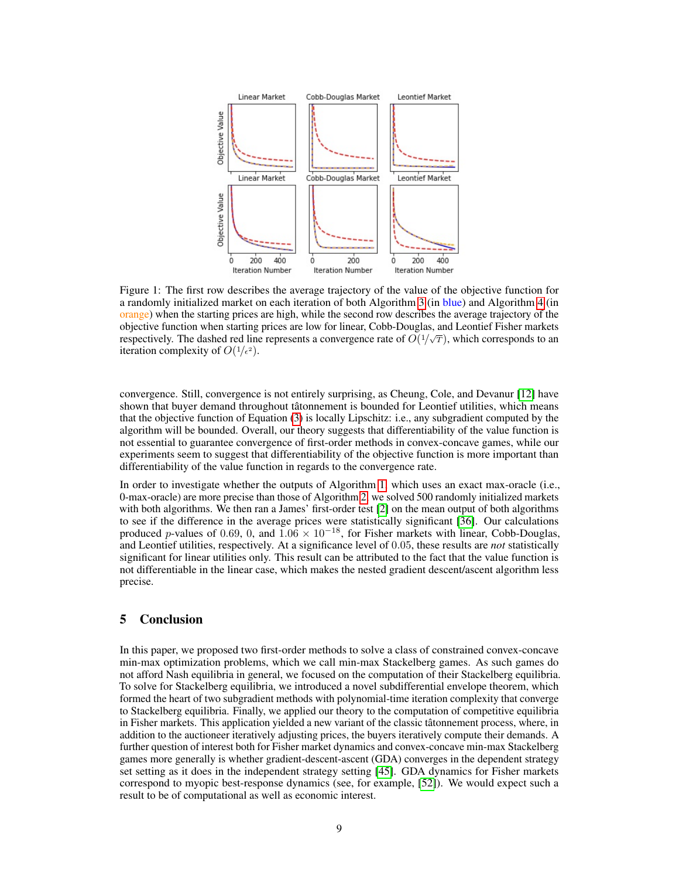Figure 1: The first row describes the average trajectory of the value of the objective function for a randomly initialized market on each iteration of both Algorithm 3 (in blue) and Algorithm 4 (in orange) when the starting prices are high, while the second row describes the average trajectory of the objective function when starting prices are low for linear, Cobb-Douglas, and Leontief Fisher markets respectively. The dashed red line represents a convergence rate of $O(1/\sqrt{T})$, which corresponds to an iteration complexity of $O(1/\epsilon^2)$.

convergence. Still, convergence is not entirely surprising, as Cheung, Cole, and Devanur [12] have shown that buyer demand throughout tâtonnement is bounded for Leontief utilities, which means that the objective function of Equation (3) is locally Lipschitz: i.e., any subgradient computed by the algorithm will be bounded. Overall, our theory suggests that differentiability of the value function is not essential to guarantee convergence of first-order methods in convex-concave games, while our experiments seem to suggest that differentiability of the objective function is more important than differentiability of the value function in regards to the convergence rate.

In order to investigate whether the outputs of Algorithm 1, which uses an exact max-oracle (i.e., 0-max-oracle) are more precise than those of Algorithm 2, we solved 500 randomly initialized markets with both algorithms. We then ran a James' first-order test [2] on the mean output of both algorithms to see if the difference in the average prices were statistically significant [36]. Our calculations produced $p$-values of 0.69, 0, and $1.06 \times 10^{-18}$, for Fisher markets with linear, Cobb-Douglas, and Leontief utilities, respectively. At a significance level of 0.05, these results are *not* statistically significant for linear utilities only. This result can be attributed to the fact that the value function is not differentiable in the linear case, which makes the nested gradient descent/ascent algorithm less precise.

## 5 Conclusion

In this paper, we proposed two first-order methods to solve a class of constrained convex-concave min-max optimization problems, which we call min-max Stackelberg games. As such games do not afford Nash equilibria in general, we focused on the computation of their Stackelberg equilibria. To solve for Stackelberg equilibria, we introduced a novel subdifferential envelope theorem, which formed the heart of two subgradient methods with polynomial-time iteration complexity that converge to Stackelberg equilibria. Finally, we applied our theory to the computation of competitive equilibria in Fisher markets. This application yielded a new variant of the classic tâtonnement process, where, in addition to the auctioneer iteratively adjusting prices, the buyers iteratively compute their demands. A further question of interest both for Fisher market dynamics and convex-concave min-max Stackelberg games more generally is whether gradient-descent-ascent (GDA) converges in the dependent strategy set setting as it does in the independent strategy setting [45]. GDA dynamics for Fisher markets correspond to myopic best-response dynamics (see, for example, [52]). We would expect such a result to be of computational as well as economic interest.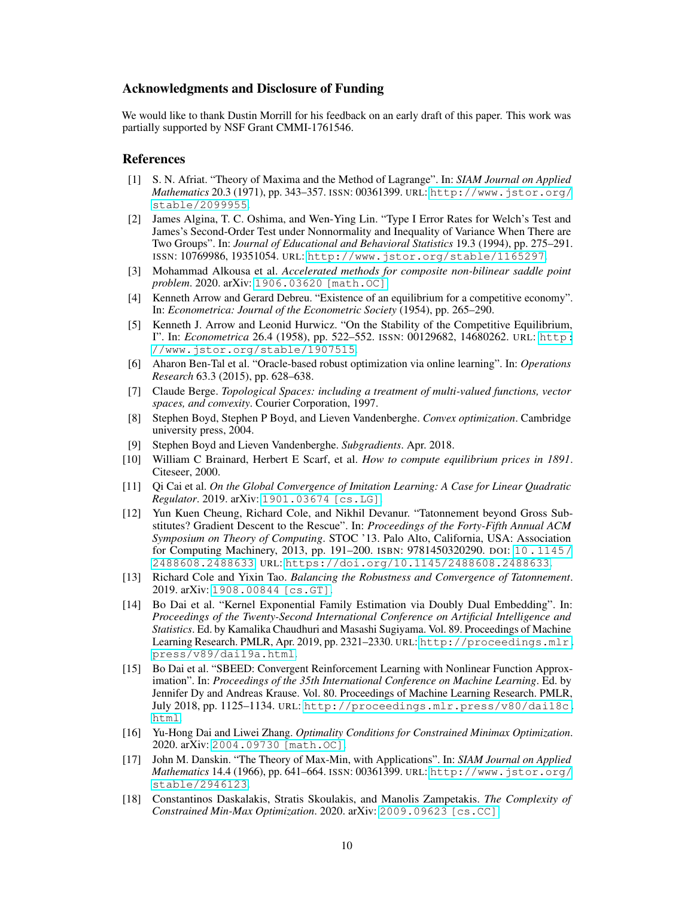## Acknowledgments and Disclosure of Funding

We would like to thank Dustin Morrill for his feedback on an early draft of this paper. This work was partially supported by NSF Grant CMMI-1761546.

## References

[1] S. N. Afriat. "Theory of Maxima and the Method of Lagrange". In: *SIAM Journal on Applied Mathematics* 20.3 (1971), pp. 343–357. ISSN: 00361399. URL: http://www.jstor.org/stable/2099955.

[2] James Algina, T. C. Oshima, and Wen-Ying Lin. "Type I Error Rates for Welch's Test and James's Second-Order Test under Nonnormality and Inequality of Variance When There are Two Groups". In: *Journal of Educational and Behavioral Statistics* 19.3 (1994), pp. 275–291. ISSN: 10769986, 19351054. URL: http://www.jstor.org/stable/1165297.

[3] Mohammad Alkousa et al. *Accelerated methods for composite non-bilinear saddle point problem*. 2020. arXiv: 1906.03620 [math.OC].

[4] Kenneth Arrow and Gerard Debreu. "Existence of an equilibrium for a competitive economy". In: *Econometrica: Journal of the Econometric Society* (1954), pp. 265–290.

[5] Kenneth J. Arrow and Leonid Hurwicz. "On the Stability of the Competitive Equilibrium, I". In: *Econometrica* 26.4 (1958), pp. 522–552. ISSN: 00129682, 14680262. URL: http://www.jstor.org/stable/1907515.

[6] Aharon Ben-Tal et al. "Oracle-based robust optimization via online learning". In: *Operations Research* 63.3 (2015), pp. 628–638.

[7] Claude Berge. *Topological Spaces: including a treatment of multi-valued functions, vector spaces, and convexity*. Courier Corporation, 1997.

[8] Stephen Boyd, Stephen P Boyd, and Lieven Vandenberghe. *Convex optimization*. Cambridge university press, 2004.

[9] Stephen Boyd and Lieven Vandenberghe. *Subgradients*. Apr. 2018.

[10] William C Brainard, Herbert E Scarf, et al. *How to compute equilibrium prices in 1891*. Citeseer, 2000.

[11] Qi Cai et al. *On the Global Convergence of Imitation Learning: A Case for Linear Quadratic Regulator*. 2019. arXiv: 1901.03674 [cs.LG].

[12] Yun Kuen Cheung, Richard Cole, and Nikhil Devanur. "Tatonnement beyond Gross Substitutes? Gradient Descent to the Rescue". In: *Proceedings of the Forty-Fifth Annual ACM Symposium on Theory of Computing*. STOC '13. Palo Alto, California, USA: Association for Computing Machinery, 2013, pp. 191–200. ISBN: 9781450320290. DOI: 10.1145/2488608.2488633. URL: https://doi.org/10.1145/2488608.2488633.

[13] Richard Cole and Yixin Tao. *Balancing the Robustness and Convergence of Tatonnement*. 2019. arXiv: 1908.00844 [cs.GT].

[14] Bo Dai et al. "Kernel Exponential Family Estimation via Doubly Dual Embedding". In: *Proceedings of the Twenty-Second International Conference on Artificial Intelligence and Statistics*. Ed. by Kamalika Chaudhuri and Masashi Sugiyama. Vol. 89. Proceedings of Machine Learning Research. PMLR, Apr. 2019, pp. 2321–2330. URL: http://proceedings.mlr.press/v89/dai19a.html.

[15] Bo Dai et al. "SBEED: Convergent Reinforcement Learning with Nonlinear Function Approximation". In: *Proceedings of the 35th International Conference on Machine Learning*. Ed. by Jennifer Dy and Andreas Krause. Vol. 80. Proceedings of Machine Learning Research. PMLR, July 2018, pp. 1125–1134. URL: http://proceedings.mlr.press/v80/dai18c.html.

[16] Yu-Hong Dai and Liwei Zhang. *Optimality Conditions for Constrained Minimax Optimization*. 2020. arXiv: 2004.09730 [math.OC].

[17] John M. Danskin. "The Theory of Max-Min, with Applications". In: *SIAM Journal on Applied Mathematics* 14.4 (1966), pp. 641–664. ISSN: 00361399. URL: http://www.jstor.org/stable/2946123.

[18] Constantinos Daskalakis, Stratis Skoulakis, and Manolis Zampetakis. *The Complexity of Constrained Min-Max Optimization*. 2020. arXiv: 2009.09623 [cs.CC].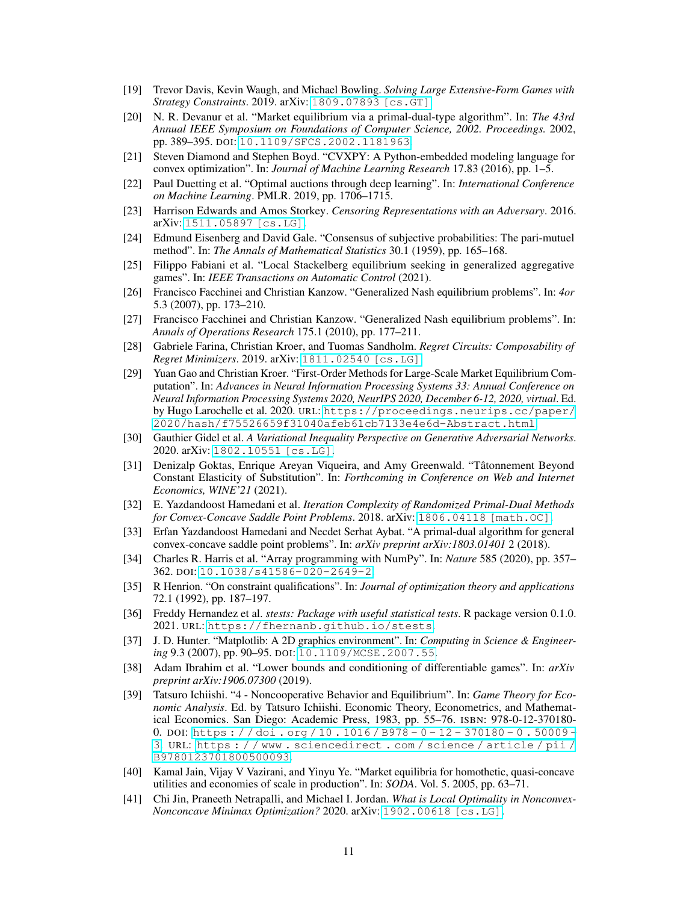[19] Trevor Davis, Kevin Waugh, and Michael Bowling. *Solving Large Extensive-Form Games with Strategy Constraints*. 2019. arXiv: `1809.07893 [cs.GT]`.

[20] N. R. Devanur et al. “Market equilibrium via a primal-dual-type algorithm”. In: *The 43rd Annual IEEE Symposium on Foundations of Computer Science, 2002. Proceedings.* 2002, pp. 389–395. DOI: `10.1109/SFCS.2002.1181963`.

[21] Steven Diamond and Stephen Boyd. “CVXPY: A Python-embedded modeling language for convex optimization”. In: *Journal of Machine Learning Research* 17.83 (2016), pp. 1–5.

[22] Paul Duetting et al. “Optimal auctions through deep learning”. In: *International Conference on Machine Learning*. PMLR. 2019, pp. 1706–1715.

[23] Harrison Edwards and Amos Storkey. *Censoring Representations with an Adversary*. 2016. arXiv: `1511.05897 [cs.LG]`.

[24] Edmund Eisenberg and David Gale. “Consensus of subjective probabilities: The pari-mutuel method”. In: *The Annals of Mathematical Statistics* 30.1 (1959), pp. 165–168.

[25] Filippo Fabiani et al. “Local Stackelberg equilibrium seeking in generalized aggregative games”. In: *IEEE Transactions on Automatic Control* (2021).

[26] Francisco Facchinei and Christian Kanzow. “Generalized Nash equilibrium problems”. In: *4or* 5.3 (2007), pp. 173–210.

[27] Francisco Facchinei and Christian Kanzow. “Generalized Nash equilibrium problems”. In: *Annals of Operations Research* 175.1 (2010), pp. 177–211.

[28] Gabriele Farina, Christian Kroer, and Tuomas Sandholm. *Regret Circuits: Composability of Regret Minimizers*. 2019. arXiv: `1811.02540 [cs.LG]`.

[29] Yuan Gao and Christian Kroer. “First-Order Methods for Large-Scale Market Equilibrium Computation”. In: *Advances in Neural Information Processing Systems 33: Annual Conference on Neural Information Processing Systems 2020, NeurIPS 2020, December 6-12, 2020, virtual*. Ed. by Hugo Larochelle et al. 2020. URL: `https://proceedings.neurips.cc/paper/2020/hash/f75526659f31040afeb61cb7133e4e6d-Abstract.html`.

[30] Gauthier Gidel et al. *A Variational Inequality Perspective on Generative Adversarial Networks*. 2020. arXiv: `1802.10551 [cs.LG]`.

[31] Denizalp Goktas, Enrique Areyan Viqueira, and Amy Greenwald. “Tâtonnement Beyond Constant Elasticity of Substitution”. In: *Forthcoming in Conference on Web and Internet Economics, WINE’21* (2021).

[32] E. Yazdandoost Hamedani et al. *Iteration Complexity of Randomized Primal-Dual Methods for Convex-Concave Saddle Point Problems*. 2018. arXiv: `1806.04118 [math.OC]`.

[33] Erfan Yazdandoost Hamedani and Necdet Serhat Aybat. “A primal-dual algorithm for general convex-concave saddle point problems”. In: *arXiv preprint arXiv:1803.01401* 2 (2018).

[34] Charles R. Harris et al. “Array programming with NumPy”. In: *Nature* 585 (2020), pp. 357–362. DOI: `10.1038/s41586-020-2649-2`.

[35] R Henrion. “On constraint qualifications”. In: *Journal of optimization theory and applications* 72.1 (1992), pp. 187–197.

[36] Freddy Hernandez et al. *stests: Package with useful statistical tests*. R package version 0.1.0. 2021. URL: `https://fhernanb.github.io/stests`.

[37] J. D. Hunter. “Matplotlib: A 2D graphics environment”. In: *Computing in Science & Engineering* 9.3 (2007), pp. 90–95. DOI: `10.1109/MCSE.2007.55`.

[38] Adam Ibrahim et al. “Lower bounds and conditioning of differentiable games”. In: *arXiv preprint arXiv:1906.07300* (2019).

[39] Tatsuro Ichiishi. “4 - Noncooperative Behavior and Equilibrium”. In: *Game Theory for Economic Analysis*. Ed. by Tatsuro Ichiishi. Economic Theory, Econometrics, and Mathematical Economics. San Diego: Academic Press, 1983, pp. 55–76. ISBN: 978-0-12-370180-0. DOI: `https://doi.org/10.1016/B978-0-12-370180-0.50009-3`. URL: `https://www.sciencedirect.com/science/article/pii/B9780123701800500093`.

[40] Kamal Jain, Vijay V Vazirani, and Yinyu Ye. “Market equilibria for homothetic, quasi-concave utilities and economies of scale in production”. In: *SODA*. Vol. 5. 2005, pp. 63–71.

[41] Chi Jin, Praneeth Netrapalli, and Michael I. Jordan. *What is Local Optimality in Nonconvex-Nonconcave Minimax Optimization?* 2020. arXiv: `1902.00618 [cs.LG]`.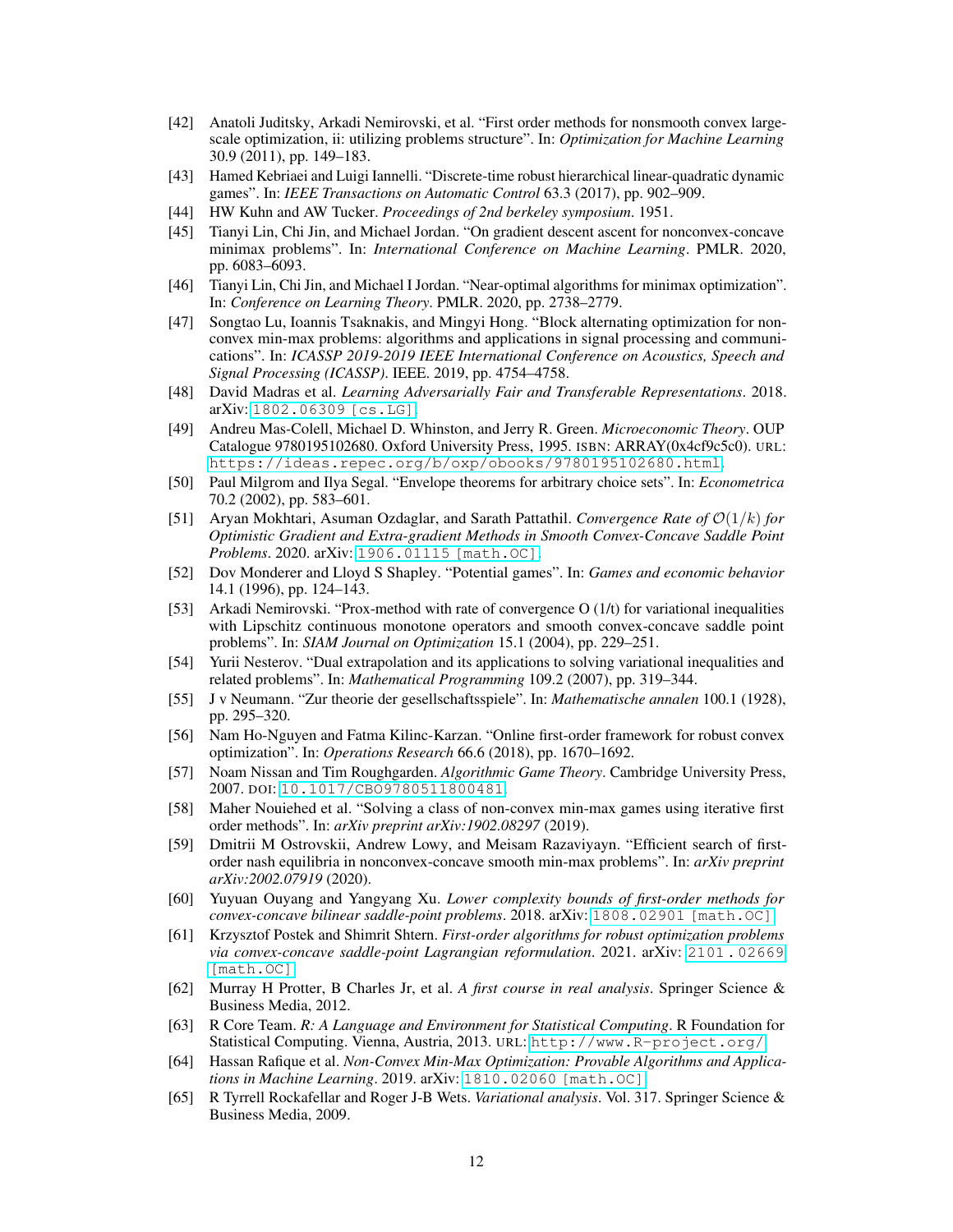- [42] Anatoli Juditsky, Arkadi Nemirovski, et al. "First order methods for nonsmooth convex large-scale optimization, ii: utilizing problems structure". In: *Optimization for Machine Learning* 30.9 (2011), pp. 149–183.
- [43] Hamed Kebriaei and Luigi Iannelli. "Discrete-time robust hierarchical linear-quadratic dynamic games". In: *IEEE Transactions on Automatic Control* 63.3 (2017), pp. 902–909.
- [44] HW Kuhn and AW Tucker. *Proceedings of 2nd berkeley symposium*. 1951.
- [45] Tianyi Lin, Chi Jin, and Michael Jordan. "On gradient descent ascent for nonconvex-concave minimax problems". In: *International Conference on Machine Learning*. PMLR. 2020, pp. 6083–6093.
- [46] Tianyi Lin, Chi Jin, and Michael I Jordan. "Near-optimal algorithms for minimax optimization". In: *Conference on Learning Theory*. PMLR. 2020, pp. 2738–2779.
- [47] Songtao Lu, Ioannis Tsaknakis, and Mingyi Hong. "Block alternating optimization for non-convex min-max problems: algorithms and applications in signal processing and communications". In: *ICASSP 2019-2019 IEEE International Conference on Acoustics, Speech and Signal Processing (ICASSP)*. IEEE. 2019, pp. 4754–4758.
- [48] David Madras et al. *Learning Adversarially Fair and Transferable Representations*. 2018. arXiv: 1802.06309 [cs.LG].
- [49] Andreu Mas-Colell, Michael D. Whinston, and Jerry R. Green. *Microeconomic Theory*. OUP Catalogue 9780195102680. Oxford University Press, 1995. ISBN: ARRAY(0x4cf9c5c0). URL: https://ideas.repec.org/b/oxp/obooks/9780195102680.html.
- [50] Paul Milgrom and Ilya Segal. "Envelope theorems for arbitrary choice sets". In: *Econometrica* 70.2 (2002), pp. 583–601.
- [51] Aryan Mokhtari, Asuman Ozdaglar, and Sarath Pattathil. *Convergence Rate of $\mathcal{O}(1/k)$ for Optimistic Gradient and Extra-gradient Methods in Smooth Convex-Concave Saddle Point Problems*. 2020. arXiv: 1906.01115 [math.OC].
- [52] Dov Monderer and Lloyd S Shapley. "Potential games". In: *Games and economic behavior* 14.1 (1996), pp. 124–143.
- [53] Arkadi Nemirovski. "Prox-method with rate of convergence O (1/t) for variational inequalities with Lipschitz continuous monotone operators and smooth convex-concave saddle point problems". In: *SIAM Journal on Optimization* 15.1 (2004), pp. 229–251.
- [54] Yurii Nesterov. "Dual extrapolation and its applications to solving variational inequalities and related problems". In: *Mathematical Programming* 109.2 (2007), pp. 319–344.
- [55] J v Neumann. "Zur theorie der gesellschaftsspiele". In: *Mathematische annalen* 100.1 (1928), pp. 295–320.
- [56] Nam Ho-Nguyen and Fatma Kilinc-Karzan. "Online first-order framework for robust convex optimization". In: *Operations Research* 66.6 (2018), pp. 1670–1692.
- [57] Noam Nissan and Tim Roughgarden. *Algorithmic Game Theory*. Cambridge University Press, 2007. DOI: 10.1017/CBO9780511800481.
- [58] Maher Nouiehed et al. "Solving a class of non-convex min-max games using iterative first order methods". In: *arXiv preprint arXiv:1902.08297* (2019).
- [59] Dmitrii M Ostrovskii, Andrew Lowy, and Meisam Razaviyayn. "Efficient search of first-order nash equilibria in nonconvex-concave smooth min-max problems". In: *arXiv preprint arXiv:2002.07919* (2020).
- [60] Yuyuan Ouyang and Yangyang Xu. *Lower complexity bounds of first-order methods for convex-concave bilinear saddle-point problems*. 2018. arXiv: 1808.02901 [math.OC].
- [61] Krzysztof Postek and Shimrit Shtern. *First-order algorithms for robust optimization problems via convex-concave saddle-point Lagrangian reformulation*. 2021. arXiv: 2101.02669 [math.OC].
- [62] Murray H Protter, B Charles Jr, et al. *A first course in real analysis*. Springer Science & Business Media, 2012.
- [63] R Core Team. *R: A Language and Environment for Statistical Computing*. R Foundation for Statistical Computing. Vienna, Austria, 2013. URL: http://www.R-project.org/.
- [64] Hassan Rafique et al. *Non-Convex Min-Max Optimization: Provable Algorithms and Applications in Machine Learning*. 2019. arXiv: 1810.02060 [math.OC].
- [65] R Tyrrell Rockafellar and Roger J-B Wets. *Variational analysis*. Vol. 317. Springer Science & Business Media, 2009.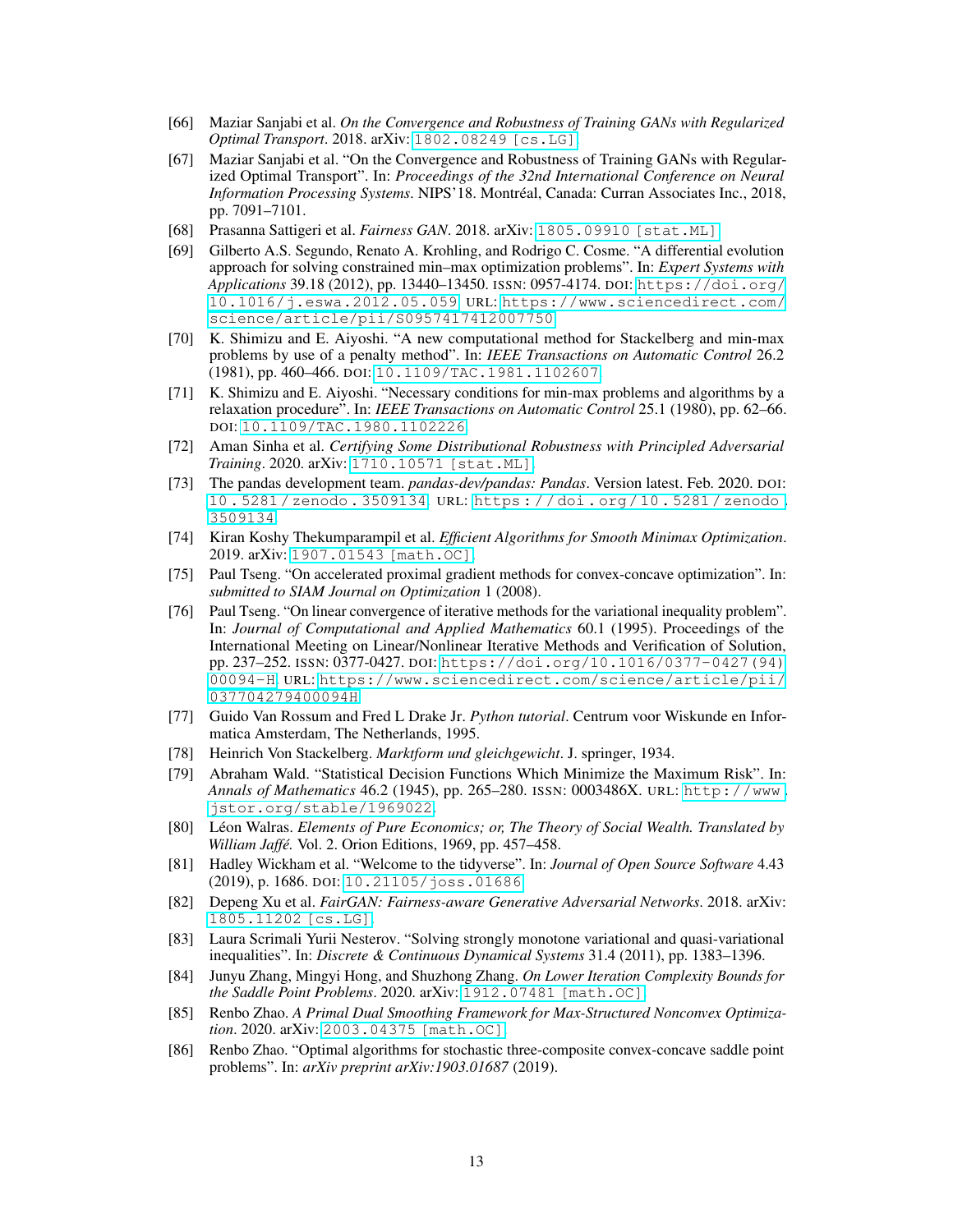[66] Maziar Sanjabi et al. *On the Convergence and Robustness of Training GANs with Regularized Optimal Transport*. 2018. arXiv: 1802.08249 [cs.LG].

[67] Maziar Sanjabi et al. "On the Convergence and Robustness of Training GANs with Regularized Optimal Transport". In: *Proceedings of the 32nd International Conference on Neural Information Processing Systems*. NIPS'18. Montréal, Canada: Curran Associates Inc., 2018, pp. 7091–7101.

[68] Prasanna Sattigeri et al. *Fairness GAN*. 2018. arXiv: 1805.09910 [stat.ML].

[69] Gilberto A.S. Segundo, Renato A. Krohling, and Rodrigo C. Cosme. "A differential evolution approach for solving constrained min–max optimization problems". In: *Expert Systems with Applications* 39.18 (2012), pp. 13440–13450. ISSN: 0957-4174. DOI: https://doi.org/10.1016/j.eswa.2012.05.059. URL: https://www.sciencedirect.com/science/article/pii/S0957417412007750.

[70] K. Shimizu and E. Aiyoshi. "A new computational method for Stackelberg and min-max problems by use of a penalty method". In: *IEEE Transactions on Automatic Control* 26.2 (1981), pp. 460–466. DOI: 10.1109/TAC.1981.1102607.

[71] K. Shimizu and E. Aiyoshi. "Necessary conditions for min-max problems and algorithms by a relaxation procedure". In: *IEEE Transactions on Automatic Control* 25.1 (1980), pp. 62–66. DOI: 10.1109/TAC.1980.1102226.

[72] Aman Sinha et al. *Certifying Some Distributional Robustness with Principled Adversarial Training*. 2020. arXiv: 1710.10571 [stat.ML].

[73] The pandas development team. *pandas-dev/pandas: Pandas*. Version latest. Feb. 2020. DOI: 10.5281/zenodo.3509134. URL: https://doi.org/10.5281/zenodo.3509134.

[74] Kiran Koshy Thekumparampil et al. *Efficient Algorithms for Smooth Minimax Optimization*. 2019. arXiv: 1907.01543 [math.OC].

[75] Paul Tseng. "On accelerated proximal gradient methods for convex-concave optimization". In: *submitted to SIAM Journal on Optimization* 1 (2008).

[76] Paul Tseng. "On linear convergence of iterative methods for the variational inequality problem". In: *Journal of Computational and Applied Mathematics* 60.1 (1995). Proceedings of the International Meeting on Linear/Nonlinear Iterative Methods and Verification of Solution, pp. 237–252. ISSN: 0377-0427. DOI: https://doi.org/10.1016/0377-0427(94)00094-H. URL: https://www.sciencedirect.com/science/article/pii/037704279400094H.

[77] Guido Van Rossum and Fred L Drake Jr. *Python tutorial*. Centrum voor Wiskunde en Informatica Amsterdam, The Netherlands, 1995.

[78] Heinrich Von Stackelberg. *Marktform und gleichgewicht*. J. springer, 1934.

[79] Abraham Wald. "Statistical Decision Functions Which Minimize the Maximum Risk". In: *Annals of Mathematics* 46.2 (1945), pp. 265–280. ISSN: 0003486X. URL: http://www.jstor.org/stable/1969022.

[80] Léon Walras. *Elements of Pure Economics; or, The Theory of Social Wealth. Translated by William Jaffé.* Vol. 2. Orion Editions, 1969, pp. 457–458.

[81] Hadley Wickham et al. "Welcome to the tidyverse". In: *Journal of Open Source Software* 4.43 (2019), p. 1686. DOI: 10.21105/joss.01686.

[82] Depeng Xu et al. *FairGAN: Fairness-aware Generative Adversarial Networks*. 2018. arXiv: 1805.11202 [cs.LG].

[83] Laura Scrimali Yurii Nesterov. "Solving strongly monotone variational and quasi-variational inequalities". In: *Discrete & Continuous Dynamical Systems* 31.4 (2011), pp. 1383–1396.

[84] Junyu Zhang, Mingyi Hong, and Shuzhong Zhang. *On Lower Iteration Complexity Bounds for the Saddle Point Problems*. 2020. arXiv: 1912.07481 [math.OC].

[85] Renbo Zhao. *A Primal Dual Smoothing Framework for Max-Structured Nonconvex Optimization*. 2020. arXiv: 2003.04375 [math.OC].

[86] Renbo Zhao. "Optimal algorithms for stochastic three-composite convex-concave saddle point problems". In: *arXiv preprint arXiv:1903.01687* (2019).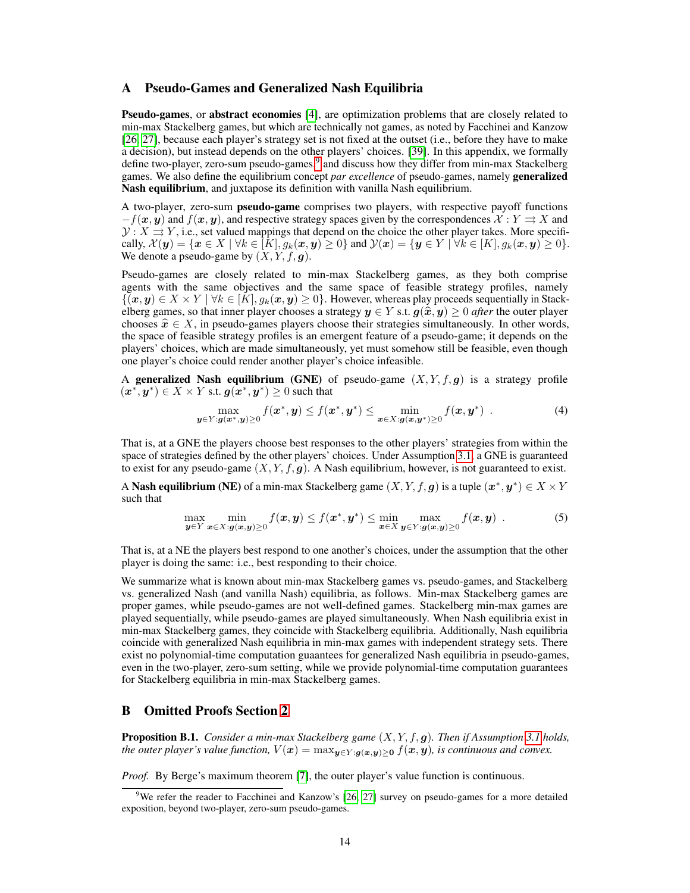## A Pseudo-Games and Generalized Nash Equilibria

**Pseudo-games**, or **abstract economies** [4], are optimization problems that are closely related to min-max Stackelberg games, but which are technically not games, as noted by Facchinei and Kanzow [26, 27], because each player's strategy set is not fixed at the outset (i.e., before they have to make a decision), but instead depends on the other players' choices. [39]. In this appendix, we formally define two-player, zero-sum pseudo-games [9] and discuss how they differ from min-max Stackelberg games. We also define the equilibrium concept *par excellence* of pseudo-games, namely **generalized Nash equilibrium**, and juxtapose its definition with vanilla Nash equilibrium.

A two-player, zero-sum **pseudo-game** comprises two players, with respective payoff functions $-f(\boldsymbol{x}, \boldsymbol{y})$ and $f(\boldsymbol{x}, \boldsymbol{y})$, and respective strategy spaces given by the correspondences $\mathcal{X} : Y \rightrightarrows X$ and $\mathcal{Y} : X \rightrightarrows Y$, i.e., set valued mappings that depend on the choice the other player takes. More specifically, $\mathcal{X}(\boldsymbol{y}) = \{\boldsymbol{x} \in X \mid \forall k \in [K], g_k(\boldsymbol{x}, \boldsymbol{y}) \geq 0\}$ and $\mathcal{Y}(\boldsymbol{x}) = \{\boldsymbol{y} \in Y \mid \forall k \in [K], g_k(\boldsymbol{x}, \boldsymbol{y}) \geq 0\}$. We denote a pseudo-game by $(X, Y, f, \boldsymbol{g})$.

Pseudo-games are closely related to min-max Stackelberg games, as they both comprise agents with the same objectives and the same space of feasible strategy profiles, namely $\{(\boldsymbol{x}, \boldsymbol{y}) \in X \times Y \mid \forall k \in [K], g_k(\boldsymbol{x}, \boldsymbol{y}) \geq 0\}$. However, whereas play proceeds sequentially in Stackelberg games, so that inner player chooses a strategy $\boldsymbol{y} \in Y$ s.t. $\boldsymbol{g}(\widehat{\boldsymbol{x}}, \boldsymbol{y}) \geq 0$ *after* the outer player chooses $\widehat{\boldsymbol{x}} \in X$, in pseudo-games players choose their strategies simultaneously. In other words, the space of feasible strategy profiles is an emergent feature of a pseudo-game; it depends on the players' choices, which are made simultaneously, yet must somehow still be feasible, even though one player's choice could render another player's choice infeasible.

A **generalized Nash equilibrium (GNE)** of pseudo-game $(X, Y, f, \boldsymbol{g})$ is a strategy profile $(\boldsymbol{x}^*, \boldsymbol{y}^*) \in X \times Y$ s.t. $\boldsymbol{g}(\boldsymbol{x}^*, \boldsymbol{y}^*) \geq 0$ such that

$$\max_{\boldsymbol{y} \in Y : \boldsymbol{g}(\boldsymbol{x}^*, \boldsymbol{y}) \geq 0} f(\boldsymbol{x}^*, \boldsymbol{y}) \leq f(\boldsymbol{x}^*, \boldsymbol{y}^*) \leq \min_{\boldsymbol{x} \in X : \boldsymbol{g}(\boldsymbol{x}, \boldsymbol{y}^*) \geq 0} f(\boldsymbol{x}, \boldsymbol{y}^*) \ . \tag{4}$$

That is, at a GNE the players choose best responses to the other players' strategies from within the space of strategies defined by the other players' choices. Under Assumption 3.1, a GNE is guaranteed to exist for any pseudo-game $(X, Y, f, \boldsymbol{g})$. A Nash equilibrium, however, is not guaranteed to exist.

A **Nash equilibrium (NE)** of a min-max Stackelberg game $(X, Y, f, \boldsymbol{g})$ is a tuple $(\boldsymbol{x}^*, \boldsymbol{y}^*) \in X \times Y$ such that

$$\max_{\boldsymbol{y} \in Y} \min_{\boldsymbol{x} \in X : \boldsymbol{g}(\boldsymbol{x}, \boldsymbol{y}) \geq 0} f(\boldsymbol{x}, \boldsymbol{y}) \leq f(\boldsymbol{x}^*, \boldsymbol{y}^*) \leq \min_{\boldsymbol{x} \in X} \max_{\boldsymbol{y} \in Y : \boldsymbol{g}(\boldsymbol{x}, \boldsymbol{y}) \geq 0} f(\boldsymbol{x}, \boldsymbol{y}) \ . \tag{5}$$

That is, at a NE the players best respond to one another's choices, under the assumption that the other player is doing the same: i.e., best responding to their choice.

We summarize what is known about min-max Stackelberg games vs. pseudo-games, and Stackelberg vs. generalized Nash (and vanilla Nash) equilibria, as follows. Min-max Stackelberg games are proper games, while pseudo-games are not well-defined games. Stackelberg min-max games are played sequentially, while pseudo-games are played simultaneously. When Nash equilibria exist in min-max Stackelberg games, they coincide with Stackelberg equilibria. Additionally, Nash equilibria coincide with generalized Nash equilibria in min-max games with independent strategy sets. There exist no polynomial-time computation guaantees for generalized Nash equilibria in pseudo-games, even in the two-player, zero-sum setting, while we provide polynomial-time computation guarantees for Stackelberg equilibria in min-max Stackelberg games.

## B Omitted Proofs Section 2

**Proposition B.1.** *Consider a min-max Stackelberg game $(X, Y, f, \boldsymbol{g})$. Then if Assumption 3.1 holds, the outer player's value function, $V(\boldsymbol{x}) = \max_{\boldsymbol{y} \in Y : \boldsymbol{g}(\boldsymbol{x}, \boldsymbol{y}) \geq \boldsymbol{0}} f(\boldsymbol{x}, \boldsymbol{y})$, is continuous and convex.*

*Proof.* By Berge's maximum theorem [7], the outer player's value function is continuous.

[9] We refer the reader to Facchinei and Kanzow's [26, 27] survey on pseudo-games for a more detailed exposition, beyond two-player, zero-sum pseudo-games.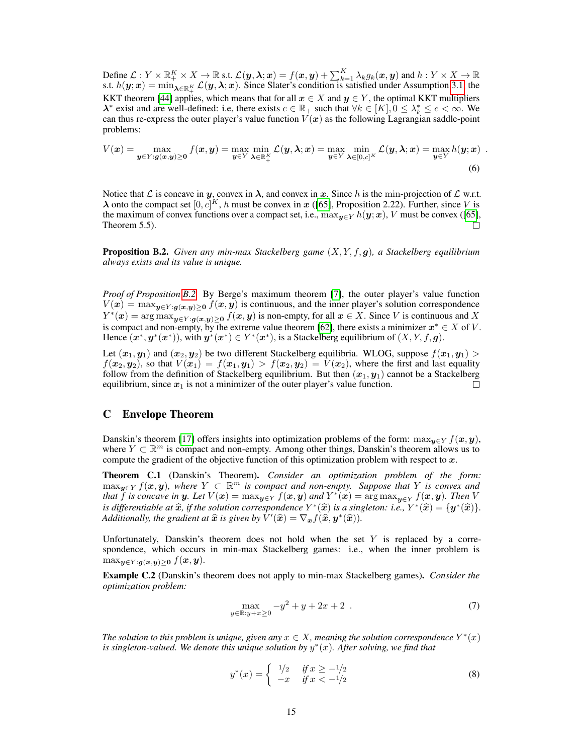Define $\mathcal{L} : Y \times \mathbb{R}_+^K \times X \to \mathbb{R}$ s.t. $\mathcal{L}(\boldsymbol{y}, \boldsymbol{\lambda}; \boldsymbol{x}) = f(\boldsymbol{x}, \boldsymbol{y}) + \sum_{k=1}^K \lambda_k g_k(\boldsymbol{x}, \boldsymbol{y})$ and $h : Y \times X \to \mathbb{R}$ s.t. $h(\boldsymbol{y}; \boldsymbol{x}) = \min_{\boldsymbol{\lambda} \in \mathbb{R}_+^K} \mathcal{L}(\boldsymbol{y}, \boldsymbol{\lambda}; \boldsymbol{x})$. Since Slater's condition is satisfied under Assumption 3.1, the KKT theorem [44] applies, which means that for all $\boldsymbol{x} \in X$ and $\boldsymbol{y} \in Y$, the optimal KKT multipliers $\boldsymbol{\lambda}^*$ exist and are well-defined: i.e, there exists $c \in \mathbb{R}_+$ such that $\forall k \in [K], 0 \leq \lambda_k^* \leq c < \infty$. We can thus re-express the outer player's value function $V(\boldsymbol{x})$ as the following Lagrangian saddle-point problems:

$$V(\boldsymbol{x}) = \max_{\boldsymbol{y} \in Y : \boldsymbol{g}(\boldsymbol{x}, \boldsymbol{y}) \geq \boldsymbol{0}} f(\boldsymbol{x}, \boldsymbol{y}) = \max_{\boldsymbol{y} \in Y} \min_{\boldsymbol{\lambda} \in \mathbb{R}_+^K} \mathcal{L}(\boldsymbol{y}, \boldsymbol{\lambda}; \boldsymbol{x}) = \max_{\boldsymbol{y} \in Y} \min_{\boldsymbol{\lambda} \in [0,c]^K} \mathcal{L}(\boldsymbol{y}, \boldsymbol{\lambda}; \boldsymbol{x}) = \max_{\boldsymbol{y} \in Y} h(\boldsymbol{y}; \boldsymbol{x}) \ . \tag{6}$$

Notice that $\mathcal{L}$ is concave in $\boldsymbol{y}$, convex in $\boldsymbol{\lambda}$, and convex in $\boldsymbol{x}$. Since $h$ is the min-projection of $\mathcal{L}$ w.r.t. $\boldsymbol{\lambda}$ onto the compact set $[0, c]^K$, $h$ must be convex in $\boldsymbol{x}$ ([65], Proposition 2.22). Further, since $V$ is the maximum of convex functions over a compact set, i.e., $\max_{\boldsymbol{y} \in Y} h(\boldsymbol{y}; \boldsymbol{x})$, $V$ must be convex ([65], Theorem 5.5). □

**Proposition B.2.** *Given any min-max Stackelberg game $(X, Y, f, \boldsymbol{g})$, a Stackelberg equilibrium always exists and its value is unique.*

*Proof of Proposition B.2.* By Berge's maximum theorem [7], the outer player's value function $V(\boldsymbol{x}) = \max_{\boldsymbol{y} \in Y : \boldsymbol{g}(\boldsymbol{x}, \boldsymbol{y}) \geq \boldsymbol{0}} f(\boldsymbol{x}, \boldsymbol{y})$ is continuous, and the inner player's solution correspondence $Y^*(\boldsymbol{x}) = \arg\max_{\boldsymbol{y} \in Y : \boldsymbol{g}(\boldsymbol{x}, \boldsymbol{y}) \geq \boldsymbol{0}} f(\boldsymbol{x}, \boldsymbol{y})$ is non-empty, for all $\boldsymbol{x} \in X$. Since $V$ is continuous and $X$ is compact and non-empty, by the extreme value theorem [62], there exists a minimizer $\boldsymbol{x}^* \in X$ of $V$. Hence $(\boldsymbol{x}^*, \boldsymbol{y}^*(\boldsymbol{x}^*))$, with $\boldsymbol{y}^*(\boldsymbol{x}^*) \in Y^*(\boldsymbol{x}^*)$, is a Stackelberg equilibrium of $(X, Y, f, \boldsymbol{g})$.

Let $(\boldsymbol{x}_1, \boldsymbol{y}_1)$ and $(\boldsymbol{x}_2, \boldsymbol{y}_2)$ be two different Stackelberg equilibria. WLOG, suppose $f(\boldsymbol{x}_1, \boldsymbol{y}_1) > f(\boldsymbol{x}_2, \boldsymbol{y}_2)$, so that $V(\boldsymbol{x}_1) = f(\boldsymbol{x}_1, \boldsymbol{y}_1) > f(\boldsymbol{x}_2, \boldsymbol{y}_2) = V(\boldsymbol{x}_2)$, where the first and last equality follow from the definition of Stackelberg equilibrium. But then $(\boldsymbol{x}_1, \boldsymbol{y}_1)$ cannot be a Stackelberg equilibrium, since $\boldsymbol{x}_1$ is not a minimizer of the outer player's value function. □

# C Envelope Theorem

Danskin's theorem [17] offers insights into optimization problems of the form: $\max_{\boldsymbol{y} \in Y} f(\boldsymbol{x}, \boldsymbol{y})$, where $Y \subset \mathbb{R}^m$ is compact and non-empty. Among other things, Danskin's theorem allows us to compute the gradient of the objective function of this optimization problem with respect to $\boldsymbol{x}$.

**Theorem C.1** (Danskin's Theorem)**.** *Consider an optimization problem of the form: $\max_{\boldsymbol{y} \in Y} f(\boldsymbol{x}, \boldsymbol{y})$, where $Y \subset \mathbb{R}^m$ is compact and non-empty. Suppose that $Y$ is convex and that $f$ is concave in $\boldsymbol{y}$. Let $V(\boldsymbol{x}) = \max_{\boldsymbol{y} \in Y} f(\boldsymbol{x}, \boldsymbol{y})$ and $Y^*(\boldsymbol{x}) = \arg\max_{\boldsymbol{y} \in Y} f(\boldsymbol{x}, \boldsymbol{y})$. Then $V$ is differentiable at $\widehat{\boldsymbol{x}}$, if the solution correspondence $Y^*(\widehat{\boldsymbol{x}})$ is a singleton: i.e., $Y^*(\widehat{\boldsymbol{x}}) = \{\boldsymbol{y}^*(\widehat{\boldsymbol{x}})\}$. Additionally, the gradient at $\widehat{\boldsymbol{x}}$ is given by $V'(\widehat{\boldsymbol{x}}) = \nabla_{\boldsymbol{x}} f(\widehat{\boldsymbol{x}}, \boldsymbol{y}^*(\widehat{\boldsymbol{x}}))$.*

Unfortunately, Danskin's theorem does not hold when the set $Y$ is replaced by a correspondence, which occurs in min-max Stackelberg games: i.e., when the inner problem is $\max_{\boldsymbol{y} \in Y : \boldsymbol{g}(\boldsymbol{x}, \boldsymbol{y}) \geq \boldsymbol{0}} f(\boldsymbol{x}, \boldsymbol{y})$.

**Example C.2** (Danskin's theorem does not apply to min-max Stackelberg games)**.** *Consider the optimization problem:*

$$\max_{y \in \mathbb{R} : y + x \geq 0} -y^2 + y + 2x + 2 \ . \tag{7}$$

*The solution to this problem is unique, given any $x \in X$, meaning the solution correspondence $Y^*(x)$ is singleton-valued. We denote this unique solution by $y^*(x)$. After solving, we find that*

$$y^*(x) = \begin{cases} 1/2 & \text{if } x \geq -1/2 \\ -x & \text{if } x < -1/2 \end{cases} \tag{8}$$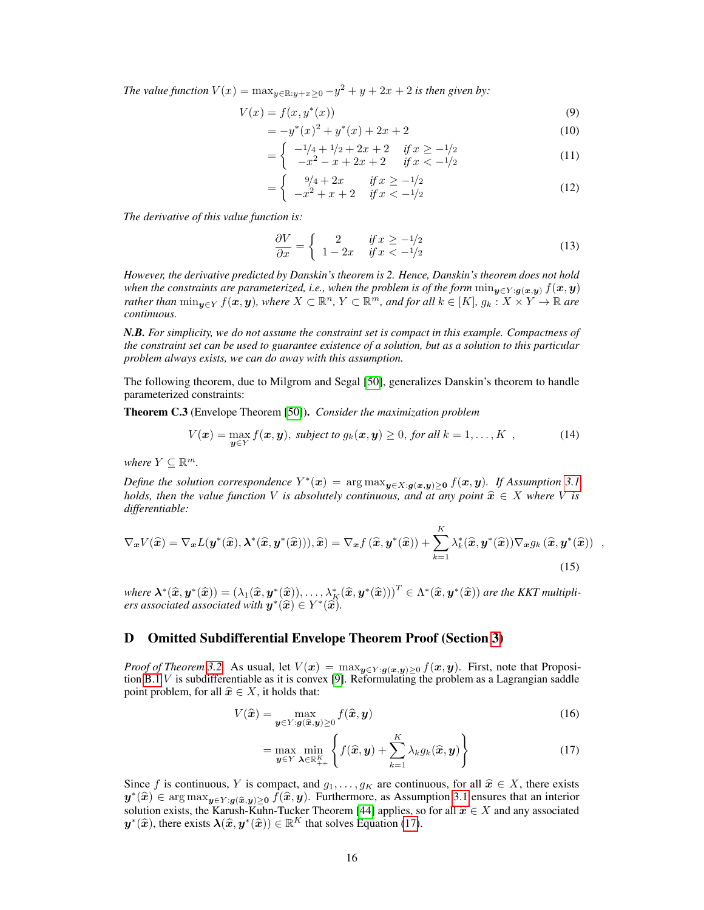*The value function $V(x) = \max_{y \in \mathbb{R}: y+x \geq 0} -y^2 + y + 2x + 2$ is then given by:*

$$
\begin{aligned}
V(x) &= f(x, y^*(x)) && (9)\\
&= -y^*(x)^2 + y^*(x) + 2x + 2 && (10)\\
&= \begin{cases} -1/4 + 1/2 + 2x + 2 & \text{if } x \geq -1/2 \\ -x^2 - x + 2x + 2 & \text{if } x < -1/2 \end{cases} && (11)\\
&= \begin{cases} 9/4 + 2x & \text{if } x \geq -1/2 \\ -x^2 + x + 2 & \text{if } x < -1/2 \end{cases} && (12)
\end{aligned}
$$

*The derivative of this value function is:*

$$
\frac{\partial V}{\partial x} = \begin{cases} 2 & \text{if } x \geq -1/2 \\ 1 - 2x & \text{if } x < -1/2 \end{cases} \tag{13}
$$

*However, the derivative predicted by Danskin's theorem is 2. Hence, Danskin's theorem does not hold when the constraints are parameterized, i.e., when the problem is of the form $\min_{\boldsymbol{y} \in Y: \boldsymbol{g}(\boldsymbol{x}, \boldsymbol{y})} f(\boldsymbol{x}, \boldsymbol{y})$ rather than $\min_{\boldsymbol{y} \in Y} f(\boldsymbol{x}, \boldsymbol{y})$, where $X \subset \mathbb{R}^n$, $Y \subset \mathbb{R}^m$, and for all $k \in [K]$, $g_k : X \times Y \to \mathbb{R}$ are continuous.*

***N.B.** For simplicity, we do not assume the constraint set is compact in this example. Compactness of the constraint set can be used to guarantee existence of a solution, but as a solution to this particular problem always exists, we can do away with this assumption.*

The following theorem, due to Milgrom and Segal [50], generalizes Danskin's theorem to handle parameterized constraints:

**Theorem C.3** (Envelope Theorem [50])**.** *Consider the maximization problem*

$$
V(\boldsymbol{x}) = \max_{\boldsymbol{y} \in Y} f(\boldsymbol{x}, \boldsymbol{y}), \text{ subject to } g_k(\boldsymbol{x}, \boldsymbol{y}) \geq 0, \text{ for all } k = 1, \ldots, K \ , \tag{14}
$$

*where $Y \subseteq \mathbb{R}^m$.*

*Define the solution correspondence $Y^*(\boldsymbol{x}) = \arg\max_{\boldsymbol{y} \in X: \boldsymbol{g}(\boldsymbol{x}, \boldsymbol{y}) \geq \boldsymbol{0}} f(\boldsymbol{x}, \boldsymbol{y})$. If Assumption 3.1 holds, then the value function $V$ is absolutely continuous, and at any point $\widehat{\boldsymbol{x}} \in X$ where $V$ is differentiable:*

$$
\nabla_{\boldsymbol{x}} V(\widehat{\boldsymbol{x}}) = \nabla_{\boldsymbol{x}} L(\boldsymbol{y}^*(\widehat{\boldsymbol{x}}), \boldsymbol{\lambda}^*(\widehat{\boldsymbol{x}}, \boldsymbol{y}^*(\widehat{\boldsymbol{x}}))), \widehat{\boldsymbol{x}}) = \nabla_{\boldsymbol{x}} f(\widehat{\boldsymbol{x}}, \boldsymbol{y}^*(\widehat{\boldsymbol{x}})) + \sum_{k=1}^{K} \lambda_k^*(\widehat{\boldsymbol{x}}, \boldsymbol{y}^*(\widehat{\boldsymbol{x}})) \nabla_{\boldsymbol{x}} g_k(\widehat{\boldsymbol{x}}, \boldsymbol{y}^*(\widehat{\boldsymbol{x}})) \ , \tag{15}
$$

*where $\boldsymbol{\lambda}^*(\widehat{\boldsymbol{x}}, \boldsymbol{y}^*(\widehat{\boldsymbol{x}})) = (\lambda_1(\widehat{\boldsymbol{x}}, \boldsymbol{y}^*(\widehat{\boldsymbol{x}})), \ldots, \lambda_K^*(\widehat{\boldsymbol{x}}, \boldsymbol{y}^*(\widehat{\boldsymbol{x}})))^T \in \Lambda^*(\widehat{\boldsymbol{x}}, \boldsymbol{y}^*(\widehat{\boldsymbol{x}}))$ are the KKT multipliers associated associated with $\boldsymbol{y}^*(\widehat{\boldsymbol{x}}) \in Y^*(\widehat{\boldsymbol{x}})$.*

## D Omitted Subdifferential Envelope Theorem Proof (Section 3)

*Proof of Theorem 3.2.* As usual, let $V(\boldsymbol{x}) = \max_{\boldsymbol{y} \in Y: \boldsymbol{g}(\boldsymbol{x}, \boldsymbol{y}) \geq 0} f(\boldsymbol{x}, \boldsymbol{y})$. First, note that Proposition B.1 $V$ is subdifferentiable as it is convex [9]. Reformulating the problem as a Lagrangian saddle point problem, for all $\widehat{\boldsymbol{x}} \in X$, it holds that:

$$
\begin{aligned}
V(\widehat{\boldsymbol{x}}) &= \max_{\boldsymbol{y} \in Y: \boldsymbol{g}(\widehat{\boldsymbol{x}}, \boldsymbol{y}) \geq 0} f(\widehat{\boldsymbol{x}}, \boldsymbol{y}) && (16)\\
&= \max_{\boldsymbol{y} \in Y} \min_{\boldsymbol{\lambda} \in \mathbb{R}_{++}^K} \left\{ f(\widehat{\boldsymbol{x}}, \boldsymbol{y}) + \sum_{k=1}^{K} \lambda_k g_k(\widehat{\boldsymbol{x}}, \boldsymbol{y}) \right\} && (17)
\end{aligned}
$$

Since $f$ is continuous, $Y$ is compact, and $g_1, \ldots, g_K$ are continuous, for all $\widehat{\boldsymbol{x}} \in X$, there exists $\boldsymbol{y}^*(\widehat{\boldsymbol{x}}) \in \arg\max_{\boldsymbol{y} \in Y: \boldsymbol{g}(\widehat{\boldsymbol{x}}, \boldsymbol{y}) \geq \boldsymbol{0}} f(\widehat{\boldsymbol{x}}, \boldsymbol{y})$. Furthermore, as Assumption 3.1 ensures that an interior solution exists, the Karush-Kuhn-Tucker Theorem [44] applies, so for all $\boldsymbol{x} \in X$ and any associated $\boldsymbol{y}^*(\widehat{\boldsymbol{x}})$, there exists $\boldsymbol{\lambda}(\widehat{\boldsymbol{x}}, \boldsymbol{y}^*(\widehat{\boldsymbol{x}})) \in \mathbb{R}^K$ that solves Equation (17).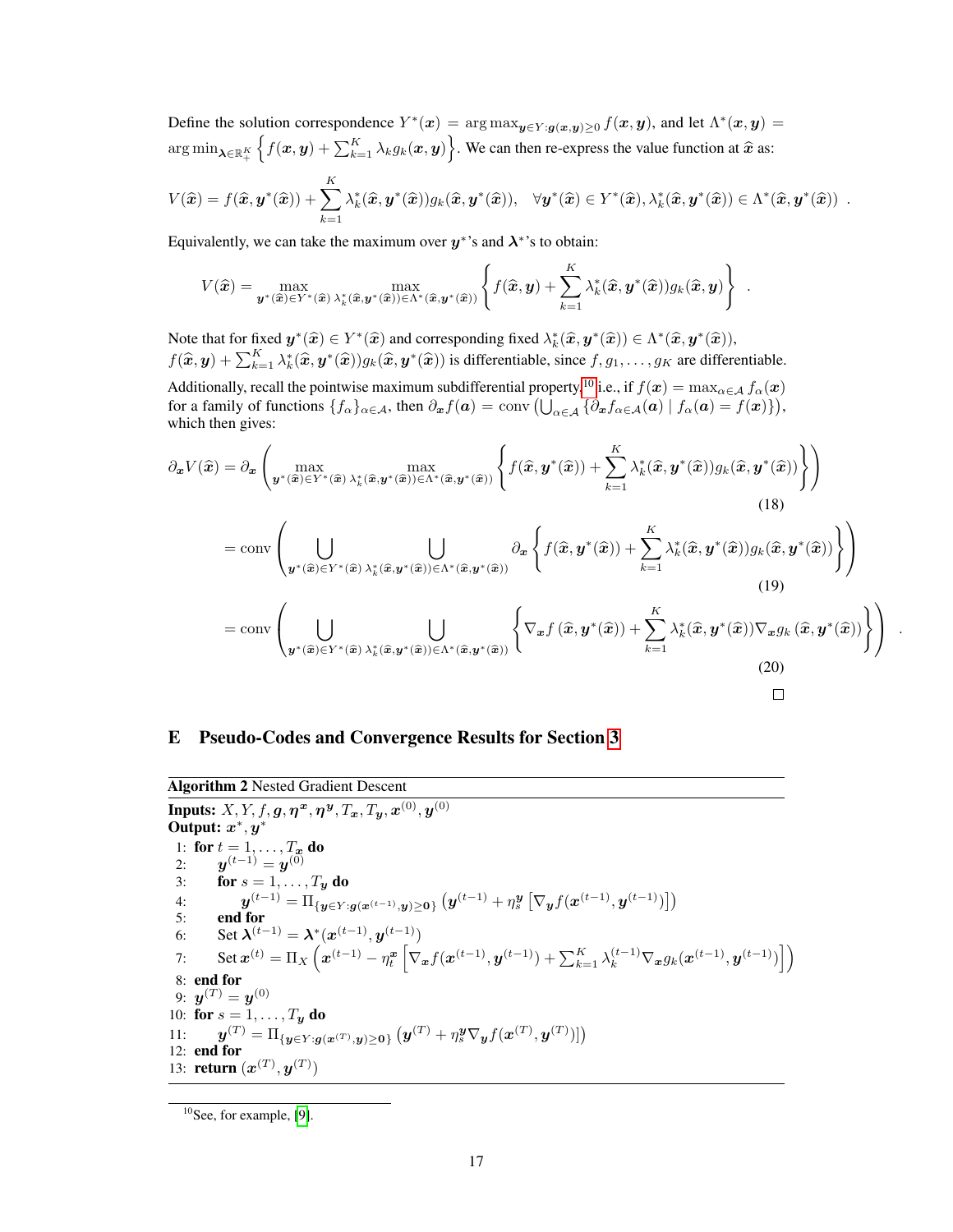Define the solution correspondence $Y^*(\boldsymbol{x}) = \arg\max_{\boldsymbol{y} \in Y : \boldsymbol{g}(\boldsymbol{x}, \boldsymbol{y}) \geq 0} f(\boldsymbol{x}, \boldsymbol{y})$, and let $\Lambda^*(\boldsymbol{x}, \boldsymbol{y}) = \arg\min_{\boldsymbol{\lambda} \in \mathbb{R}_+^K} \left\{ f(\boldsymbol{x}, \boldsymbol{y}) + \sum_{k=1}^K \lambda_k g_k(\boldsymbol{x}, \boldsymbol{y}) \right\}$. We can then re-express the value function at $\widehat{\boldsymbol{x}}$ as:

$$
V(\widehat{\boldsymbol{x}}) = f(\widehat{\boldsymbol{x}}, \boldsymbol{y}^*(\widehat{\boldsymbol{x}})) + \sum_{k=1}^K \lambda_k^*(\widehat{\boldsymbol{x}}, \boldsymbol{y}^*(\widehat{\boldsymbol{x}})) g_k(\widehat{\boldsymbol{x}}, \boldsymbol{y}^*(\widehat{\boldsymbol{x}})), \quad \forall \boldsymbol{y}^*(\widehat{\boldsymbol{x}}) \in Y^*(\widehat{\boldsymbol{x}}), \lambda_k^*(\widehat{\boldsymbol{x}}, \boldsymbol{y}^*(\widehat{\boldsymbol{x}})) \in \Lambda^*(\widehat{\boldsymbol{x}}, \boldsymbol{y}^*(\widehat{\boldsymbol{x}})) \ .
$$

Equivalently, we can take the maximum over $\boldsymbol{y}^*$'s and $\boldsymbol{\lambda}^*$'s to obtain:

$$
V(\widehat{\boldsymbol{x}}) = \max_{\boldsymbol{y}^*(\widehat{\boldsymbol{x}}) \in Y^*(\widehat{\boldsymbol{x}})} \max_{\lambda_k^*(\widehat{\boldsymbol{x}}, \boldsymbol{y}^*(\widehat{\boldsymbol{x}})) \in \Lambda^*(\widehat{\boldsymbol{x}}, \boldsymbol{y}^*(\widehat{\boldsymbol{x}}))} \left\{ f(\widehat{\boldsymbol{x}}, \boldsymbol{y}) + \sum_{k=1}^K \lambda_k^*(\widehat{\boldsymbol{x}}, \boldsymbol{y}^*(\widehat{\boldsymbol{x}})) g_k(\widehat{\boldsymbol{x}}, \boldsymbol{y}) \right\} \ .
$$

Note that for fixed $\boldsymbol{y}^*(\widehat{\boldsymbol{x}}) \in Y^*(\widehat{\boldsymbol{x}})$ and corresponding fixed $\lambda_k^*(\widehat{\boldsymbol{x}}, \boldsymbol{y}^*(\widehat{\boldsymbol{x}})) \in \Lambda^*(\widehat{\boldsymbol{x}}, \boldsymbol{y}^*(\widehat{\boldsymbol{x}}))$, $f(\widehat{\boldsymbol{x}}, \boldsymbol{y}) + \sum_{k=1}^K \lambda_k^*(\widehat{\boldsymbol{x}}, \boldsymbol{y}^*(\widehat{\boldsymbol{x}})) g_k(\widehat{\boldsymbol{x}}, \boldsymbol{y}^*(\widehat{\boldsymbol{x}}))$ is differentiable, since $f, g_1, \ldots, g_K$ are differentiable.

Additionally, recall the pointwise maximum subdifferential property,[10] i.e., if $f(\boldsymbol{x}) = \max_{\alpha \in \mathcal{A}} f_\alpha(\boldsymbol{x})$ for a family of functions $\{f_\alpha\}_{\alpha \in \mathcal{A}}$, then $\partial_{\boldsymbol{x}} f(\boldsymbol{a}) = \operatorname{conv}\left( \bigcup_{\alpha \in \mathcal{A}} \{\partial_{\boldsymbol{x}} f_{\alpha \in \mathcal{A}}(\boldsymbol{a}) \mid f_\alpha(\boldsymbol{a}) = f(\boldsymbol{x})\} \right)$, which then gives:

$$
\partial_{\boldsymbol{x}} V(\widehat{\boldsymbol{x}}) = \partial_{\boldsymbol{x}} \left( \max_{\boldsymbol{y}^*(\widehat{\boldsymbol{x}}) \in Y^*(\widehat{\boldsymbol{x}})} \max_{\lambda_k^*(\widehat{\boldsymbol{x}}, \boldsymbol{y}^*(\widehat{\boldsymbol{x}})) \in \Lambda^*(\widehat{\boldsymbol{x}}, \boldsymbol{y}^*(\widehat{\boldsymbol{x}}))} \left\{ f(\widehat{\boldsymbol{x}}, \boldsymbol{y}^*(\widehat{\boldsymbol{x}})) + \sum_{k=1}^K \lambda_k^*(\widehat{\boldsymbol{x}}, \boldsymbol{y}^*(\widehat{\boldsymbol{x}})) g_k(\widehat{\boldsymbol{x}}, \boldsymbol{y}^*(\widehat{\boldsymbol{x}})) \right\} \right) \tag{18}
$$

$$
= \operatorname{conv}\left( \bigcup_{\boldsymbol{y}^*(\widehat{\boldsymbol{x}}) \in Y^*(\widehat{\boldsymbol{x}})} \bigcup_{\lambda_k^*(\widehat{\boldsymbol{x}}, \boldsymbol{y}^*(\widehat{\boldsymbol{x}})) \in \Lambda^*(\widehat{\boldsymbol{x}}, \boldsymbol{y}^*(\widehat{\boldsymbol{x}}))} \partial_{\boldsymbol{x}} \left\{ f(\widehat{\boldsymbol{x}}, \boldsymbol{y}^*(\widehat{\boldsymbol{x}})) + \sum_{k=1}^K \lambda_k^*(\widehat{\boldsymbol{x}}, \boldsymbol{y}^*(\widehat{\boldsymbol{x}})) g_k(\widehat{\boldsymbol{x}}, \boldsymbol{y}^*(\widehat{\boldsymbol{x}})) \right\} \right) \tag{19}
$$

$$
= \operatorname{conv}\left( \bigcup_{\boldsymbol{y}^*(\widehat{\boldsymbol{x}}) \in Y^*(\widehat{\boldsymbol{x}})} \bigcup_{\lambda_k^*(\widehat{\boldsymbol{x}}, \boldsymbol{y}^*(\widehat{\boldsymbol{x}})) \in \Lambda^*(\widehat{\boldsymbol{x}}, \boldsymbol{y}^*(\widehat{\boldsymbol{x}}))} \left\{ \nabla_{\boldsymbol{x}} f(\widehat{\boldsymbol{x}}, \boldsymbol{y}^*(\widehat{\boldsymbol{x}})) + \sum_{k=1}^K \lambda_k^*(\widehat{\boldsymbol{x}}, \boldsymbol{y}^*(\widehat{\boldsymbol{x}})) \nabla_{\boldsymbol{x}} g_k(\widehat{\boldsymbol{x}}, \boldsymbol{y}^*(\widehat{\boldsymbol{x}})) \right\} \right) \ . \tag{20}
$$

□

## E Pseudo-Codes and Convergence Results for Section 3

**Algorithm 2** Nested Gradient Descent

**Inputs:** $X, Y, f, \boldsymbol{g}, \boldsymbol{\eta}^{\boldsymbol{x}}, \boldsymbol{\eta}^{\boldsymbol{y}}, T_{\boldsymbol{x}}, T_{\boldsymbol{y}}, \boldsymbol{x}^{(0)}, \boldsymbol{y}^{(0)}$
**Output:** $\boldsymbol{x}^*, \boldsymbol{y}^*$

1: **for** $t = 1, \ldots, T_{\boldsymbol{x}}$ **do**
2: $\quad \boldsymbol{y}^{(t-1)} = \boldsymbol{y}^{(0)}$
3: $\quad$ **for** $s = 1, \ldots, T_{\boldsymbol{y}}$ **do**
4: $\quad\quad \boldsymbol{y}^{(t-1)} = \Pi_{\{\boldsymbol{y} \in Y : \boldsymbol{g}(\boldsymbol{x}^{(t-1)}, \boldsymbol{y}) \geq \boldsymbol{0}\}} \left( \boldsymbol{y}^{(t-1)} + \eta_s^{\boldsymbol{y}} \left[ \nabla_{\boldsymbol{y}} f(\boldsymbol{x}^{(t-1)}, \boldsymbol{y}^{(t-1)}) \right] \right)$
5: $\quad$ **end for**
6: $\quad$ Set $\boldsymbol{\lambda}^{(t-1)} = \boldsymbol{\lambda}^*(\boldsymbol{x}^{(t-1)}, \boldsymbol{y}^{(t-1)})$
7: $\quad$ Set $\boldsymbol{x}^{(t)} = \Pi_X \left( \boldsymbol{x}^{(t-1)} - \eta_t^{\boldsymbol{x}} \left[ \nabla_{\boldsymbol{x}} f(\boldsymbol{x}^{(t-1)}, \boldsymbol{y}^{(t-1)}) + \sum_{k=1}^K \lambda_k^{(t-1)} \nabla_{\boldsymbol{x}} g_k(\boldsymbol{x}^{(t-1)}, \boldsymbol{y}^{(t-1)}) \right] \right)$
8: **end for**
9: $\boldsymbol{y}^{(T)} = \boldsymbol{y}^{(0)}$
10: **for** $s = 1, \ldots, T_{\boldsymbol{y}}$ **do**
11: $\quad \boldsymbol{y}^{(T)} = \Pi_{\{\boldsymbol{y} \in Y : \boldsymbol{g}(\boldsymbol{x}^{(T)}, \boldsymbol{y}) \geq \boldsymbol{0}\}} \left( \boldsymbol{y}^{(T)} + \eta_s^{\boldsymbol{y}} \nabla_{\boldsymbol{y}} f(\boldsymbol{x}^{(T)}, \boldsymbol{y}^{(T)}) \right] )$
12: **end for**
13: **return** $(\boldsymbol{x}^{(T)}, \boldsymbol{y}^{(T)})$

---

[10] See, for example, [9].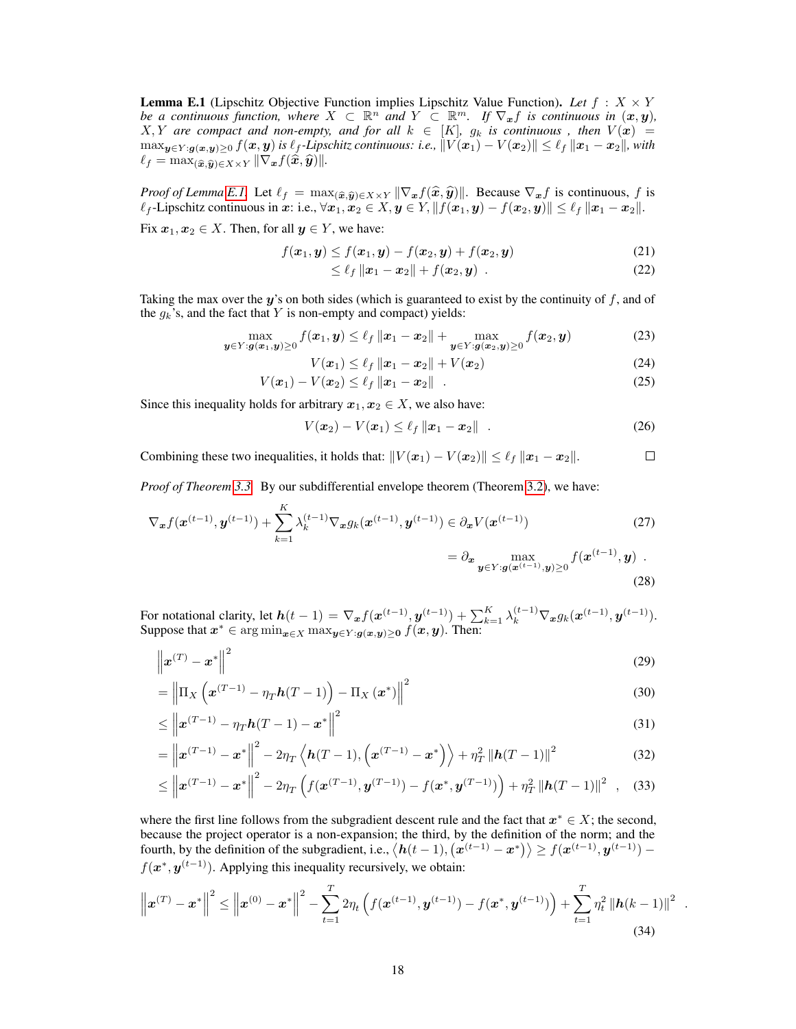**Lemma E.1** (Lipschitz Objective Function implies Lipschitz Value Function). *Let $f : X \times Y$ be a continuous function, where $X \subset \mathbb{R}^n$ and $Y \subset \mathbb{R}^m$. If $\nabla_{\boldsymbol{x}} f$ is continuous in $(\boldsymbol{x}, \boldsymbol{y})$, $X, Y$ are compact and non-empty, and for all $k \in [K]$, $g_k$ is continuous , then $V(\boldsymbol{x}) = \max_{\boldsymbol{y} \in Y : \boldsymbol{g}(\boldsymbol{x}, \boldsymbol{y}) \geq 0} f(\boldsymbol{x}, \boldsymbol{y})$ is $\ell_f$-Lipschitz continuous: i.e., $\|V(\boldsymbol{x}_1) - V(\boldsymbol{x}_2)\| \leq \ell_f \|\boldsymbol{x}_1 - \boldsymbol{x}_2\|$, with $\ell_f = \max_{(\widehat{\boldsymbol{x}}, \widehat{\boldsymbol{y}}) \in X \times Y} \|\nabla_{\boldsymbol{x}} f(\widehat{\boldsymbol{x}}, \widehat{\boldsymbol{y}})\|$.*

*Proof of Lemma E.1.* Let $\ell_f = \max_{(\widehat{\boldsymbol{x}}, \widehat{\boldsymbol{y}}) \in X \times Y} \|\nabla_{\boldsymbol{x}} f(\widehat{\boldsymbol{x}}, \widehat{\boldsymbol{y}})\|$. Because $\nabla_{\boldsymbol{x}} f$ is continuous, $f$ is $\ell_f$-Lipschitz continuous in $\boldsymbol{x}$: i.e., $\forall \boldsymbol{x}_1, \boldsymbol{x}_2 \in X, \boldsymbol{y} \in Y, \|f(\boldsymbol{x}_1, \boldsymbol{y}) - f(\boldsymbol{x}_2, \boldsymbol{y})\| \leq \ell_f \|\boldsymbol{x}_1 - \boldsymbol{x}_2\|$.

Fix $\boldsymbol{x}_1, \boldsymbol{x}_2 \in X$. Then, for all $\boldsymbol{y} \in Y$, we have:

$$f(\boldsymbol{x}_1, \boldsymbol{y}) \leq f(\boldsymbol{x}_1, \boldsymbol{y}) - f(\boldsymbol{x}_2, \boldsymbol{y}) + f(\boldsymbol{x}_2, \boldsymbol{y}) \tag{21}$$

$$\leq \ell_f \|\boldsymbol{x}_1 - \boldsymbol{x}_2\| + f(\boldsymbol{x}_2, \boldsymbol{y}) \ . \tag{22}$$

Taking the max over the $\boldsymbol{y}$'s on both sides (which is guaranteed to exist by the continuity of $f$, and of the $g_k$'s, and the fact that $Y$ is non-empty and compact) yields:

$$\max_{\boldsymbol{y} \in Y : \boldsymbol{g}(\boldsymbol{x}_1, \boldsymbol{y}) \geq 0} f(\boldsymbol{x}_1, \boldsymbol{y}) \leq \ell_f \|\boldsymbol{x}_1 - \boldsymbol{x}_2\| + \max_{\boldsymbol{y} \in Y : \boldsymbol{g}(\boldsymbol{x}_2, \boldsymbol{y}) \geq 0} f(\boldsymbol{x}_2, \boldsymbol{y}) \tag{23}$$

$$V(\boldsymbol{x}_1) \leq \ell_f \|\boldsymbol{x}_1 - \boldsymbol{x}_2\| + V(\boldsymbol{x}_2) \tag{24}$$

$$V(\boldsymbol{x}_1) - V(\boldsymbol{x}_2) \leq \ell_f \|\boldsymbol{x}_1 - \boldsymbol{x}_2\| \ . \tag{25}$$

Since this inequality holds for arbitrary $\boldsymbol{x}_1, \boldsymbol{x}_2 \in X$, we also have:

$$V(\boldsymbol{x}_2) - V(\boldsymbol{x}_1) \leq \ell_f \|\boldsymbol{x}_1 - \boldsymbol{x}_2\| \ . \tag{26}$$

Combining these two inequalities, it holds that: $\|V(\boldsymbol{x}_1) - V(\boldsymbol{x}_2)\| \leq \ell_f \|\boldsymbol{x}_1 - \boldsymbol{x}_2\|$. □

*Proof of Theorem 3.3.* By our subdifferential envelope theorem (Theorem 3.2), we have:

$$\nabla_{\boldsymbol{x}} f(\boldsymbol{x}^{(t-1)}, \boldsymbol{y}^{(t-1)}) + \sum_{k=1}^{K} \lambda_k^{(t-1)} \nabla_{\boldsymbol{x}} g_k(\boldsymbol{x}^{(t-1)}, \boldsymbol{y}^{(t-1)}) \in \partial_{\boldsymbol{x}} V(\boldsymbol{x}^{(t-1)}) \tag{27}$$

$$= \partial_{\boldsymbol{x}} \max_{\boldsymbol{y} \in Y : \boldsymbol{g}(\boldsymbol{x}^{(t-1)}, \boldsymbol{y}) \geq 0} f(\boldsymbol{x}^{(t-1)}, \boldsymbol{y}) \ . \tag{28}$$

For notational clarity, let $\boldsymbol{h}(t-1) = \nabla_{\boldsymbol{x}} f(\boldsymbol{x}^{(t-1)}, \boldsymbol{y}^{(t-1)}) + \sum_{k=1}^{K} \lambda_k^{(t-1)} \nabla_{\boldsymbol{x}} g_k(\boldsymbol{x}^{(t-1)}, \boldsymbol{y}^{(t-1)})$. Suppose that $\boldsymbol{x}^* \in \arg\min_{\boldsymbol{x} \in X} \max_{\boldsymbol{y} \in Y : \boldsymbol{g}(\boldsymbol{x}, \boldsymbol{y}) \geq \boldsymbol{0}} f(\boldsymbol{x}, \boldsymbol{y})$. Then:

$$\left\|\boldsymbol{x}^{(T)} - \boldsymbol{x}^*\right\|^2 \tag{29}$$

$$= \left\|\Pi_X\left(\boldsymbol{x}^{(T-1)} - \eta_T \boldsymbol{h}(T-1)\right) - \Pi_X\left(\boldsymbol{x}^*\right)\right\|^2 \tag{30}$$

$$\leq \left\|\boldsymbol{x}^{(T-1)} - \eta_T \boldsymbol{h}(T-1) - \boldsymbol{x}^*\right\|^2 \tag{31}$$

$$= \left\|\boldsymbol{x}^{(T-1)} - \boldsymbol{x}^*\right\|^2 - 2\eta_T \left\langle \boldsymbol{h}(T-1), \left(\boldsymbol{x}^{(T-1)} - \boldsymbol{x}^*\right)\right\rangle + \eta_T^2 \left\|\boldsymbol{h}(T-1)\right\|^2 \tag{32}$$

$$\leq \left\|\boldsymbol{x}^{(T-1)} - \boldsymbol{x}^*\right\|^2 - 2\eta_T \left(f(\boldsymbol{x}^{(T-1)}, \boldsymbol{y}^{(T-1)}) - f(\boldsymbol{x}^*, \boldsymbol{y}^{(T-1)})\right) + \eta_T^2 \left\|\boldsymbol{h}(T-1)\right\|^2 \ , \tag{33}$$

where the first line follows from the subgradient descent rule and the fact that $\boldsymbol{x}^* \in X$; the second, because the project operator is a non-expansion; the third, by the definition of the norm; and the fourth, by the definition of the subgradient, i.e., $\left\langle \boldsymbol{h}(t-1), \left(\boldsymbol{x}^{(t-1)} - \boldsymbol{x}^*\right)\right\rangle \geq f(\boldsymbol{x}^{(t-1)}, \boldsymbol{y}^{(t-1)}) - f(\boldsymbol{x}^*, \boldsymbol{y}^{(t-1)})$. Applying this inequality recursively, we obtain:

$$\left\|\boldsymbol{x}^{(T)} - \boldsymbol{x}^*\right\|^2 \leq \left\|\boldsymbol{x}^{(0)} - \boldsymbol{x}^*\right\|^2 - \sum_{t=1}^{T} 2\eta_t \left(f(\boldsymbol{x}^{(t-1)}, \boldsymbol{y}^{(t-1)}) - f(\boldsymbol{x}^*, \boldsymbol{y}^{(t-1)})\right) + \sum_{t=1}^{T} \eta_t^2 \left\|\boldsymbol{h}(k-1)\right\|^2 \ . \tag{34}$$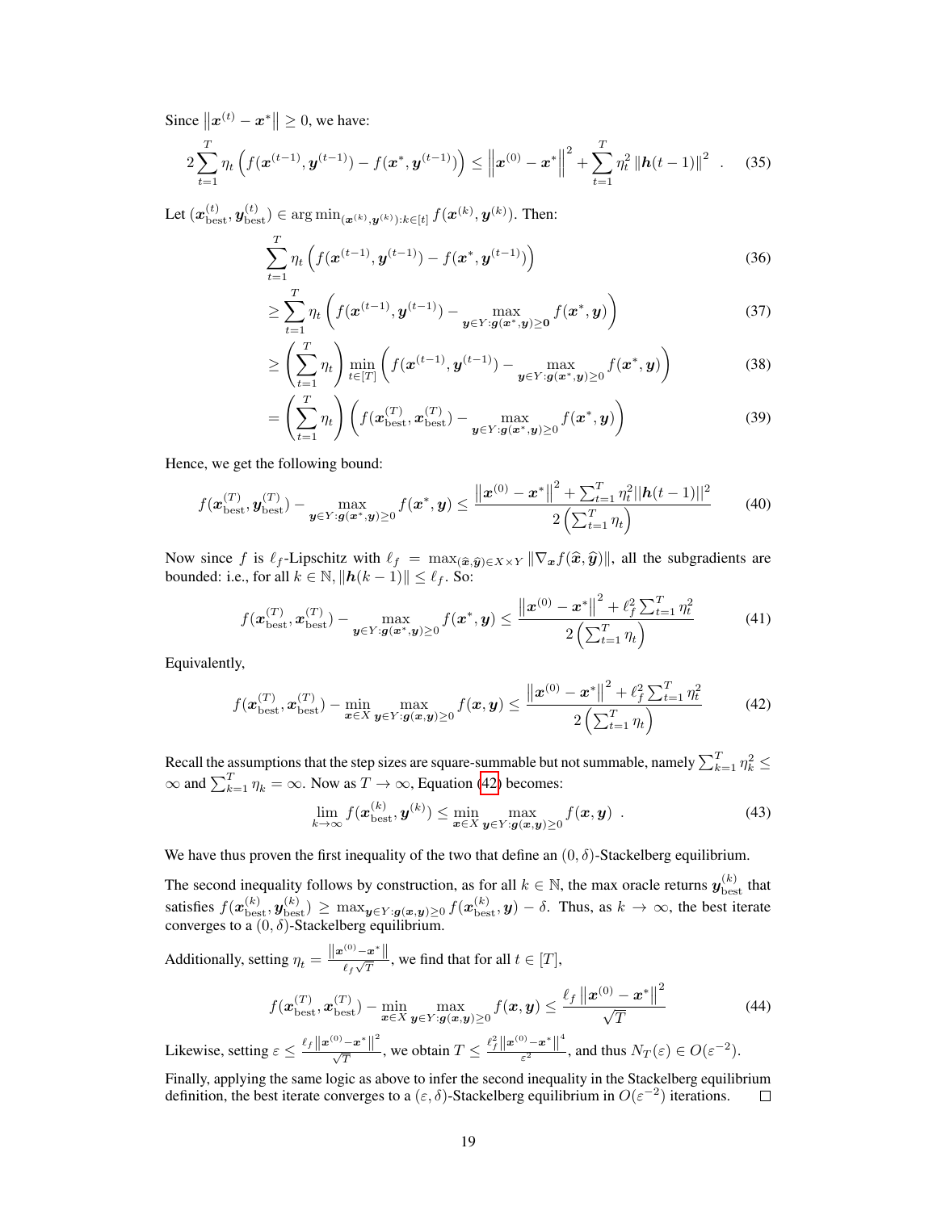Since $\left\|\boldsymbol{x}^{(t)} - \boldsymbol{x}^*\right\| \geq 0$, we have:

$$2\sum_{t=1}^{T} \eta_t \left( f(\boldsymbol{x}^{(t-1)}, \boldsymbol{y}^{(t-1)}) - f(\boldsymbol{x}^*, \boldsymbol{y}^{(t-1)}) \right) \leq \left\|\boldsymbol{x}^{(0)} - \boldsymbol{x}^*\right\|^2 + \sum_{t=1}^{T} \eta_t^2 \left\|\boldsymbol{h}(t-1)\right\|^2 \quad . \tag{35}$$

Let $(\boldsymbol{x}^{(t)}_{\text{best}}, \boldsymbol{y}^{(t)}_{\text{best}}) \in \arg\min_{(\boldsymbol{x}^{(k)}, \boldsymbol{y}^{(k)}):k\in[t]} f(\boldsymbol{x}^{(k)}, \boldsymbol{y}^{(k)})$. Then:

$$\sum_{t=1}^{T} \eta_t \left( f(\boldsymbol{x}^{(t-1)}, \boldsymbol{y}^{(t-1)}) - f(\boldsymbol{x}^*, \boldsymbol{y}^{(t-1)}) \right) \tag{36}$$

$$\geq \sum_{t=1}^{T} \eta_t \left( f(\boldsymbol{x}^{(t-1)}, \boldsymbol{y}^{(t-1)}) - \max_{\boldsymbol{y}\in Y:\boldsymbol{g}(\boldsymbol{x}^*,\boldsymbol{y})\geq \boldsymbol{0}} f(\boldsymbol{x}^*, \boldsymbol{y}) \right) \tag{37}$$

$$\geq \left( \sum_{t=1}^{T} \eta_t \right) \min_{t\in[T]} \left( f(\boldsymbol{x}^{(t-1)}, \boldsymbol{y}^{(t-1)}) - \max_{\boldsymbol{y}\in Y:\boldsymbol{g}(\boldsymbol{x}^*,\boldsymbol{y})\geq 0} f(\boldsymbol{x}^*, \boldsymbol{y}) \right) \tag{38}$$

$$= \left( \sum_{t=1}^{T} \eta_t \right) \left( f(\boldsymbol{x}^{(T)}_{\text{best}}, \boldsymbol{x}^{(T)}_{\text{best}}) - \max_{\boldsymbol{y}\in Y:\boldsymbol{g}(\boldsymbol{x}^*,\boldsymbol{y})\geq 0} f(\boldsymbol{x}^*, \boldsymbol{y}) \right) \tag{39}$$

Hence, we get the following bound:

$$f(\boldsymbol{x}^{(T)}_{\text{best}}, \boldsymbol{y}^{(T)}_{\text{best}}) - \max_{\boldsymbol{y}\in Y:\boldsymbol{g}(\boldsymbol{x}^*,\boldsymbol{y})\geq 0} f(\boldsymbol{x}^*, \boldsymbol{y}) \leq \frac{\left\|\boldsymbol{x}^{(0)} - \boldsymbol{x}^*\right\|^2 + \sum_{t=1}^{T} \eta_t^2 ||\boldsymbol{h}(t-1)||^2}{2\left(\sum_{t=1}^{T} \eta_t\right)} \tag{40}$$

Now since $f$ is $\ell_f$-Lipschitz with $\ell_f = \max_{(\widehat{\boldsymbol{x}}, \widehat{\boldsymbol{y}})\in X\times Y} \left\|\nabla_{\boldsymbol{x}} f(\widehat{\boldsymbol{x}}, \widehat{\boldsymbol{y}})\right\|$, all the subgradients are bounded: i.e., for all $k \in \mathbb{N}$, $\left\|\boldsymbol{h}(k-1)\right\| \leq \ell_f$. So:

$$f(\boldsymbol{x}^{(T)}_{\text{best}}, \boldsymbol{x}^{(T)}_{\text{best}}) - \max_{\boldsymbol{y}\in Y:\boldsymbol{g}(\boldsymbol{x}^*,\boldsymbol{y})\geq 0} f(\boldsymbol{x}^*, \boldsymbol{y}) \leq \frac{\left\|\boldsymbol{x}^{(0)} - \boldsymbol{x}^*\right\|^2 + \ell_f^2 \sum_{t=1}^{T} \eta_t^2}{2\left(\sum_{t=1}^{T} \eta_t\right)} \tag{41}$$

Equivalently,

$$f(\boldsymbol{x}^{(T)}_{\text{best}}, \boldsymbol{x}^{(T)}_{\text{best}}) - \min_{\boldsymbol{x}\in X} \max_{\boldsymbol{y}\in Y:\boldsymbol{g}(\boldsymbol{x},\boldsymbol{y})\geq 0} f(\boldsymbol{x}, \boldsymbol{y}) \leq \frac{\left\|\boldsymbol{x}^{(0)} - \boldsymbol{x}^*\right\|^2 + \ell_f^2 \sum_{t=1}^{T} \eta_t^2}{2\left(\sum_{t=1}^{T} \eta_t\right)} \tag{42}$$

Recall the assumptions that the step sizes are square-summable but not summable, namely $\sum_{k=1}^{T} \eta_k^2 \leq \infty$ and $\sum_{k=1}^{T} \eta_k = \infty$. Now as $T \to \infty$, Equation (42) becomes:

$$\lim_{k\to\infty} f(\boldsymbol{x}^{(k)}_{\text{best}}, \boldsymbol{y}^{(k)}) \leq \min_{\boldsymbol{x}\in X} \max_{\boldsymbol{y}\in Y:\boldsymbol{g}(\boldsymbol{x},\boldsymbol{y})\geq 0} f(\boldsymbol{x}, \boldsymbol{y}) \quad . \tag{43}$$

We have thus proven the first inequality of the two that define an $(0, \delta)$-Stackelberg equilibrium.

The second inequality follows by construction, as for all $k \in \mathbb{N}$, the max oracle returns $\boldsymbol{y}^{(k)}_{\text{best}}$ that satisfies $f(\boldsymbol{x}^{(k)}_{\text{best}}, \boldsymbol{y}^{(k)}_{\text{best}}) \geq \max_{\boldsymbol{y}\in Y:\boldsymbol{g}(\boldsymbol{x},\boldsymbol{y})\geq 0} f(\boldsymbol{x}^{(k)}_{\text{best}}, \boldsymbol{y}) - \delta$. Thus, as $k \to \infty$, the best iterate converges to a $(0, \delta)$-Stackelberg equilibrium.

Additionally, setting $\eta_t = \frac{\left\|\boldsymbol{x}^{(0)} - \boldsymbol{x}^*\right\|}{\ell_f \sqrt{T}}$, we find that for all $t \in [T]$,

$$f(\boldsymbol{x}^{(T)}_{\text{best}}, \boldsymbol{x}^{(T)}_{\text{best}}) - \min_{\boldsymbol{x}\in X} \max_{\boldsymbol{y}\in Y:\boldsymbol{g}(\boldsymbol{x},\boldsymbol{y})\geq 0} f(\boldsymbol{x}, \boldsymbol{y}) \leq \frac{\ell_f \left\|\boldsymbol{x}^{(0)} - \boldsymbol{x}^*\right\|^2}{\sqrt{T}} \tag{44}$$

Likewise, setting $\varepsilon \leq \frac{\ell_f \left\|\boldsymbol{x}^{(0)} - \boldsymbol{x}^*\right\|^2}{\sqrt{T}}$, we obtain $T \leq \frac{\ell_f^2 \left\|\boldsymbol{x}^{(0)} - \boldsymbol{x}^*\right\|^4}{\varepsilon^2}$, and thus $N_T(\varepsilon) \in O(\varepsilon^{-2})$.

Finally, applying the same logic as above to infer the second inequality in the Stackelberg equilibrium definition, the best iterate converges to a $(\varepsilon, \delta)$-Stackelberg equilibrium in $O(\varepsilon^{-2})$ iterations. $\square$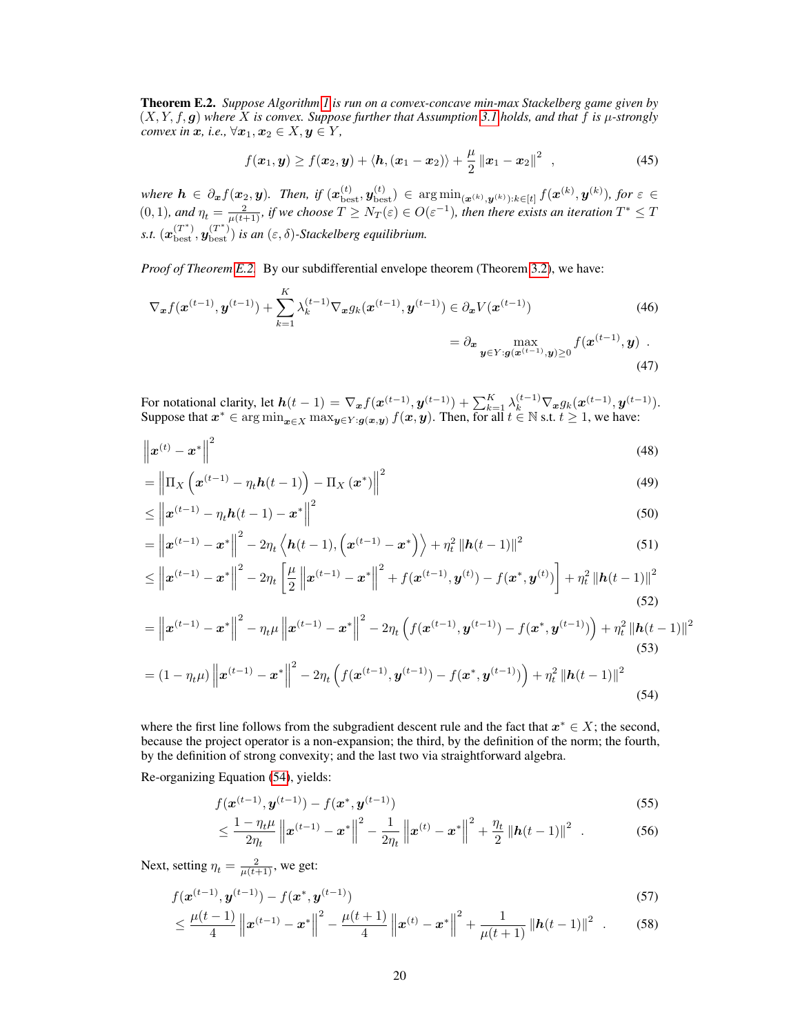**Theorem E.2.** *Suppose Algorithm 1 is run on a convex-concave min-max Stackelberg game given by $(X, Y, f, \boldsymbol{g})$ where $X$ is convex. Suppose further that Assumption 3.1 holds, and that $f$ is $\mu$-strongly convex in $\boldsymbol{x}$, i.e., $\forall \boldsymbol{x}_1, \boldsymbol{x}_2 \in X, \boldsymbol{y} \in Y$,*

$$f(\boldsymbol{x}_1, \boldsymbol{y}) \geq f(\boldsymbol{x}_2, \boldsymbol{y}) + \langle \boldsymbol{h}, (\boldsymbol{x}_1 - \boldsymbol{x}_2)\rangle + \frac{\mu}{2} \|\boldsymbol{x}_1 - \boldsymbol{x}_2\|^2 \quad , \tag{45}$$

*where $\boldsymbol{h} \in \partial_{\boldsymbol{x}} f(\boldsymbol{x}_2, \boldsymbol{y})$. Then, if $(\boldsymbol{x}^{(t)}_{\text{best}}, \boldsymbol{y}^{(t)}_{\text{best}}) \in \arg\min_{(\boldsymbol{x}^{(k)}, \boldsymbol{y}^{(k)}):k\in[t]} f(\boldsymbol{x}^{(k)}, \boldsymbol{y}^{(k)})$, for $\varepsilon \in (0, 1)$, and $\eta_t = \frac{2}{\mu(t+1)}$, if we choose $T \geq N_T(\varepsilon) \in O(\varepsilon^{-1})$, then there exists an iteration $T^* \leq T$ s.t. $(\boldsymbol{x}^{(T^*)}_{\text{best}}, \boldsymbol{y}^{(T^*)}_{\text{best}})$ is an $(\varepsilon, \delta)$-Stackelberg equilibrium.*

*Proof of Theorem E.2.* By our subdifferential envelope theorem (Theorem 3.2), we have:

$$\nabla_{\boldsymbol{x}} f(\boldsymbol{x}^{(t-1)}, \boldsymbol{y}^{(t-1)}) + \sum_{k=1}^{K} \lambda_k^{(t-1)} \nabla_{\boldsymbol{x}} g_k(\boldsymbol{x}^{(t-1)}, \boldsymbol{y}^{(t-1)}) \in \partial_{\boldsymbol{x}} V(\boldsymbol{x}^{(t-1)}) \tag{46}$$

$$= \partial_{\boldsymbol{x}} \max_{\boldsymbol{y}\in Y:\boldsymbol{g}(\boldsymbol{x}^{(t-1)}, \boldsymbol{y})\geq 0} f(\boldsymbol{x}^{(t-1)}, \boldsymbol{y}) \quad . \tag{47}$$

For notational clarity, let $\boldsymbol{h}(t-1) = \nabla_{\boldsymbol{x}} f(\boldsymbol{x}^{(t-1)}, \boldsymbol{y}^{(t-1)}) + \sum_{k=1}^{K} \lambda_k^{(t-1)} \nabla_{\boldsymbol{x}} g_k(\boldsymbol{x}^{(t-1)}, \boldsymbol{y}^{(t-1)})$. Suppose that $\boldsymbol{x}^* \in \arg\min_{\boldsymbol{x}\in X} \max_{\boldsymbol{y}\in Y:\boldsymbol{g}(\boldsymbol{x}, \boldsymbol{y})} f(\boldsymbol{x}, \boldsymbol{y})$. Then, for all $t \in \mathbb{N}$ s.t. $t \geq 1$, we have:

$$\left\|\boldsymbol{x}^{(t)} - \boldsymbol{x}^*\right\|^2 \tag{48}$$

$$= \left\|\Pi_X\left(\boldsymbol{x}^{(t-1)} - \eta_t \boldsymbol{h}(t-1)\right) - \Pi_X\left(\boldsymbol{x}^*\right)\right\|^2 \tag{49}$$

$$\leq \left\|\boldsymbol{x}^{(t-1)} - \eta_t \boldsymbol{h}(t-1) - \boldsymbol{x}^*\right\|^2 \tag{50}$$

$$= \left\|\boldsymbol{x}^{(t-1)} - \boldsymbol{x}^*\right\|^2 - 2\eta_t \left\langle \boldsymbol{h}(t-1), \left(\boldsymbol{x}^{(t-1)} - \boldsymbol{x}^*\right)\right\rangle + \eta_t^2 \|\boldsymbol{h}(t-1)\|^2 \tag{51}$$

$$\leq \left\|\boldsymbol{x}^{(t-1)} - \boldsymbol{x}^*\right\|^2 - 2\eta_t \left[\frac{\mu}{2}\left\|\boldsymbol{x}^{(t-1)} - \boldsymbol{x}^*\right\|^2 + f(\boldsymbol{x}^{(t-1)}, \boldsymbol{y}^{(t)}) - f(\boldsymbol{x}^*, \boldsymbol{y}^{(t)})\right] + \eta_t^2 \|\boldsymbol{h}(t-1)\|^2 \tag{52}$$

$$= \left\|\boldsymbol{x}^{(t-1)} - \boldsymbol{x}^*\right\|^2 - \eta_t \mu \left\|\boldsymbol{x}^{(t-1)} - \boldsymbol{x}^*\right\|^2 - 2\eta_t \left(f(\boldsymbol{x}^{(t-1)}, \boldsymbol{y}^{(t-1)}) - f(\boldsymbol{x}^*, \boldsymbol{y}^{(t-1)})\right) + \eta_t^2 \|\boldsymbol{h}(t-1)\|^2 \tag{53}$$

$$= (1 - \eta_t \mu)\left\|\boldsymbol{x}^{(t-1)} - \boldsymbol{x}^*\right\|^2 - 2\eta_t \left(f(\boldsymbol{x}^{(t-1)}, \boldsymbol{y}^{(t-1)}) - f(\boldsymbol{x}^*, \boldsymbol{y}^{(t-1)})\right) + \eta_t^2 \|\boldsymbol{h}(t-1)\|^2 \tag{54}$$

where the first line follows from the subgradient descent rule and the fact that $\boldsymbol{x}^* \in X$; the second, because the project operator is a non-expansion; the third, by the definition of the norm; the fourth, by the definition of strong convexity; and the last two via straightforward algebra.

Re-organizing Equation (54), yields:

$$f(\boldsymbol{x}^{(t-1)}, \boldsymbol{y}^{(t-1)}) - f(\boldsymbol{x}^*, \boldsymbol{y}^{(t-1)}) \tag{55}$$

$$\leq \frac{1 - \eta_t \mu}{2\eta_t}\left\|\boldsymbol{x}^{(t-1)} - \boldsymbol{x}^*\right\|^2 - \frac{1}{2\eta_t}\left\|\boldsymbol{x}^{(t)} - \boldsymbol{x}^*\right\|^2 + \frac{\eta_t}{2}\|\boldsymbol{h}(t-1)\|^2 \quad . \tag{56}$$

Next, setting $\eta_t = \frac{2}{\mu(t+1)}$, we get:

$$f(\boldsymbol{x}^{(t-1)}, \boldsymbol{y}^{(t-1)}) - f(\boldsymbol{x}^*, \boldsymbol{y}^{(t-1)}) \tag{57}$$

$$\leq \frac{\mu(t-1)}{4}\left\|\boldsymbol{x}^{(t-1)} - \boldsymbol{x}^*\right\|^2 - \frac{\mu(t+1)}{4}\left\|\boldsymbol{x}^{(t)} - \boldsymbol{x}^*\right\|^2 + \frac{1}{\mu(t+1)}\|\boldsymbol{h}(t-1)\|^2 \quad . \tag{58}$$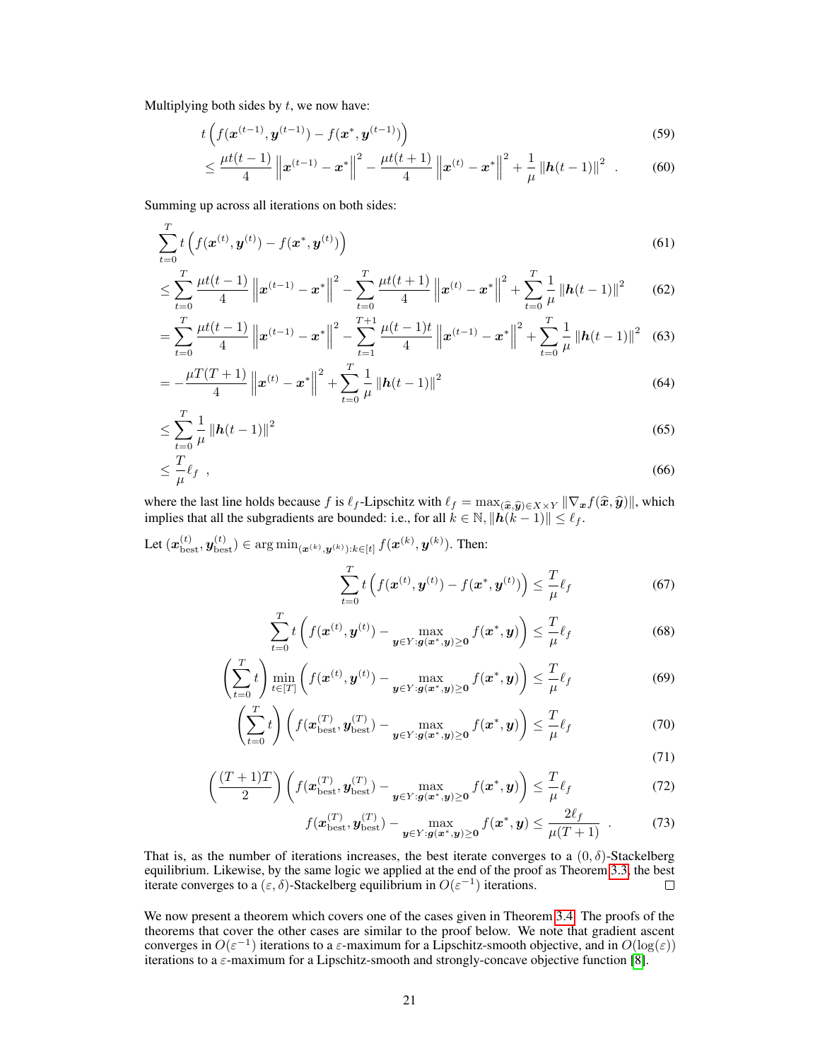Multiplying both sides by $t$, we now have:

$$t \left( f(\boldsymbol{x}^{(t-1)}, \boldsymbol{y}^{(t-1)}) - f(\boldsymbol{x}^*, \boldsymbol{y}^{(t-1)}) \right) \tag{59}$$

$$\leq \frac{\mu t(t-1)}{4} \left\| \boldsymbol{x}^{(t-1)} - \boldsymbol{x}^* \right\|^2 - \frac{\mu t(t+1)}{4} \left\| \boldsymbol{x}^{(t)} - \boldsymbol{x}^* \right\|^2 + \frac{1}{\mu} \left\| \boldsymbol{h}(t-1) \right\|^2 \quad . \tag{60}$$

Summing up across all iterations on both sides:

$$\sum_{t=0}^{T} t \left( f(\boldsymbol{x}^{(t)}, \boldsymbol{y}^{(t)}) - f(\boldsymbol{x}^*, \boldsymbol{y}^{(t)}) \right) \tag{61}$$

$$\leq \sum_{t=0}^{T} \frac{\mu t(t-1)}{4} \left\| \boldsymbol{x}^{(t-1)} - \boldsymbol{x}^* \right\|^2 - \sum_{t=0}^{T} \frac{\mu t(t+1)}{4} \left\| \boldsymbol{x}^{(t)} - \boldsymbol{x}^* \right\|^2 + \sum_{t=0}^{T} \frac{1}{\mu} \left\| \boldsymbol{h}(t-1) \right\|^2 \tag{62}$$

$$= \sum_{t=0}^{T} \frac{\mu t(t-1)}{4} \left\| \boldsymbol{x}^{(t-1)} - \boldsymbol{x}^* \right\|^2 - \sum_{t=1}^{T+1} \frac{\mu (t-1)t}{4} \left\| \boldsymbol{x}^{(t-1)} - \boldsymbol{x}^* \right\|^2 + \sum_{t=0}^{T} \frac{1}{\mu} \left\| \boldsymbol{h}(t-1) \right\|^2 \tag{63}$$

$$= -\frac{\mu T(T+1)}{4} \left\| \boldsymbol{x}^{(t)} - \boldsymbol{x}^* \right\|^2 + \sum_{t=0}^{T} \frac{1}{\mu} \left\| \boldsymbol{h}(t-1) \right\|^2 \tag{64}$$

$$\leq \sum_{t=0}^{T} \frac{1}{\mu} \left\| \boldsymbol{h}(t-1) \right\|^2 \tag{65}$$

$$\leq \frac{T}{\mu} \ell_f \quad , \tag{66}$$

where the last line holds because $f$ is $\ell_f$-Lipschitz with $\ell_f = \max_{(\widehat{\boldsymbol{x}}, \widehat{\boldsymbol{y}}) \in X \times Y} \|\nabla_{\boldsymbol{x}} f(\widehat{\boldsymbol{x}}, \widehat{\boldsymbol{y}})\|$, which implies that all the subgradients are bounded: i.e., for all $k \in \mathbb{N}$, $\|\boldsymbol{h}(k-1)\| \leq \ell_f$.

Let $(\boldsymbol{x}^{(t)}_{\text{best}}, \boldsymbol{y}^{(t)}_{\text{best}}) \in \arg\min_{(\boldsymbol{x}^{(k)}, \boldsymbol{y}^{(k)}) : k \in [t]} f(\boldsymbol{x}^{(k)}, \boldsymbol{y}^{(k)})$. Then:

$$\sum_{t=0}^{T} t \left( f(\boldsymbol{x}^{(t)}, \boldsymbol{y}^{(t)}) - f(\boldsymbol{x}^*, \boldsymbol{y}^{(t)}) \right) \leq \frac{T}{\mu} \ell_f \tag{67}$$

$$\sum_{t=0}^{T} t \left( f(\boldsymbol{x}^{(t)}, \boldsymbol{y}^{(t)}) - \max_{\boldsymbol{y} \in Y : \boldsymbol{g}(\boldsymbol{x}^*, \boldsymbol{y}) \geq \boldsymbol{0}} f(\boldsymbol{x}^*, \boldsymbol{y}) \right) \leq \frac{T}{\mu} \ell_f \tag{68}$$

$$\left( \sum_{t=0}^{T} t \right) \min_{t \in [T]} \left( f(\boldsymbol{x}^{(t)}, \boldsymbol{y}^{(t)}) - \max_{\boldsymbol{y} \in Y : \boldsymbol{g}(\boldsymbol{x}^*, \boldsymbol{y}) \geq \boldsymbol{0}} f(\boldsymbol{x}^*, \boldsymbol{y}) \right) \leq \frac{T}{\mu} \ell_f \tag{69}$$

$$\left( \sum_{t=0}^{T} t \right) \left( f(\boldsymbol{x}^{(T)}_{\text{best}}, \boldsymbol{y}^{(T)}_{\text{best}}) - \max_{\boldsymbol{y} \in Y : \boldsymbol{g}(\boldsymbol{x}^*, \boldsymbol{y}) \geq \boldsymbol{0}} f(\boldsymbol{x}^*, \boldsymbol{y}) \right) \leq \frac{T}{\mu} \ell_f \tag{70}$$

$$\tag{71}$$

$$\left( \frac{(T+1)T}{2} \right) \left( f(\boldsymbol{x}^{(T)}_{\text{best}}, \boldsymbol{y}^{(T)}_{\text{best}}) - \max_{\boldsymbol{y} \in Y : \boldsymbol{g}(\boldsymbol{x}^*, \boldsymbol{y}) \geq \boldsymbol{0}} f(\boldsymbol{x}^*, \boldsymbol{y}) \right) \leq \frac{T}{\mu} \ell_f \tag{72}$$

$$f(\boldsymbol{x}^{(T)}_{\text{best}}, \boldsymbol{y}^{(T)}_{\text{best}}) - \max_{\boldsymbol{y} \in Y : \boldsymbol{g}(\boldsymbol{x}^*, \boldsymbol{y}) \geq \boldsymbol{0}} f(\boldsymbol{x}^*, \boldsymbol{y}) \leq \frac{2\ell_f}{\mu(T+1)} \quad . \tag{73}$$

That is, as the number of iterations increases, the best iterate converges to a $(0, \delta)$-Stackelberg equilibrium. Likewise, by the same logic we applied at the end of the proof as Theorem 3.3, the best iterate converges to a $(\varepsilon, \delta)$-Stackelberg equilibrium in $O(\varepsilon^{-1})$ iterations. ∎

We now present a theorem which covers one of the cases given in Theorem 3.4. The proofs of the theorems that cover the other cases are similar to the proof below. We note that gradient ascent converges in $O(\varepsilon^{-1})$ iterations to a $\varepsilon$-maximum for a Lipschitz-smooth objective, and in $O(\log(\varepsilon))$ iterations to a $\varepsilon$-maximum for a Lipschitz-smooth and strongly-concave objective function [8].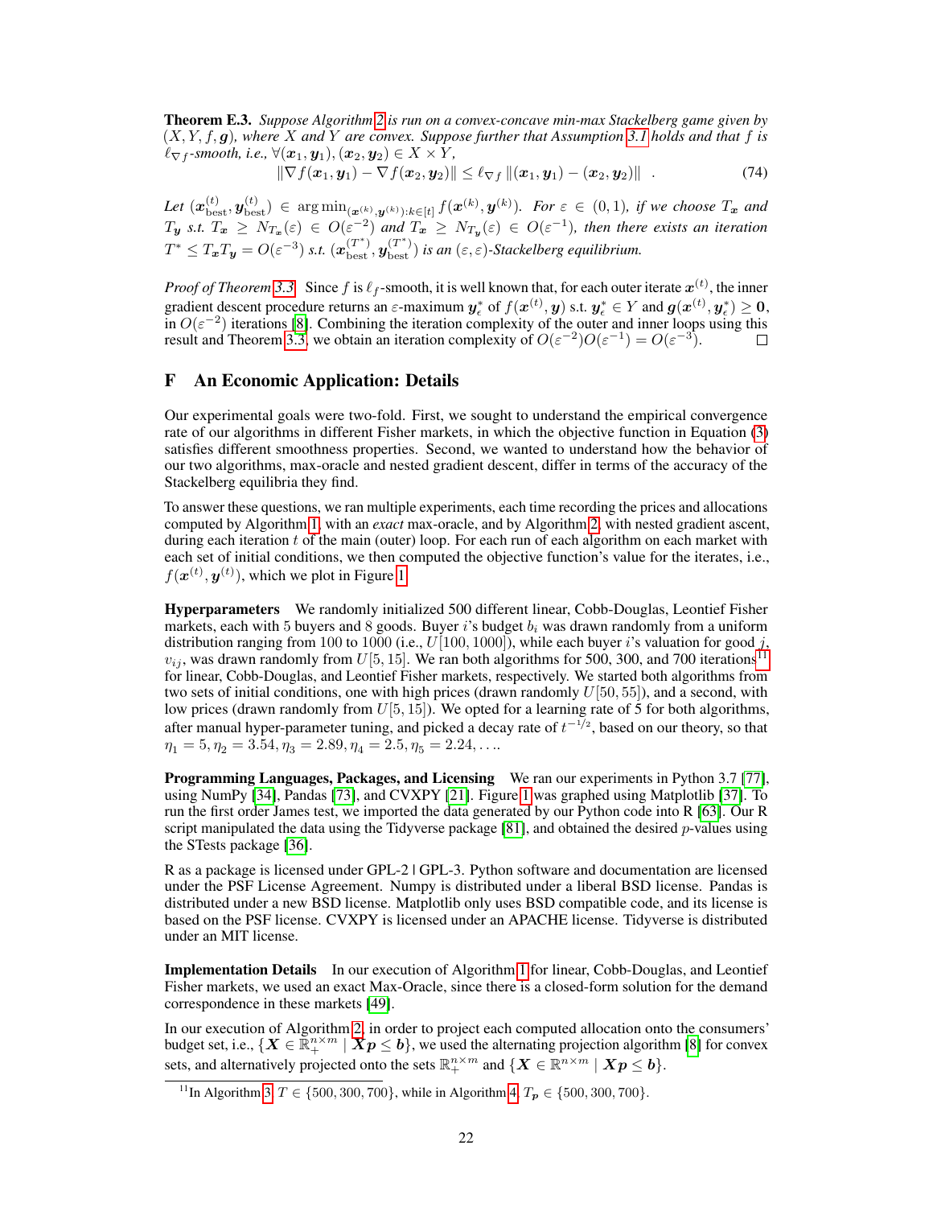**Theorem E.3.** *Suppose Algorithm 2 is run on a convex-concave min-max Stackelberg game given by $(X, Y, f, \boldsymbol{g})$, where $X$ and $Y$ are convex. Suppose further that Assumption 3.1 holds and that $f$ is $\ell_{\nabla f}$-smooth, i.e., $\forall (\boldsymbol{x}_1, \boldsymbol{y}_1), (\boldsymbol{x}_2, \boldsymbol{y}_2) \in X \times Y$,*

$$\|\nabla f(\boldsymbol{x}_1, \boldsymbol{y}_1) - \nabla f(\boldsymbol{x}_2, \boldsymbol{y}_2)\| \leq \ell_{\nabla f} \|(\boldsymbol{x}_1, \boldsymbol{y}_1) - (\boldsymbol{x}_2, \boldsymbol{y}_2)\| \quad . \tag{74}$$

*Let $(\boldsymbol{x}_{\text{best}}^{(t)}, \boldsymbol{y}_{\text{best}}^{(t)}) \in \arg\min_{(\boldsymbol{x}^{(k)}, \boldsymbol{y}^{(k)}):k \in [t]} f(\boldsymbol{x}^{(k)}, \boldsymbol{y}^{(k)})$. For $\varepsilon \in (0, 1)$, if we choose $T_{\boldsymbol{x}}$ and $T_{\boldsymbol{y}}$ s.t. $T_{\boldsymbol{x}} \geq N_{T_{\boldsymbol{x}}}(\varepsilon) \in O(\varepsilon^{-2})$ and $T_{\boldsymbol{x}} \geq N_{T_{\boldsymbol{y}}}(\varepsilon) \in O(\varepsilon^{-1})$, then there exists an iteration $T^* \leq T_{\boldsymbol{x}} T_{\boldsymbol{y}} = O(\varepsilon^{-3})$ s.t. $(\boldsymbol{x}_{\text{best}}^{(T^*)}, \boldsymbol{y}_{\text{best}}^{(T^*)})$ is an $(\varepsilon, \varepsilon)$-Stackelberg equilibrium.*

*Proof of Theorem 3.3.* Since $f$ is $\ell_f$-smooth, it is well known that, for each outer iterate $\boldsymbol{x}^{(t)}$, the inner gradient descent procedure returns an $\varepsilon$-maximum $\boldsymbol{y}_\varepsilon^*$ of $f(\boldsymbol{x}^{(t)}, \boldsymbol{y})$ s.t. $\boldsymbol{y}_\varepsilon^* \in Y$ and $\boldsymbol{g}(\boldsymbol{x}^{(t)}, \boldsymbol{y}_\varepsilon^*) \geq \boldsymbol{0}$, in $O(\varepsilon^{-2})$ iterations [8]. Combining the iteration complexity of the outer and inner loops using this result and Theorem 3.3, we obtain an iteration complexity of $O(\varepsilon^{-2})O(\varepsilon^{-1}) = O(\varepsilon^{-3})$. □

# F An Economic Application: Details

Our experimental goals were two-fold. First, we sought to understand the empirical convergence rate of our algorithms in different Fisher markets, in which the objective function in Equation (3) satisfies different smoothness properties. Second, we wanted to understand how the behavior of our two algorithms, max-oracle and nested gradient descent, differ in terms of the accuracy of the Stackelberg equilibria they find.

To answer these questions, we ran multiple experiments, each time recording the prices and allocations computed by Algorithm 1, with an *exact* max-oracle, and by Algorithm 2, with nested gradient ascent, during each iteration $t$ of the main (outer) loop. For each run of each algorithm on each market with each set of initial conditions, we then computed the objective function's value for the iterates, i.e., $f(\boldsymbol{x}^{(t)}, \boldsymbol{y}^{(t)})$, which we plot in Figure 1.

**Hyperparameters** We randomly initialized 500 different linear, Cobb-Douglas, Leontief Fisher markets, each with 5 buyers and 8 goods. Buyer $i$'s budget $b_i$ was drawn randomly from a uniform distribution ranging from 100 to 1000 (i.e., $U[100, 1000]$), while each buyer $i$'s valuation for good $j$, $v_{ij}$, was drawn randomly from $U[5, 15]$. We ran both algorithms for 500, 300, and 700 iterations[11] for linear, Cobb-Douglas, and Leontief Fisher markets, respectively. We started both algorithms from two sets of initial conditions, one with high prices (drawn randomly $U[50, 55]$), and a second, with low prices (drawn randomly from $U[5, 15]$). We opted for a learning rate of 5 for both algorithms, after manual hyper-parameter tuning, and picked a decay rate of $t^{-1/2}$, based on our theory, so that $\eta_1 = 5, \eta_2 = 3.54, \eta_3 = 2.89, \eta_4 = 2.5, \eta_5 = 2.24, \ldots$.

**Programming Languages, Packages, and Licensing** We ran our experiments in Python 3.7 [77], using NumPy [34], Pandas [73], and CVXPY [21]. Figure 1 was graphed using Matplotlib [37]. To run the first order James test, we imported the data generated by our Python code into R [63]. Our R script manipulated the data using the Tidyverse package [81], and obtained the desired $p$-values using the STests package [36].

R as a package is licensed under GPL-2 | GPL-3. Python software and documentation are licensed under the PSF License Agreement. Numpy is distributed under a liberal BSD license. Pandas is distributed under a new BSD license. Matplotlib only uses BSD compatible code, and its license is based on the PSF license. CVXPY is licensed under an APACHE license. Tidyverse is distributed under an MIT license.

**Implementation Details** In our execution of Algorithm 1 for linear, Cobb-Douglas, and Leontief Fisher markets, we used an exact Max-Oracle, since there is a closed-form solution for the demand correspondence in these markets [49].

In our execution of Algorithm 2, in order to project each computed allocation onto the consumers' budget set, i.e., $\{\boldsymbol{X} \in \mathbb{R}_+^{n \times m} \mid \boldsymbol{X}\boldsymbol{p} \leq \boldsymbol{b}\}$, we used the alternating projection algorithm [8] for convex sets, and alternatively projected onto the sets $\mathbb{R}_+^{n \times m}$ and $\{\boldsymbol{X} \in \mathbb{R}^{n \times m} \mid \boldsymbol{X}\boldsymbol{p} \leq \boldsymbol{b}\}$.

[11] In Algorithm 3, $T \in \{500, 300, 700\}$, while in Algorithm 4, $T_{\boldsymbol{p}} \in \{500, 300, 700\}$.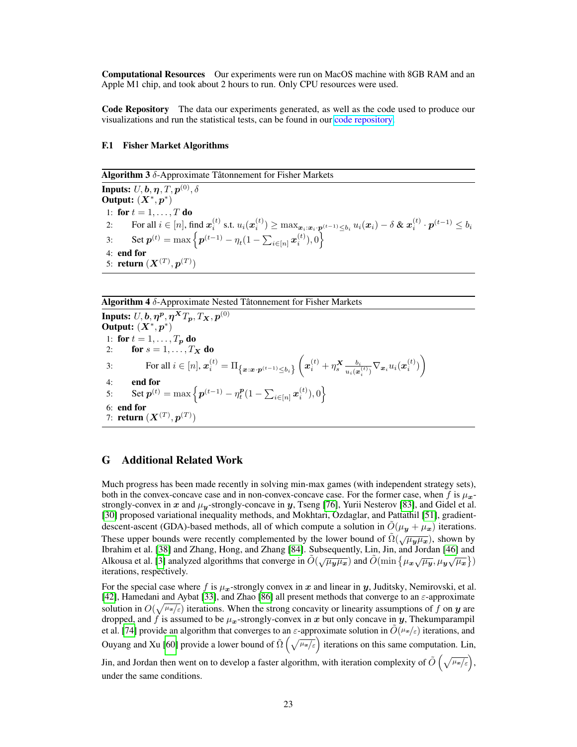**Computational Resources** Our experiments were run on MacOS machine with 8GB RAM and an Apple M1 chip, and took about 2 hours to run. Only CPU resources were used.

**Code Repository** The data our experiments generated, as well as the code used to produce our visualizations and run the statistical tests, can be found in our code repository.

### F.1 Fisher Market Algorithms

**Algorithm 3** $\delta$-Approximate Tâtonnement for Fisher Markets

**Inputs:** $U, \boldsymbol{b}, \boldsymbol{\eta}, T, \boldsymbol{p}^{(0)}, \delta$
**Output:** $(\boldsymbol{X}^*, \boldsymbol{p}^*)$

1: **for** $t = 1, \ldots, T$ **do**
2: For all $i \in [n]$, find $\boldsymbol{x}_i^{(t)}$ s.t. $u_i(\boldsymbol{x}_i^{(t)}) \geq \max_{\boldsymbol{x}_i : \boldsymbol{x}_i \cdot \boldsymbol{p}^{(t-1)} \leq b_i} u_i(\boldsymbol{x}_i) - \delta$ & $\boldsymbol{x}_i^{(t)} \cdot \boldsymbol{p}^{(t-1)} \leq b_i$
3: Set $\boldsymbol{p}^{(t)} = \max \left\{ \boldsymbol{p}^{(t-1)} - \eta_t (1 - \sum_{i \in [n]} \boldsymbol{x}_i^{(t)}), 0 \right\}$
4: **end for**
5: **return** $(\boldsymbol{X}^{(T)}, \boldsymbol{p}^{(T)})$

**Algorithm 4** $\delta$-Approximate Nested Tâtonnement for Fisher Markets

**Inputs:** $U, \boldsymbol{b}, \boldsymbol{\eta}^{\boldsymbol{p}}, \boldsymbol{\eta}^{\boldsymbol{X}} T_{\boldsymbol{p}}, T_{\boldsymbol{X}}, \boldsymbol{p}^{(0)}$
**Output:** $(\boldsymbol{X}^*, \boldsymbol{p}^*)$

1: **for** $t = 1, \ldots, T_{\boldsymbol{p}}$ **do**
2: **for** $s = 1, \ldots, T_{\boldsymbol{X}}$ **do**
3: For all $i \in [n]$, $\boldsymbol{x}_i^{(t)} = \Pi_{\left\{\boldsymbol{x} : \boldsymbol{x} \cdot \boldsymbol{p}^{(t-1)} \leq b_i\right\}} \left( \boldsymbol{x}_i^{(t)} + \eta_s^{\boldsymbol{X}} \frac{b_i}{u_i(\boldsymbol{x}_i^{(t)})} \nabla_{\boldsymbol{x}_i} u_i(\boldsymbol{x}_i^{(t)}) \right)$
4: **end for**
5: Set $\boldsymbol{p}^{(t)} = \max \left\{ \boldsymbol{p}^{(t-1)} - \eta_t^{\boldsymbol{p}} (1 - \sum_{i \in [n]} \boldsymbol{x}_i^{(t)}), 0 \right\}$
6: **end for**
7: **return** $(\boldsymbol{X}^{(T)}, \boldsymbol{p}^{(T)})$

## G Additional Related Work

Much progress has been made recently in solving min-max games (with independent strategy sets), both in the convex-concave case and in non-convex-concave case. For the former case, when $f$ is $\mu_{\boldsymbol{x}}$-strongly-convex in $\boldsymbol{x}$ and $\mu_{\boldsymbol{y}}$-strongly-concave in $\boldsymbol{y}$, Tseng [76], Yurii Nesterov [83], and Gidel et al. [30] proposed variational inequality methods, and Mokhtari, Ozdaglar, and Pattathil [51], gradient-descent-ascent (GDA)-based methods, all of which compute a solution in $\tilde{O}(\mu_{\boldsymbol{y}} + \mu_{\boldsymbol{x}})$ iterations. These upper bounds were recently complemented by the lower bound of $\tilde{\Omega}(\sqrt{\mu_{\boldsymbol{y}}\mu_{\boldsymbol{x}}})$, shown by Ibrahim et al. [38] and Zhang, Hong, and Zhang [84]. Subsequently, Lin, Jin, and Jordan [46] and Alkousa et al. [3] analyzed algorithms that converge in $\tilde{O}(\sqrt{\mu_{\boldsymbol{y}}\mu_{\boldsymbol{x}}})$ and $\tilde{O}(\min\left\{\mu_{\boldsymbol{x}}\sqrt{\mu_{\boldsymbol{y}}}, \mu_{\boldsymbol{y}}\sqrt{\mu_{\boldsymbol{x}}}\right\})$ iterations, respectively.

For the special case where $f$ is $\mu_{\boldsymbol{x}}$-strongly convex in $\boldsymbol{x}$ and linear in $\boldsymbol{y}$, Juditsky, Nemirovski, et al. [42], Hamedani and Aybat [33], and Zhao [86] all present methods that converge to an $\varepsilon$-approximate solution in $O(\sqrt{\mu_{\boldsymbol{x}}/\varepsilon})$ iterations. When the strong concavity or linearity assumptions of $f$ on $\boldsymbol{y}$ are dropped, and $f$ is assumed to be $\mu_{\boldsymbol{x}}$-strongly-convex in $\boldsymbol{x}$ but only concave in $\boldsymbol{y}$, Thekumparampil et al. [74] provide an algorithm that converges to an $\varepsilon$-approximate solution in $\tilde{O}(\mu_{\boldsymbol{x}}/\varepsilon)$ iterations, and Ouyang and Xu [60] provide a lower bound of $\tilde{\Omega}\left(\sqrt{\mu_{\boldsymbol{x}}/\varepsilon}\right)$ iterations on this same computation. Lin, Jin, and Jordan then went on to develop a faster algorithm, with iteration complexity of $\tilde{O}\left(\sqrt{\mu_{\boldsymbol{x}}/\varepsilon}\right)$, under the same conditions.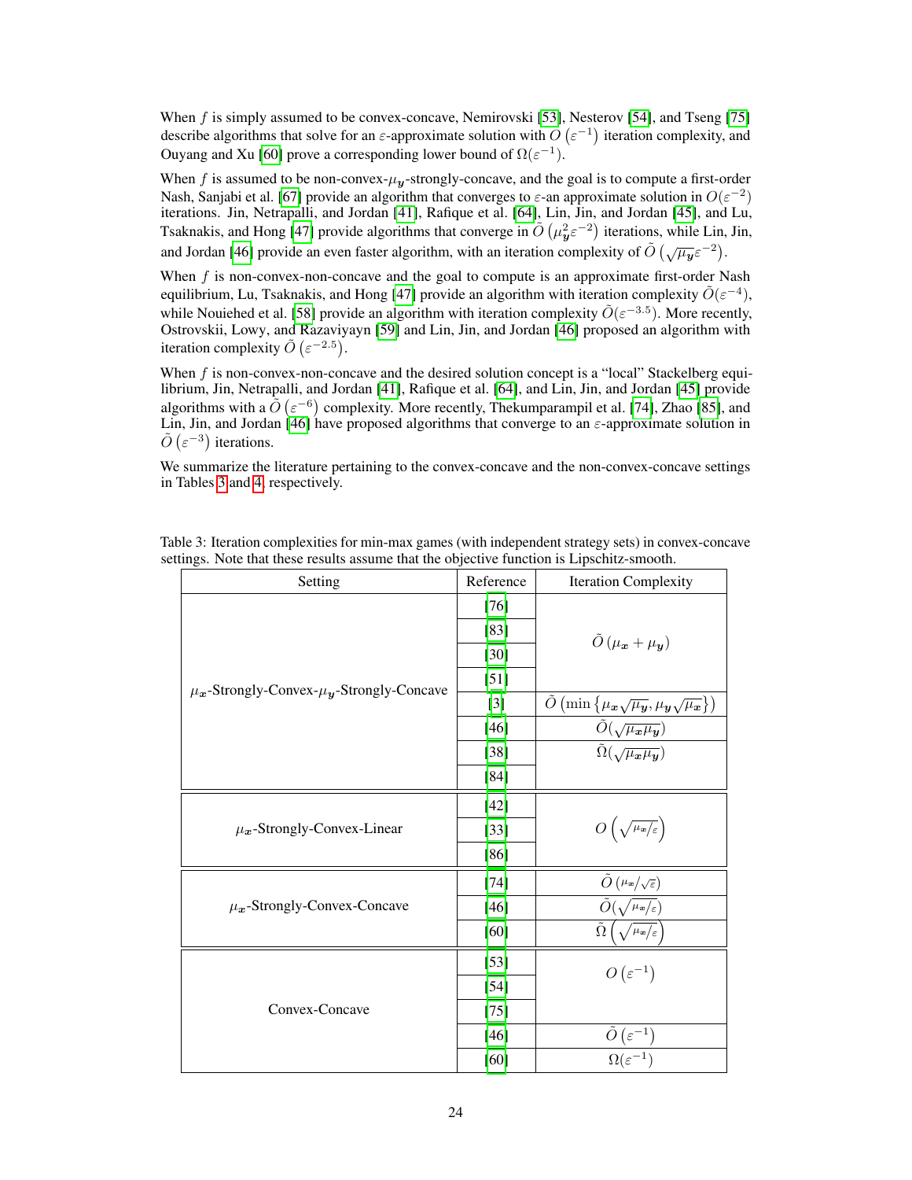When $f$ is simply assumed to be convex-concave, Nemirovski [53], Nesterov [54], and Tseng [75] describe algorithms that solve for an $\varepsilon$-approximate solution with $O\left(\varepsilon^{-1}\right)$ iteration complexity, and Ouyang and Xu [60] prove a corresponding lower bound of $\Omega(\varepsilon^{-1})$.

When $f$ is assumed to be non-convex-$\mu_{\boldsymbol{y}}$-strongly-concave, and the goal is to compute a first-order Nash, Sanjabi et al. [67] provide an algorithm that converges to $\varepsilon$-an approximate solution in $O(\varepsilon^{-2})$ iterations. Jin, Netrapalli, and Jordan [41], Rafique et al. [64], Lin, Jin, and Jordan [45], and Lu, Tsaknakis, and Hong [47] provide algorithms that converge in $\tilde{O}\left(\mu_{\boldsymbol{y}}^2 \varepsilon^{-2}\right)$ iterations, while Lin, Jin, and Jordan [46] provide an even faster algorithm, with an iteration complexity of $\tilde{O}\left(\sqrt{\mu_{\boldsymbol{y}}}\varepsilon^{-2}\right)$.

When $f$ is non-convex-non-concave and the goal to compute is an approximate first-order Nash equilibrium, Lu, Tsaknakis, and Hong [47] provide an algorithm with iteration complexity $\tilde{O}(\varepsilon^{-4})$, while Nouiehed et al. [58] provide an algorithm with iteration complexity $\tilde{O}(\varepsilon^{-3.5})$. More recently, Ostrovskii, Lowy, and Razaviyayn [59] and Lin, Jin, and Jordan [46] proposed an algorithm with iteration complexity $\tilde{O}\left(\varepsilon^{-2.5}\right)$.

When $f$ is non-convex-non-concave and the desired solution concept is a "local" Stackelberg equilibrium, Jin, Netrapalli, and Jordan [41], Rafique et al. [64], and Lin, Jin, and Jordan [45] provide algorithms with a $\tilde{O}\left(\varepsilon^{-6}\right)$ complexity. More recently, Thekumparampil et al. [74], Zhao [85], and Lin, Jin, and Jordan [46] have proposed algorithms that converge to an $\varepsilon$-approximate solution in $\tilde{O}\left(\varepsilon^{-3}\right)$ iterations.

We summarize the literature pertaining to the convex-concave and the non-convex-concave settings in Tables 3 and 4, respectively.

Table 3: Iteration complexities for min-max games (with independent strategy sets) in convex-concave settings. Note that these results assume that the objective function is Lipschitz-smooth.

| Setting | Reference | Iteration Complexity |
|---|---|---|
| $\mu_{\boldsymbol{x}}$-Strongly-Convex-$\mu_{\boldsymbol{y}}$-Strongly-Concave | [76] | $\tilde{O}\left(\mu_{\boldsymbol{x}} + \mu_{\boldsymbol{y}}\right)$ |
| | [83] | |
| | [30] | |
| | [51] | |
| | [3] | $\tilde{O}\left(\min\left\{\mu_{\boldsymbol{x}}\sqrt{\mu_{\boldsymbol{y}}}, \mu_{\boldsymbol{y}}\sqrt{\mu_{\boldsymbol{x}}}\right\}\right)$ |
| | [46] | $\tilde{O}(\sqrt{\mu_{\boldsymbol{x}}\mu_{\boldsymbol{y}}})$ |
| | [38] | $\tilde{\Omega}(\sqrt{\mu_{\boldsymbol{x}}\mu_{\boldsymbol{y}}})$ |
| | [84] | |
| $\mu_{\boldsymbol{x}}$-Strongly-Convex-Linear | [42] | $O\left(\sqrt{\mu_{\boldsymbol{x}}/\varepsilon}\right)$ |
| | [33] | |
| | [86] | |
| $\mu_{\boldsymbol{x}}$-Strongly-Convex-Concave | [74] | $\tilde{O}\left(\mu_{\boldsymbol{x}}/\sqrt{\varepsilon}\right)$ |
| | [46] | $\tilde{O}(\sqrt{\mu_{\boldsymbol{x}}/\varepsilon})$ |
| | [60] | $\tilde{\Omega}\left(\sqrt{\mu_{\boldsymbol{x}}/\varepsilon}\right)$ |
| Convex-Concave | [53] | $O\left(\varepsilon^{-1}\right)$ |
| | [54] | |
| | [75] | |
| | [46] | $\tilde{O}\left(\varepsilon^{-1}\right)$ |
| | [60] | $\Omega(\varepsilon^{-1})$ |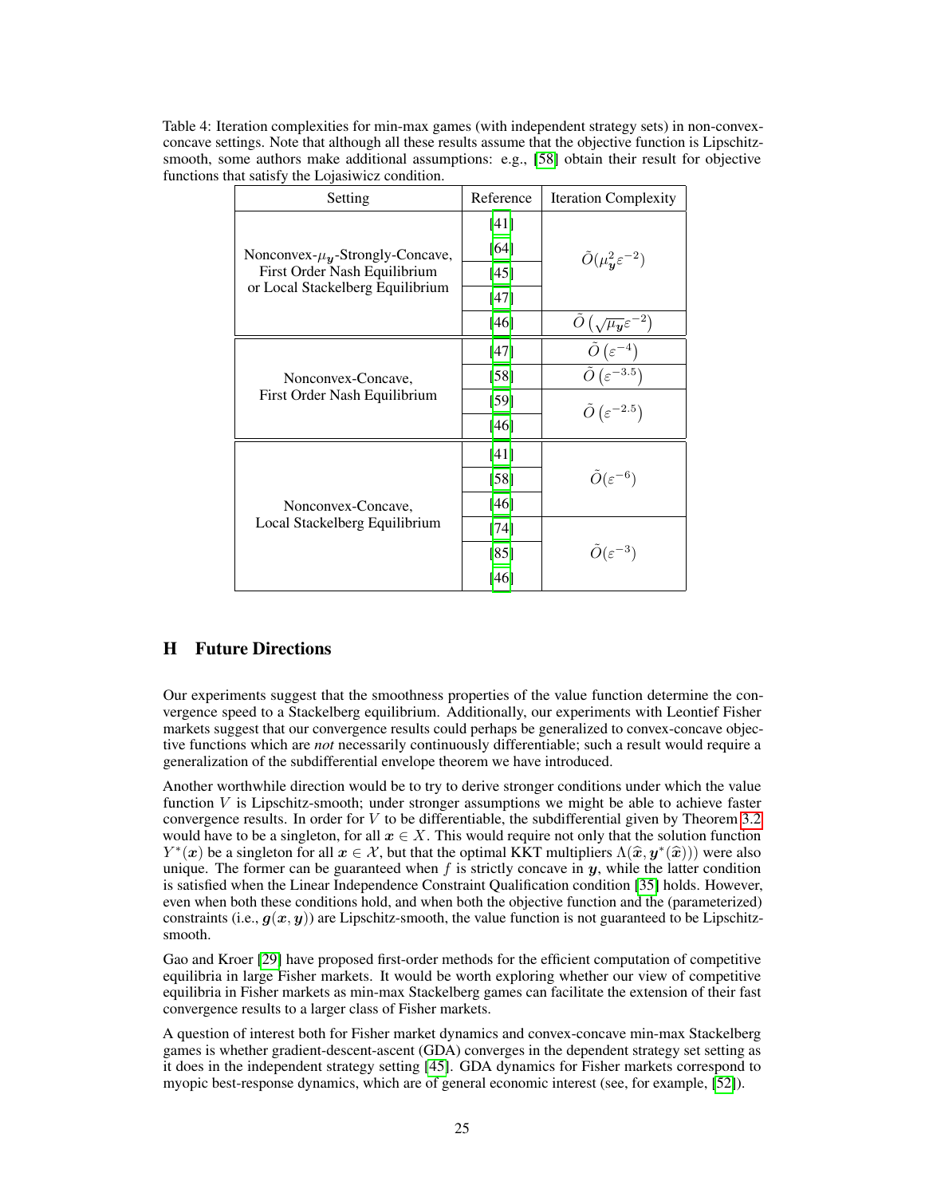Table 4: Iteration complexities for min-max games (with independent strategy sets) in non-convex-concave settings. Note that although all these results assume that the objective function is Lipschitz-smooth, some authors make additional assumptions: e.g., [58] obtain their result for objective functions that satisfy the Lojasiwicz condition.

| Setting | Reference | Iteration Complexity |
|---|---|---|
| Nonconvex-$\mu_{\boldsymbol{y}}$-Strongly-Concave, First Order Nash Equilibrium or Local Stackelberg Equilibrium | [41] | $\tilde{O}(\mu_{\boldsymbol{y}}^2 \varepsilon^{-2})$ |
| | [64] | |
| | [45] | |
| | [47] | |
| | [46] | $\tilde{O}\left(\sqrt{\mu_{\boldsymbol{y}}}\varepsilon^{-2}\right)$ |
| Nonconvex-Concave, First Order Nash Equilibrium | [47] | $\tilde{O}\left(\varepsilon^{-4}\right)$ |
| | [58] | $\tilde{O}\left(\varepsilon^{-3.5}\right)$ |
| | [59] | $\tilde{O}\left(\varepsilon^{-2.5}\right)$ |
| | [46] | |
| Nonconvex-Concave, Local Stackelberg Equilibrium | [41] | $\tilde{O}(\varepsilon^{-6})$ |
| | [58] | |
| | [46] | |
| | [74] | $\tilde{O}(\varepsilon^{-3})$ |
| | [85] | |
| | [46] | |

# H Future Directions

Our experiments suggest that the smoothness properties of the value function determine the convergence speed to a Stackelberg equilibrium. Additionally, our experiments with Leontief Fisher markets suggest that our convergence results could perhaps be generalized to convex-concave objective functions which are *not* necessarily continuously differentiable; such a result would require a generalization of the subdifferential envelope theorem we have introduced.

Another worthwhile direction would be to try to derive stronger conditions under which the value function $V$ is Lipschitz-smooth; under stronger assumptions we might be able to achieve faster convergence results. In order for $V$ to be differentiable, the subdifferential given by Theorem 3.2 would have to be a singleton, for all $\boldsymbol{x} \in X$. This would require not only that the solution function $Y^*(\boldsymbol{x})$ be a singleton for all $\boldsymbol{x} \in \mathcal{X}$, but that the optimal KKT multipliers $\Lambda(\widehat{\boldsymbol{x}}, \boldsymbol{y}^*(\widehat{\boldsymbol{x}}))$ were also unique. The former can be guaranteed when $f$ is strictly concave in $\boldsymbol{y}$, while the latter condition is satisfied when the Linear Independence Constraint Qualification condition [35] holds. However, even when both these conditions hold, and when both the objective function and the (parameterized) constraints (i.e., $\boldsymbol{g}(\boldsymbol{x}, \boldsymbol{y})$) are Lipschitz-smooth, the value function is not guaranteed to be Lipschitz-smooth.

Gao and Kroer [29] have proposed first-order methods for the efficient computation of competitive equilibria in large Fisher markets. It would be worth exploring whether our view of competitive equilibria in Fisher markets as min-max Stackelberg games can facilitate the extension of their fast convergence results to a larger class of Fisher markets.

A question of interest both for Fisher market dynamics and convex-concave min-max Stackelberg games is whether gradient-descent-ascent (GDA) converges in the dependent strategy set setting as it does in the independent strategy setting [45]. GDA dynamics for Fisher markets correspond to myopic best-response dynamics, which are of general economic interest (see, for example, [52]).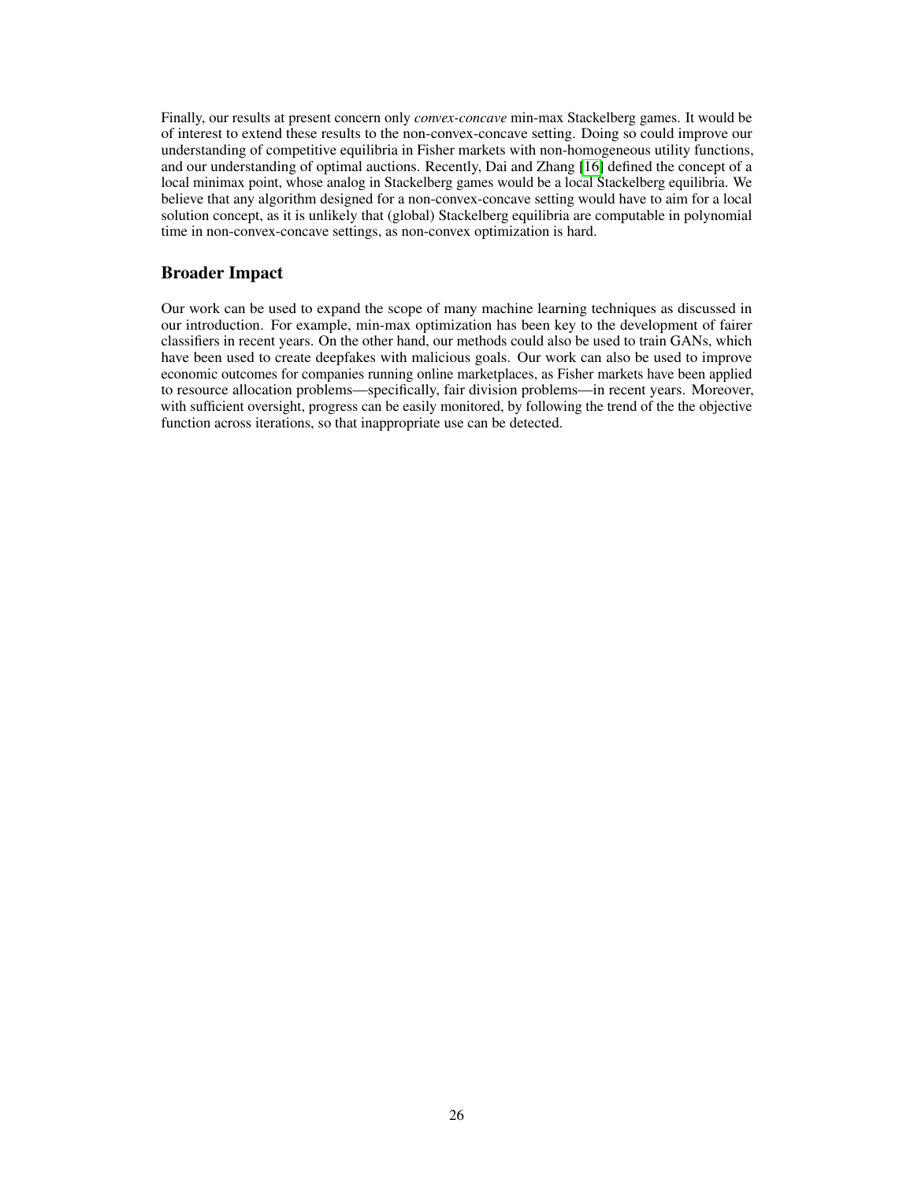Finally, our results at present concern only *convex-concave* min-max Stackelberg games. It would be of interest to extend these results to the non-convex-concave setting. Doing so could improve our understanding of competitive equilibria in Fisher markets with non-homogeneous utility functions, and our understanding of optimal auctions. Recently, Dai and Zhang [16] defined the concept of a local minimax point, whose analog in Stackelberg games would be a local Stackelberg equilibria. We believe that any algorithm designed for a non-convex-concave setting would have to aim for a local solution concept, as it is unlikely that (global) Stackelberg equilibria are computable in polynomial time in non-convex-concave settings, as non-convex optimization is hard.

## Broader Impact

Our work can be used to expand the scope of many machine learning techniques as discussed in our introduction. For example, min-max optimization has been key to the development of fairer classifiers in recent years. On the other hand, our methods could also be used to train GANs, which have been used to create deepfakes with malicious goals. Our work can also be used to improve economic outcomes for companies running online marketplaces, as Fisher markets have been applied to resource allocation problems—specifically, fair division problems—in recent years. Moreover, with sufficient oversight, progress can be easily monitored, by following the trend of the the objective function across iterations, so that inappropriate use can be detected.